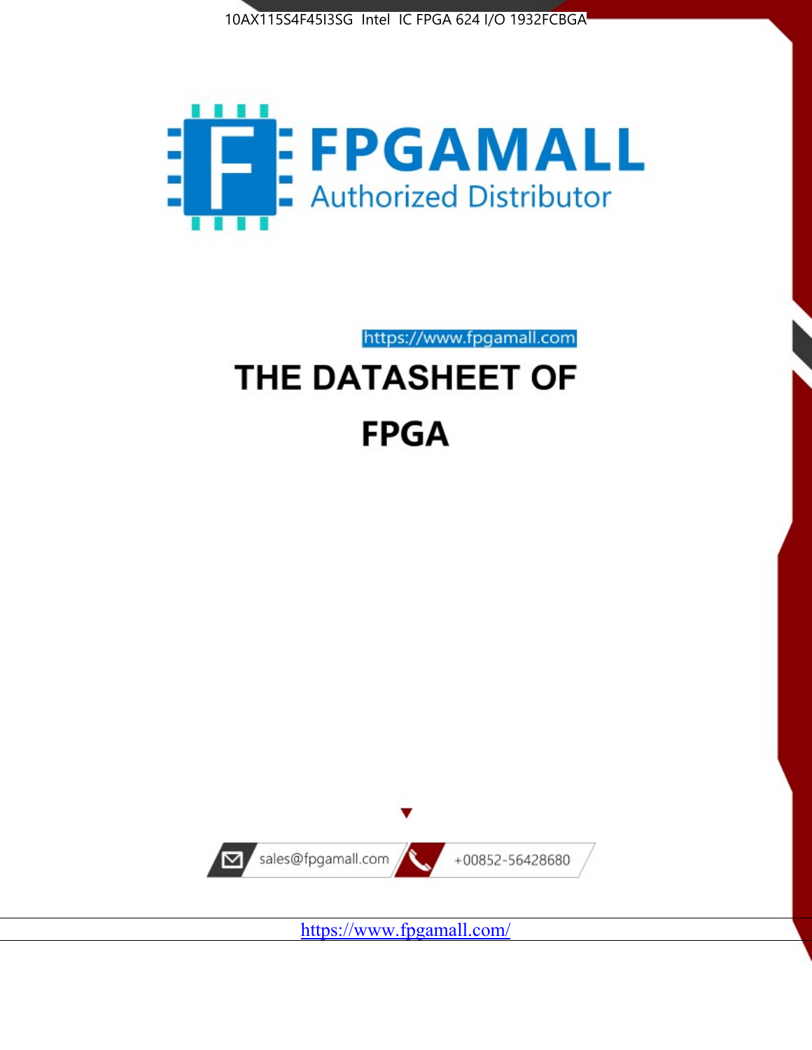10AX115S4F45I3SG Intel IC FPGA 624 I/O 1932FCBGA

FPGAMALL

Authorized Distributor

https://www.fpgamall.com

# THE DATASHEET OF

# FPGA

sales@fpgamall.com

+00852-56428680

https://www.fpgamall.com/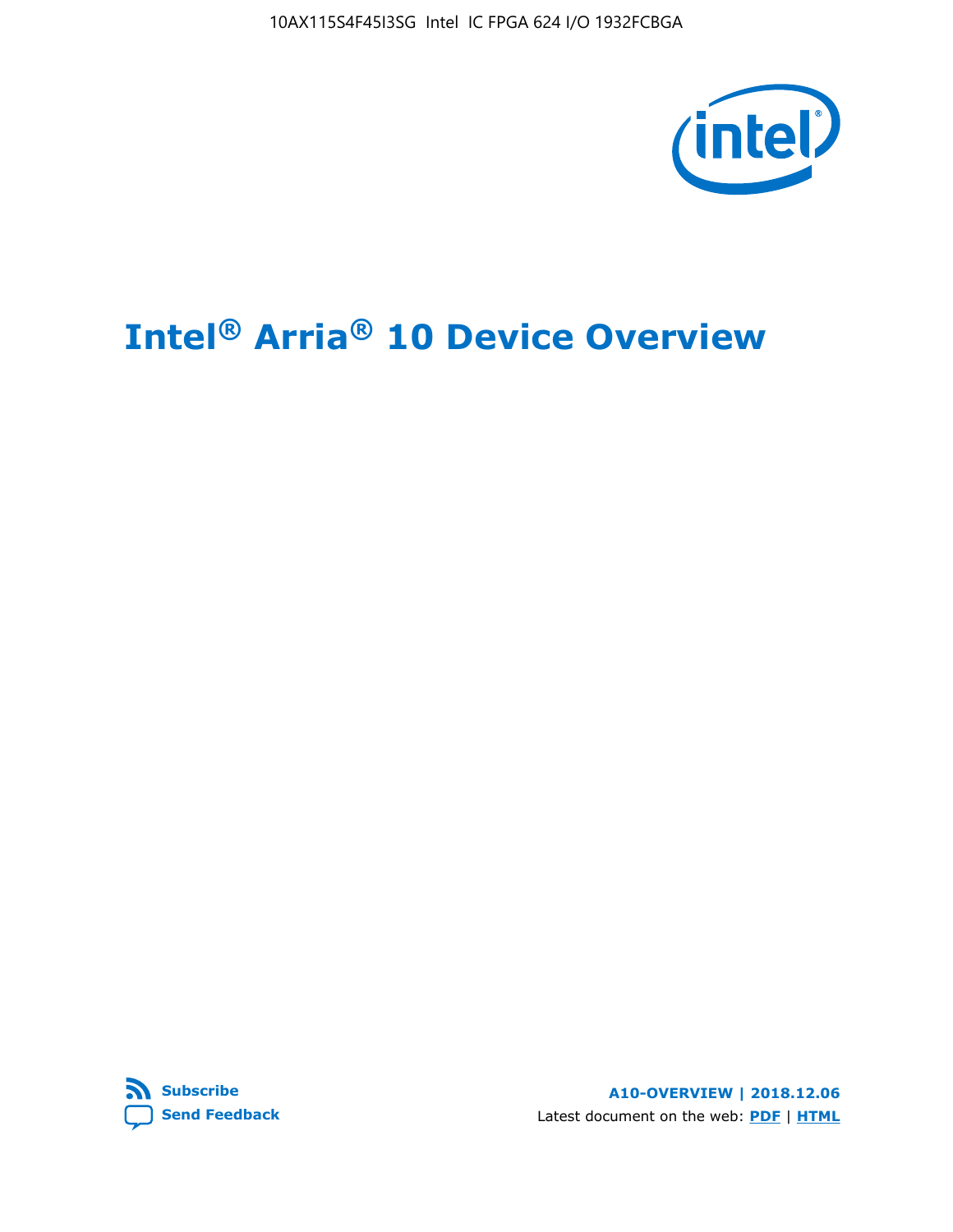# Intel® Arria® 10 Device Overview

A10-OVERVIEW | 2018.12.06

Latest document on the web: PDF | HTML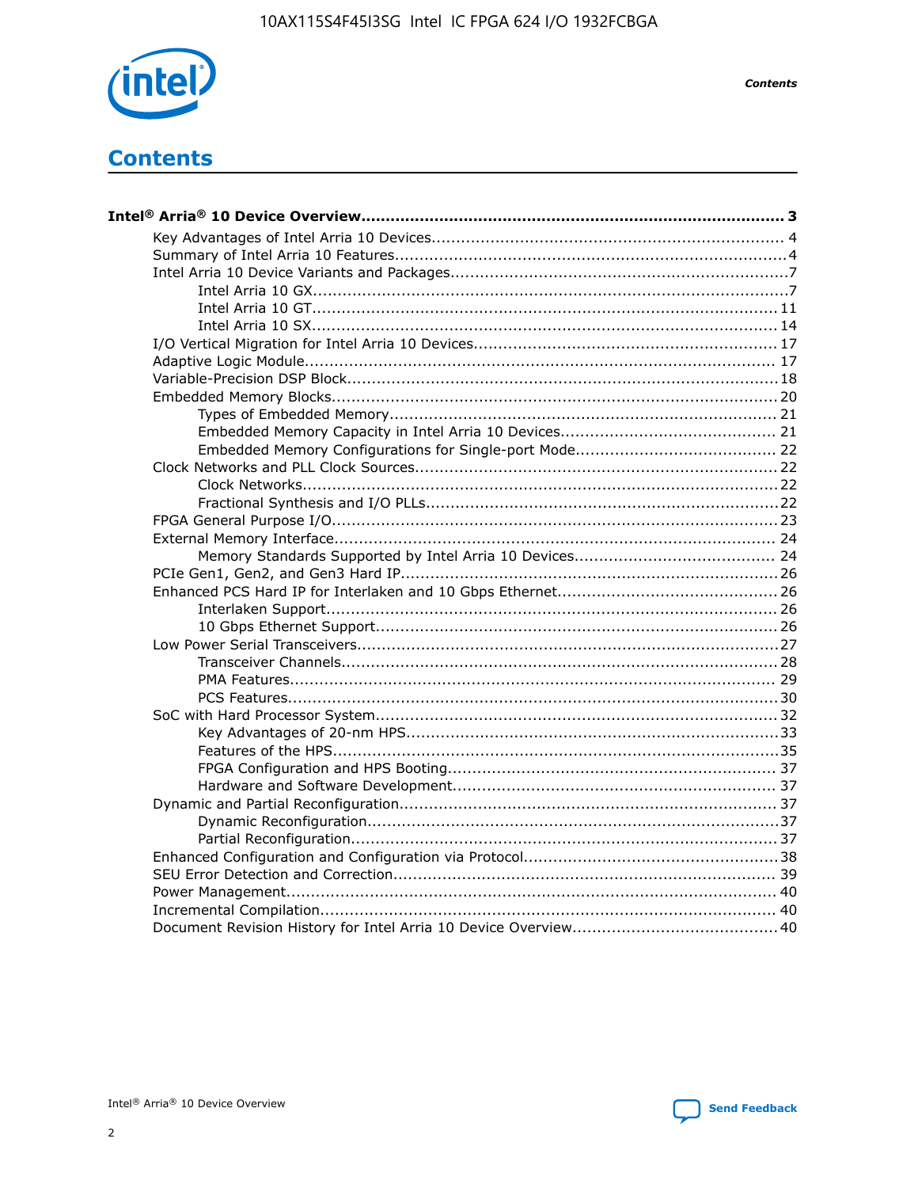# Contents

- **Intel® Arria® 10 Device Overview....................................................................................... 3**
  - Key Advantages of Intel Arria 10 Devices........................................................................ 4
  - Summary of Intel Arria 10 Features................................................................................4
  - Intel Arria 10 Device Variants and Packages.....................................................................7
    - Intel Arria 10 GX.................................................................................................7
    - Intel Arria 10 GT............................................................................................... 11
    - Intel Arria 10 SX............................................................................................... 14
  - I/O Vertical Migration for Intel Arria 10 Devices.............................................................. 17
  - Adaptive Logic Module................................................................................................ 17
  - Variable-Precision DSP Block........................................................................................18
  - Embedded Memory Blocks........................................................................................... 20
    - Types of Embedded Memory............................................................................... 21
    - Embedded Memory Capacity in Intel Arria 10 Devices............................................ 21
    - Embedded Memory Configurations for Single-port Mode......................................... 22
  - Clock Networks and PLL Clock Sources.......................................................................... 22
    - Clock Networks................................................................................................. 22
    - Fractional Synthesis and I/O PLLs........................................................................22
  - FPGA General Purpose I/O.......................................................................................... 23
  - External Memory Interface.......................................................................................... 24
    - Memory Standards Supported by Intel Arria 10 Devices......................................... 24
  - PCIe Gen1, Gen2, and Gen3 Hard IP............................................................................. 26
  - Enhanced PCS Hard IP for Interlaken and 10 Gbps Ethernet............................................. 26
    - Interlaken Support............................................................................................ 26
    - 10 Gbps Ethernet Support.................................................................................. 26
  - Low Power Serial Transceivers..................................................................................... 27
    - Transceiver Channels......................................................................................... 28
    - PMA Features................................................................................................... 29
    - PCS Features.................................................................................................... 30
  - SoC with Hard Processor System.................................................................................. 32
    - Key Advantages of 20-nm HPS............................................................................33
    - Features of the HPS...........................................................................................35
    - FPGA Configuration and HPS Booting................................................................... 37
    - Hardware and Software Development.................................................................. 37
  - Dynamic and Partial Reconfiguration............................................................................. 37
    - Dynamic Reconfiguration....................................................................................37
    - Partial Reconfiguration....................................................................................... 37
  - Enhanced Configuration and Configuration via Protocol....................................................38
  - SEU Error Detection and Correction.............................................................................. 39
  - Power Management.................................................................................................... 40
  - Incremental Compilation............................................................................................. 40
  - Document Revision History for Intel Arria 10 Device Overview.......................................... 40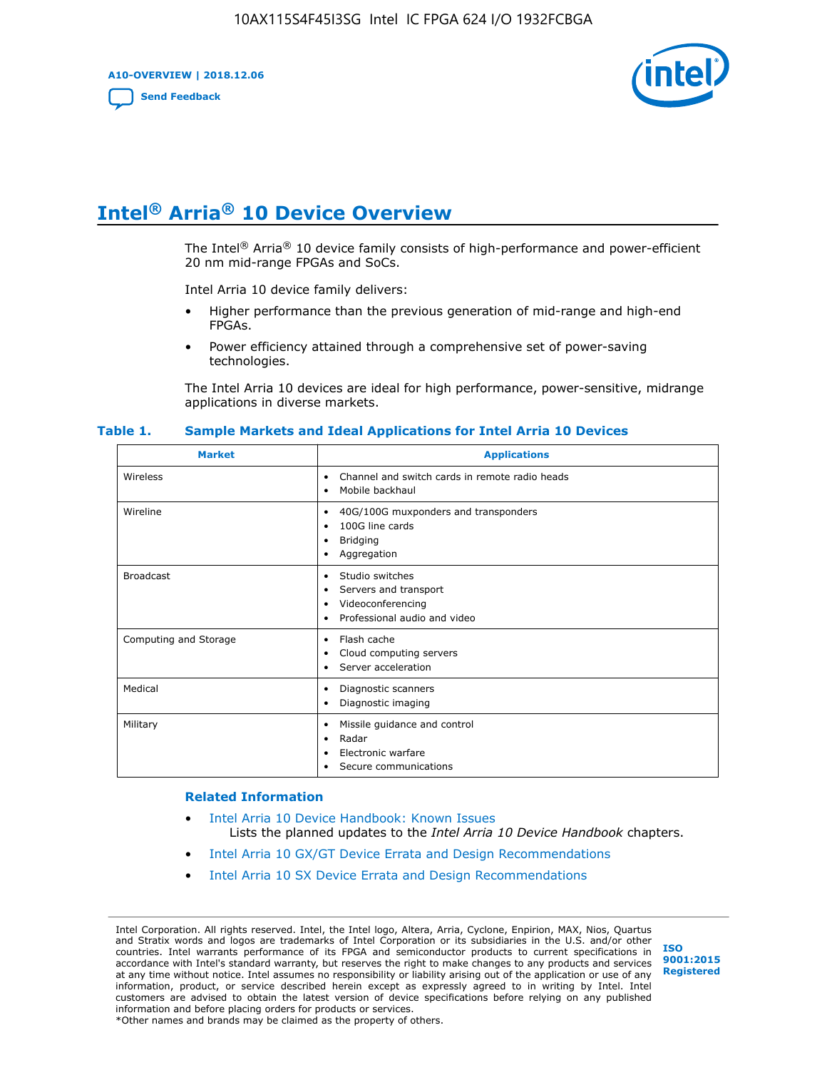# Intel® Arria® 10 Device Overview

The Intel® Arria® 10 device family consists of high-performance and power-efficient 20 nm mid-range FPGAs and SoCs.

Intel Arria 10 device family delivers:

- Higher performance than the previous generation of mid-range and high-end FPGAs.
- Power efficiency attained through a comprehensive set of power-saving technologies.

The Intel Arria 10 devices are ideal for high performance, power-sensitive, midrange applications in diverse markets.

**Table 1. Sample Markets and Ideal Applications for Intel Arria 10 Devices**

| Market | Applications |
|---|---|
| Wireless | • Channel and switch cards in remote radio heads<br>• Mobile backhaul |
| Wireline | • 40G/100G muxponders and transponders<br>• 100G line cards<br>• Bridging<br>• Aggregation |
| Broadcast | • Studio switches<br>• Servers and transport<br>• Videoconferencing<br>• Professional audio and video |
| Computing and Storage | • Flash cache<br>• Cloud computing servers<br>• Server acceleration |
| Medical | • Diagnostic scanners<br>• Diagnostic imaging |
| Military | • Missile guidance and control<br>• Radar<br>• Electronic warfare<br>• Secure communications |

## Related Information

- Intel Arria 10 Device Handbook: Known Issues
  Lists the planned updates to the *Intel Arria 10 Device Handbook* chapters.
- Intel Arria 10 GX/GT Device Errata and Design Recommendations
- Intel Arria 10 SX Device Errata and Design Recommendations

Intel Corporation. All rights reserved. Intel, the Intel logo, Altera, Arria, Cyclone, Enpirion, MAX, Nios, Quartus and Stratix words and logos are trademarks of Intel Corporation or its subsidiaries in the U.S. and/or other countries. Intel warrants performance of its FPGA and semiconductor products to current specifications in accordance with Intel's standard warranty, but reserves the right to make changes to any products and services at any time without notice. Intel assumes no responsibility or liability arising out of the application or use of any information, product, or service described herein except as expressly agreed to in writing by Intel. Intel customers are advised to obtain the latest version of device specifications before relying on any published information and before placing orders for products or services.
*Other names and brands may be claimed as the property of others.

ISO 9001:2015 Registered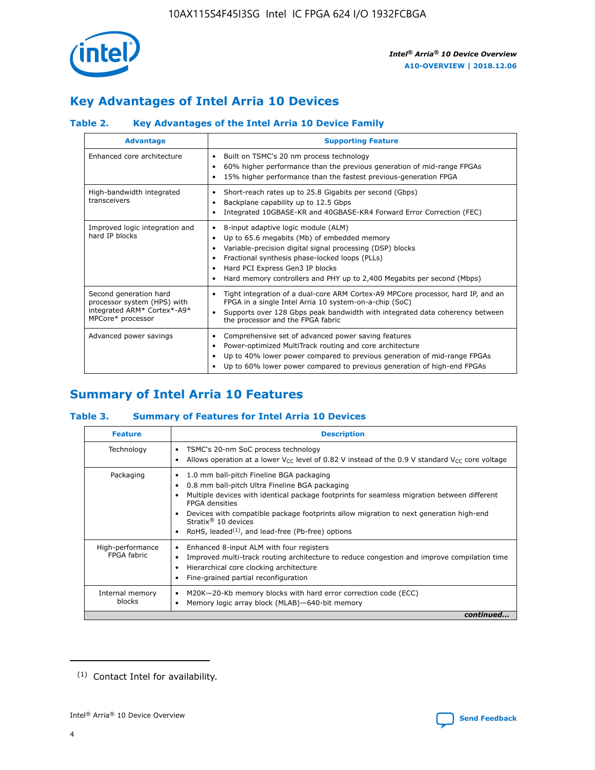## Key Advantages of Intel Arria 10 Devices

### Table 2. Key Advantages of the Intel Arria 10 Device Family

| Advantage | Supporting Feature |
|---|---|
| Enhanced core architecture | • Built on TSMC's 20 nm process technology<br>• 60% higher performance than the previous generation of mid-range FPGAs<br>• 15% higher performance than the fastest previous-generation FPGA |
| High-bandwidth integrated transceivers | • Short-reach rates up to 25.8 Gigabits per second (Gbps)<br>• Backplane capability up to 12.5 Gbps<br>• Integrated 10GBASE-KR and 40GBASE-KR4 Forward Error Correction (FEC) |
| Improved logic integration and hard IP blocks | • 8-input adaptive logic module (ALM)<br>• Up to 65.6 megabits (Mb) of embedded memory<br>• Variable-precision digital signal processing (DSP) blocks<br>• Fractional synthesis phase-locked loops (PLLs)<br>• Hard PCI Express Gen3 IP blocks<br>• Hard memory controllers and PHY up to 2,400 Megabits per second (Mbps) |
| Second generation hard processor system (HPS) with integrated ARM* Cortex*-A9* MPCore* processor | • Tight integration of a dual-core ARM Cortex-A9 MPCore processor, hard IP, and an FPGA in a single Intel Arria 10 system-on-a-chip (SoC)<br>• Supports over 128 Gbps peak bandwidth with integrated data coherency between the processor and the FPGA fabric |
| Advanced power savings | • Comprehensive set of advanced power saving features<br>• Power-optimized MultiTrack routing and core architecture<br>• Up to 40% lower power compared to previous generation of mid-range FPGAs<br>• Up to 60% lower power compared to previous generation of high-end FPGAs |

## Summary of Intel Arria 10 Features

### Table 3. Summary of Features for Intel Arria 10 Devices

| Feature | Description |
|---|---|
| Technology | • TSMC's 20-nm SoC process technology<br>• Allows operation at a lower $V_{CC}$ level of 0.82 V instead of the 0.9 V standard $V_{CC}$ core voltage |
| Packaging | • 1.0 mm ball-pitch Fineline BGA packaging<br>• 0.8 mm ball-pitch Ultra Fineline BGA packaging<br>• Multiple devices with identical package footprints for seamless migration between different FPGA densities<br>• Devices with compatible package footprints allow migration to next generation high-end Stratix® 10 devices<br>• RoHS, leaded[(1)], and lead-free (Pb-free) options |
| High-performance FPGA fabric | • Enhanced 8-input ALM with four registers<br>• Improved multi-track routing architecture to reduce congestion and improve compilation time<br>• Hierarchical core clocking architecture<br>• Fine-grained partial reconfiguration |
| Internal memory blocks | • M20K—20-Kb memory blocks with hard error correction code (ECC)<br>• Memory logic array block (MLAB)—640-bit memory |

*continued...*

(1) Contact Intel for availability.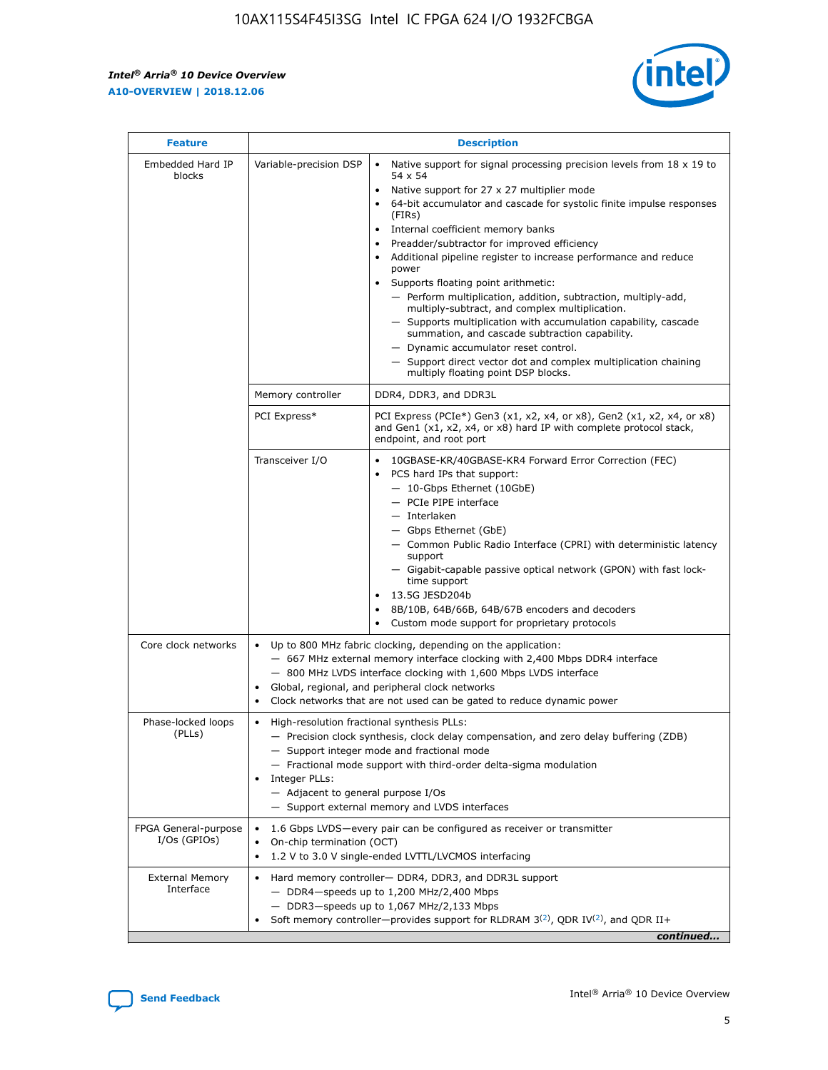| Feature | Description | |
|---|---|---|
| Embedded Hard IP blocks | Variable-precision DSP | • Native support for signal processing precision levels from 18 x 19 to 54 x 54<br>• Native support for 27 x 27 multiplier mode<br>• 64-bit accumulator and cascade for systolic finite impulse responses (FIRs)<br>• Internal coefficient memory banks<br>• Preadder/subtractor for improved efficiency<br>• Additional pipeline register to increase performance and reduce power<br>• Supports floating point arithmetic:<br>— Perform multiplication, addition, subtraction, multiply-add, multiply-subtract, and complex multiplication.<br>— Supports multiplication with accumulation capability, cascade summation, and cascade subtraction capability.<br>— Dynamic accumulator reset control.<br>— Support direct vector dot and complex multiplication chaining multiply floating point DSP blocks. |
| | Memory controller | DDR4, DDR3, and DDR3L |
| | PCI Express* | PCI Express (PCIe*) Gen3 (x1, x2, x4, or x8), Gen2 (x1, x2, x4, or x8) and Gen1 (x1, x2, x4, or x8) hard IP with complete protocol stack, endpoint, and root port |
| | Transceiver I/O | • 10GBASE-KR/40GBASE-KR4 Forward Error Correction (FEC)<br>• PCS hard IPs that support:<br>— 10-Gbps Ethernet (10GbE)<br>— PCIe PIPE interface<br>— Interlaken<br>— Gbps Ethernet (GbE)<br>— Common Public Radio Interface (CPRI) with deterministic latency support<br>— Gigabit-capable passive optical network (GPON) with fast lock-time support<br>• 13.5G JESD204b<br>• 8B/10B, 64B/66B, 64B/67B encoders and decoders<br>• Custom mode support for proprietary protocols |
| Core clock networks | • Up to 800 MHz fabric clocking, depending on the application:<br>— 667 MHz external memory interface clocking with 2,400 Mbps DDR4 interface<br>— 800 MHz LVDS interface clocking with 1,600 Mbps LVDS interface<br>• Global, regional, and peripheral clock networks<br>• Clock networks that are not used can be gated to reduce dynamic power | |
| Phase-locked loops (PLLs) | • High-resolution fractional synthesis PLLs:<br>— Precision clock synthesis, clock delay compensation, and zero delay buffering (ZDB)<br>— Support integer mode and fractional mode<br>— Fractional mode support with third-order delta-sigma modulation<br>• Integer PLLs:<br>— Adjacent to general purpose I/Os<br>— Support external memory and LVDS interfaces | |
| FPGA General-purpose I/Os (GPIOs) | • 1.6 Gbps LVDS—every pair can be configured as receiver or transmitter<br>• On-chip termination (OCT)<br>• 1.2 V to 3.0 V single-ended LVTTL/LVCMOS interfacing | |
| External Memory Interface | • Hard memory controller— DDR4, DDR3, and DDR3L support<br>— DDR4—speeds up to 1,200 MHz/2,400 Mbps<br>— DDR3—speeds up to 1,067 MHz/2,133 Mbps<br>• Soft memory controller—provides support for RLDRAM 3[(2)], QDR IV[(2)], and QDR II+ | |

*continued...*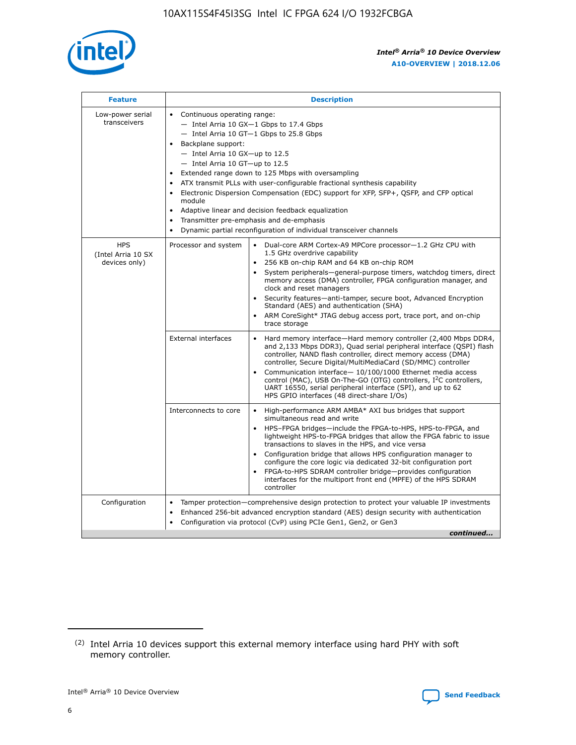| Feature | Description | |
|---|---|---|
| Low-power serial transceivers | • Continuous operating range:<br>— Intel Arria 10 GX—1 Gbps to 17.4 Gbps<br>— Intel Arria 10 GT—1 Gbps to 25.8 Gbps<br>• Backplane support:<br>— Intel Arria 10 GX—up to 12.5<br>— Intel Arria 10 GT—up to 12.5<br>• Extended range down to 125 Mbps with oversampling<br>• ATX transmit PLLs with user-configurable fractional synthesis capability<br>• Electronic Dispersion Compensation (EDC) support for XFP, SFP+, QSFP, and CFP optical module<br>• Adaptive linear and decision feedback equalization<br>• Transmitter pre-emphasis and de-emphasis<br>• Dynamic partial reconfiguration of individual transceiver channels | |
| HPS (Intel Arria 10 SX devices only) | Processor and system | • Dual-core ARM Cortex-A9 MPCore processor—1.2 GHz CPU with 1.5 GHz overdrive capability<br>• 256 KB on-chip RAM and 64 KB on-chip ROM<br>• System peripherals—general-purpose timers, watchdog timers, direct memory access (DMA) controller, FPGA configuration manager, and clock and reset managers<br>• Security features—anti-tamper, secure boot, Advanced Encryption Standard (AES) and authentication (SHA)<br>• ARM CoreSight* JTAG debug access port, trace port, and on-chip trace storage |
| | External interfaces | • Hard memory interface—Hard memory controller (2,400 Mbps DDR4, and 2,133 Mbps DDR3), Quad serial peripheral interface (QSPI) flash controller, NAND flash controller, direct memory access (DMA) controller, Secure Digital/MultiMediaCard (SD/MMC) controller<br>• Communication interface— 10/100/1000 Ethernet media access control (MAC), USB On-The-GO (OTG) controllers, I²C controllers, UART 16550, serial peripheral interface (SPI), and up to 62 HPS GPIO interfaces (48 direct-share I/Os) |
| | Interconnects to core | • High-performance ARM AMBA* AXI bus bridges that support simultaneous read and write<br>• HPS–FPGA bridges—include the FPGA-to-HPS, HPS-to-FPGA, and lightweight HPS-to-FPGA bridges that allow the FPGA fabric to issue transactions to slaves in the HPS, and vice versa<br>• Configuration bridge that allows HPS configuration manager to configure the core logic via dedicated 32-bit configuration port<br>• FPGA-to-HPS SDRAM controller bridge—provides configuration interfaces for the multiport front end (MPFE) of the HPS SDRAM controller |
| Configuration | • Tamper protection—comprehensive design protection to protect your valuable IP investments<br>• Enhanced 256-bit advanced encryption standard (AES) design security with authentication<br>• Configuration via protocol (CvP) using PCIe Gen1, Gen2, or Gen3 | |

*continued...*

(2) Intel Arria 10 devices support this external memory interface using hard PHY with soft memory controller.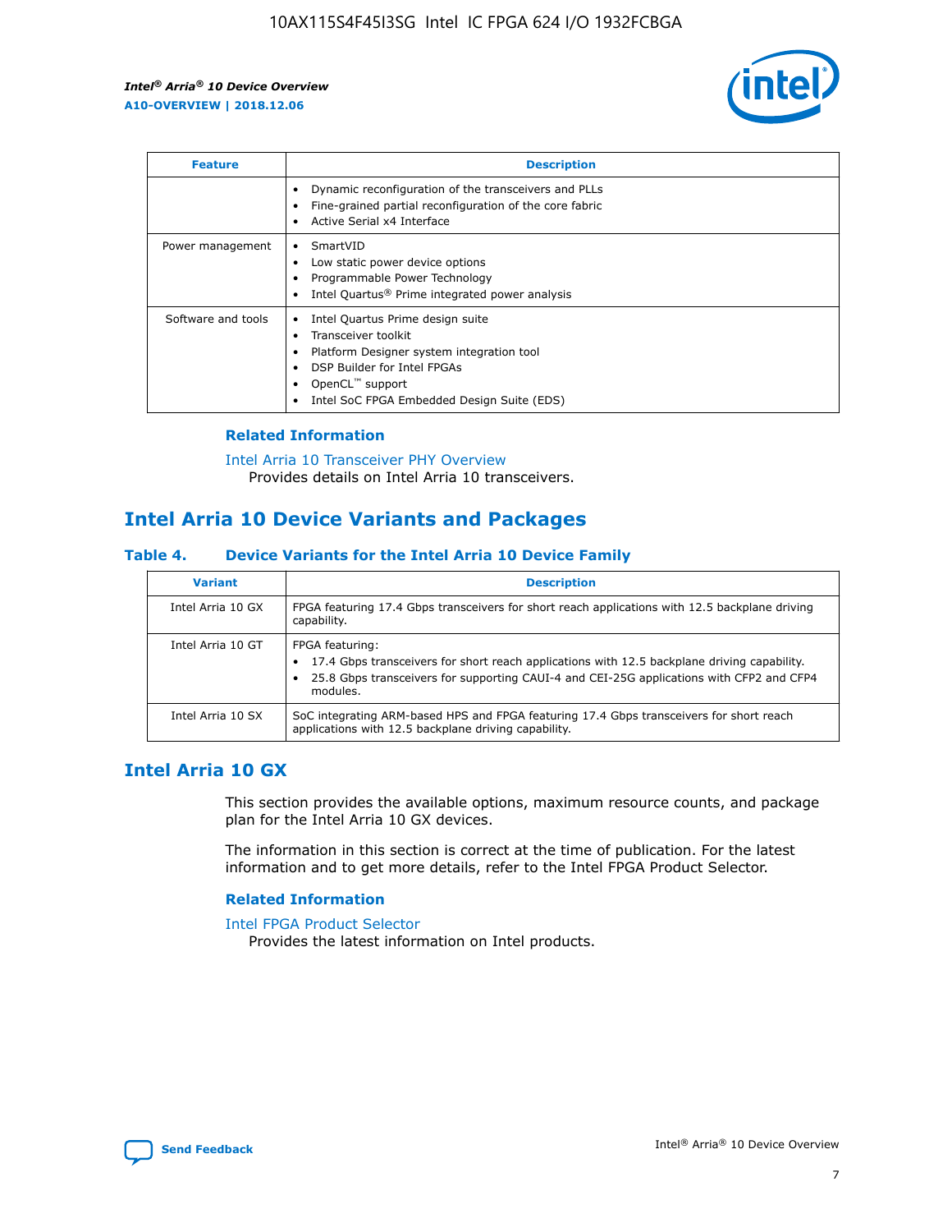| Feature | Description |
| --- | --- |
| | • Dynamic reconfiguration of the transceivers and PLLs<br>• Fine-grained partial reconfiguration of the core fabric<br>• Active Serial x4 Interface |
| Power management | • SmartVID<br>• Low static power device options<br>• Programmable Power Technology<br>• Intel Quartus® Prime integrated power analysis |
| Software and tools | • Intel Quartus Prime design suite<br>• Transceiver toolkit<br>• Platform Designer system integration tool<br>• DSP Builder for Intel FPGAs<br>• OpenCL™ support<br>• Intel SoC FPGA Embedded Design Suite (EDS) |

### Related Information

Intel Arria 10 Transceiver PHY Overview
Provides details on Intel Arria 10 transceivers.

## Intel Arria 10 Device Variants and Packages

### Table 4. Device Variants for the Intel Arria 10 Device Family

| Variant | Description |
| --- | --- |
| Intel Arria 10 GX | FPGA featuring 17.4 Gbps transceivers for short reach applications with 12.5 backplane driving capability. |
| Intel Arria 10 GT | FPGA featuring:<br>• 17.4 Gbps transceivers for short reach applications with 12.5 backplane driving capability.<br>• 25.8 Gbps transceivers for supporting CAUI-4 and CEI-25G applications with CFP2 and CFP4 modules. |
| Intel Arria 10 SX | SoC integrating ARM-based HPS and FPGA featuring 17.4 Gbps transceivers for short reach applications with 12.5 backplane driving capability. |

## Intel Arria 10 GX

This section provides the available options, maximum resource counts, and package plan for the Intel Arria 10 GX devices.

The information in this section is correct at the time of publication. For the latest information and to get more details, refer to the Intel FPGA Product Selector.

### Related Information

Intel FPGA Product Selector
Provides the latest information on Intel products.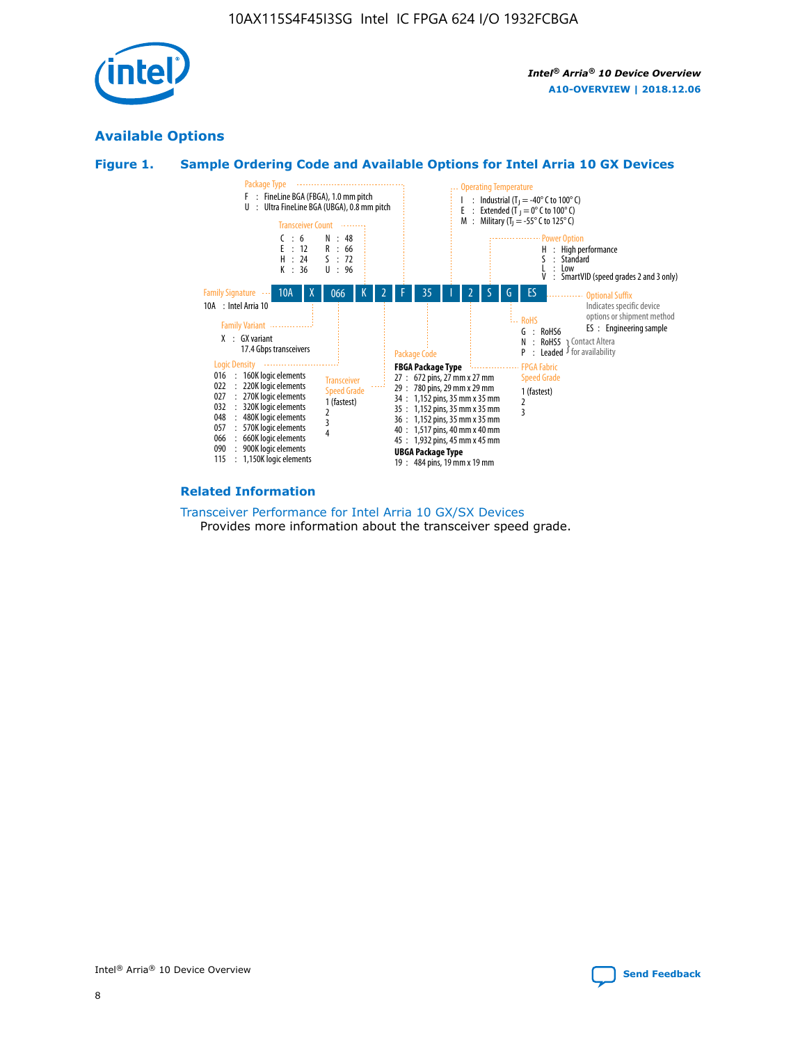## Available Options

### Figure 1. Sample Ordering Code and Available Options for Intel Arria 10 GX Devices

| 10A | X | 066 | K | 2 | F | 35 | I | 2 | S | G | ES |
|---|---|---|---|---|---|---|---|---|---|---|---|

**Family Signature**
10A : Intel Arria 10

**Family Variant**
X : GX variant
17.4 Gbps transceivers

**Logic Density**
016 : 160K logic elements
022 : 220K logic elements
027 : 270K logic elements
032 : 320K logic elements
048 : 480K logic elements
057 : 570K logic elements
066 : 660K logic elements
090 : 900K logic elements
115 : 1,150K logic elements

**Transceiver Count**
C : 6
E : 12
H : 24
K : 36
N : 48
R : 66
S : 72
U : 96

**Transceiver Speed Grade**
1 (fastest)
2
3
4

**Package Type**
F : FineLine BGA (FBGA), 1.0 mm pitch
U : Ultra FineLine BGA (UBGA), 0.8 mm pitch

**Package Code**

**FBGA Package Type**
27 : 672 pins, 27 mm x 27 mm
29 : 780 pins, 29 mm x 29 mm
34 : 1,152 pins, 35 mm x 35 mm
35 : 1,152 pins, 35 mm x 35 mm
36 : 1,152 pins, 35 mm x 35 mm
40 : 1,517 pins, 40 mm x 40 mm
45 : 1,932 pins, 45 mm x 45 mm

**UBGA Package Type**
19 : 484 pins, 19 mm x 19 mm

**Operating Temperature**
I : Industrial ($T_J$ = -40° C to 100° C)
E : Extended ($T_J$ = 0° C to 100° C)
M : Military ($T_J$ = -55° C to 125° C)

**FPGA Fabric Speed Grade**
1 (fastest)
2
3

**Power Option**
H : High performance
S : Standard
L : Low
V : SmartVID (speed grades 2 and 3 only)

**RoHS**
G : RoHS6
N : RoHS5 } Contact Altera for availability
P : Leaded } Contact Altera for availability

**Optional Suffix**
Indicates specific device options or shipment method
ES : Engineering sample

### Related Information

Transceiver Performance for Intel Arria 10 GX/SX Devices
Provides more information about the transceiver speed grade.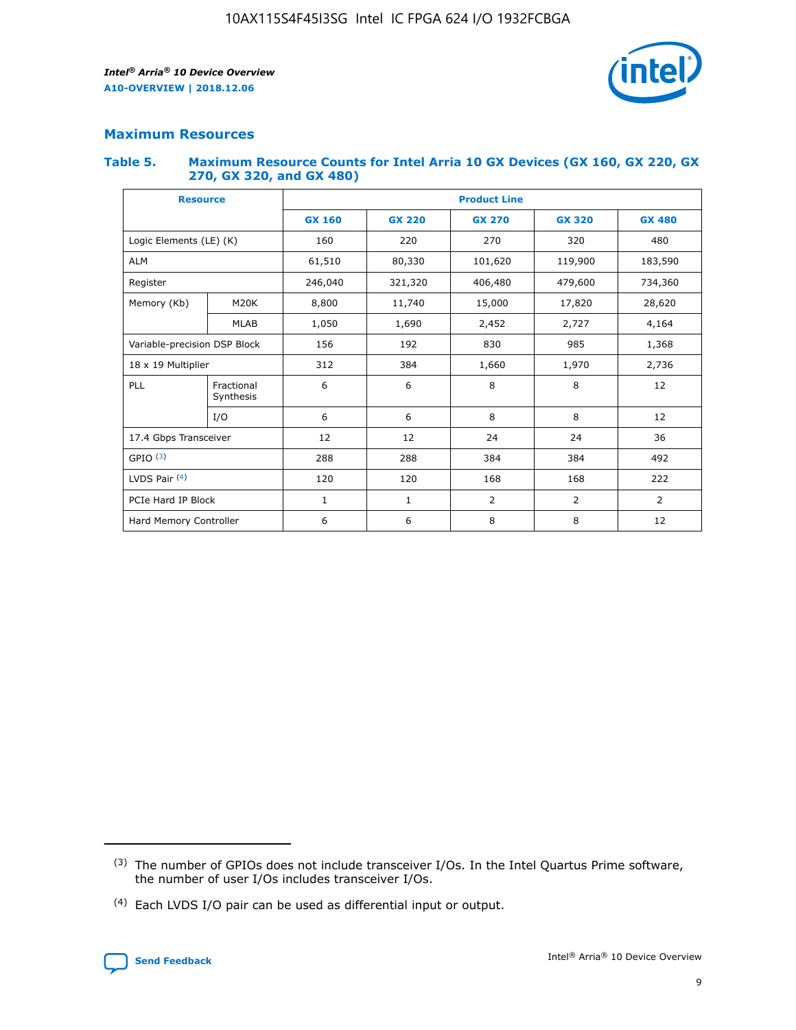## Maximum Resources

### Table 5. Maximum Resource Counts for Intel Arria 10 GX Devices (GX 160, GX 220, GX 270, GX 320, and GX 480)

| Resource | | Product Line | | | | |
|---|---|---|---|---|---|---|
| | | GX 160 | GX 220 | GX 270 | GX 320 | GX 480 |
| Logic Elements (LE) (K) | | 160 | 220 | 270 | 320 | 480 |
| ALM | | 61,510 | 80,330 | 101,620 | 119,900 | 183,590 |
| Register | | 246,040 | 321,320 | 406,480 | 479,600 | 734,360 |
| Memory (Kb) | M20K | 8,800 | 11,740 | 15,000 | 17,820 | 28,620 |
| | MLAB | 1,050 | 1,690 | 2,452 | 2,727 | 4,164 |
| Variable-precision DSP Block | | 156 | 192 | 830 | 985 | 1,368 |
| 18 x 19 Multiplier | | 312 | 384 | 1,660 | 1,970 | 2,736 |
| PLL | Fractional Synthesis | 6 | 6 | 8 | 8 | 12 |
| | I/O | 6 | 6 | 8 | 8 | 12 |
| 17.4 Gbps Transceiver | | 12 | 12 | 24 | 24 | 36 |
| GPIO [(3)] | | 288 | 288 | 384 | 384 | 492 |
| LVDS Pair [(4)] | | 120 | 120 | 168 | 168 | 222 |
| PCIe Hard IP Block | | 1 | 1 | 2 | 2 | 2 |
| Hard Memory Controller | | 6 | 6 | 8 | 8 | 12 |

(3) The number of GPIOs does not include transceiver I/Os. In the Intel Quartus Prime software, the number of user I/Os includes transceiver I/Os.

(4) Each LVDS I/O pair can be used as differential input or output.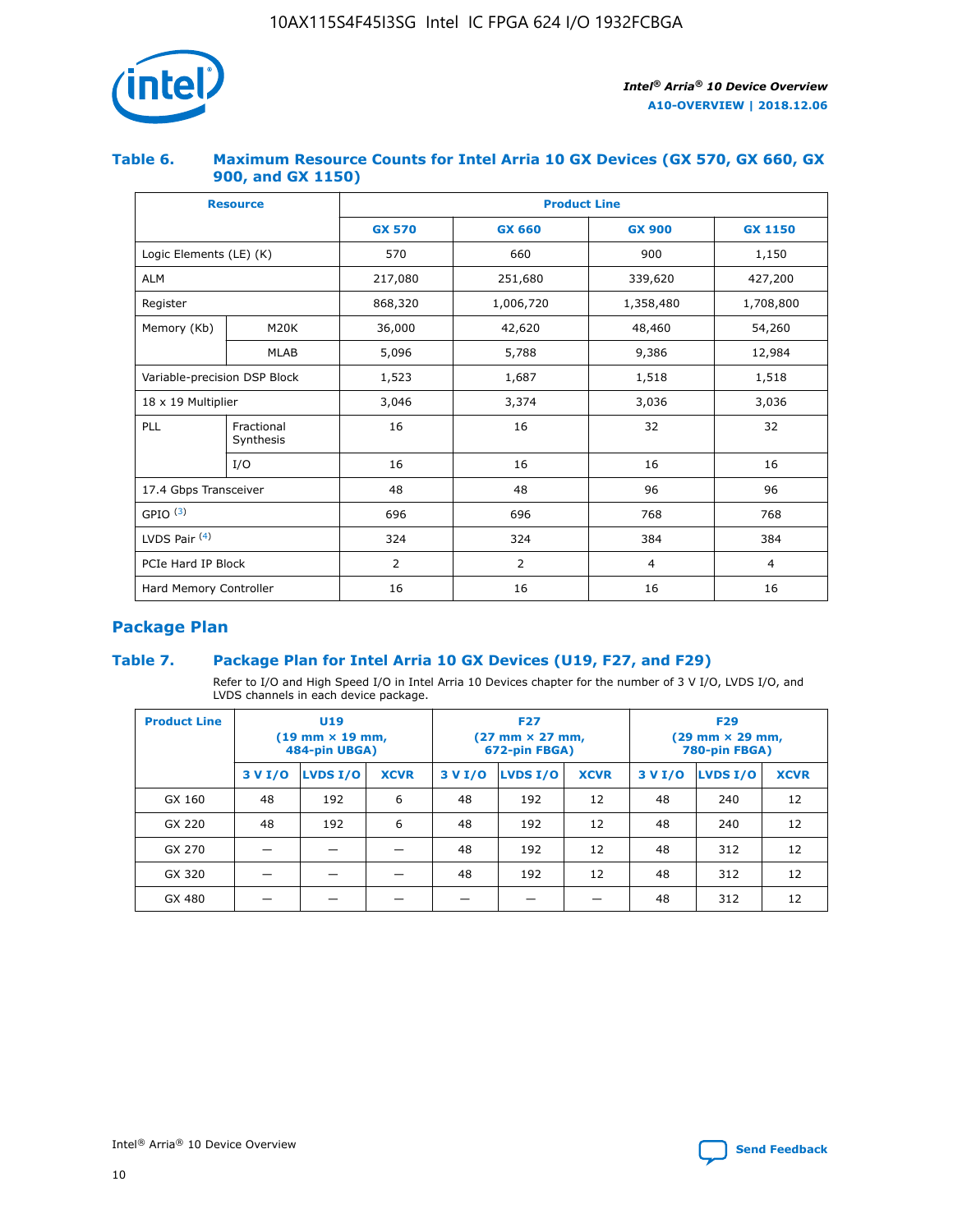### Table 6. Maximum Resource Counts for Intel Arria 10 GX Devices (GX 570, GX 660, GX 900, and GX 1150)

| Resource | | Product Line | | | |
|---|---|---|---|---|---|
| | | GX 570 | GX 660 | GX 900 | GX 1150 |
| Logic Elements (LE) (K) | | 570 | 660 | 900 | 1,150 |
| ALM | | 217,080 | 251,680 | 339,620 | 427,200 |
| Register | | 868,320 | 1,006,720 | 1,358,480 | 1,708,800 |
| Memory (Kb) | M20K | 36,000 | 42,620 | 48,460 | 54,260 |
| | MLAB | 5,096 | 5,788 | 9,386 | 12,984 |
| Variable-precision DSP Block | | 1,523 | 1,687 | 1,518 | 1,518 |
| 18 x 19 Multiplier | | 3,046 | 3,374 | 3,036 | 3,036 |
| PLL | Fractional Synthesis | 16 | 16 | 32 | 32 |
| | I/O | 16 | 16 | 16 | 16 |
| 17.4 Gbps Transceiver | | 48 | 48 | 96 | 96 |
| GPIO [(3)] | | 696 | 696 | 768 | 768 |
| LVDS Pair [(4)] | | 324 | 324 | 384 | 384 |
| PCIe Hard IP Block | | 2 | 2 | 4 | 4 |
| Hard Memory Controller | | 16 | 16 | 16 | 16 |

## Package Plan

### Table 7. Package Plan for Intel Arria 10 GX Devices (U19, F27, and F29)

Refer to I/O and High Speed I/O in Intel Arria 10 Devices chapter for the number of 3 V I/O, LVDS I/O, and LVDS channels in each device package.

| Product Line | U19 (19 mm × 19 mm, 484-pin UBGA) | | | F27 (27 mm × 27 mm, 672-pin FBGA) | | | F29 (29 mm × 29 mm, 780-pin FBGA) | | |
|---|---|---|---|---|---|---|---|---|---|
| | 3 V I/O | LVDS I/O | XCVR | 3 V I/O | LVDS I/O | XCVR | 3 V I/O | LVDS I/O | XCVR |
| GX 160 | 48 | 192 | 6 | 48 | 192 | 12 | 48 | 240 | 12 |
| GX 220 | 48 | 192 | 6 | 48 | 192 | 12 | 48 | 240 | 12 |
| GX 270 | — | — | — | 48 | 192 | 12 | 48 | 312 | 12 |
| GX 320 | — | — | — | 48 | 192 | 12 | 48 | 312 | 12 |
| GX 480 | — | — | — | — | — | — | 48 | 312 | 12 |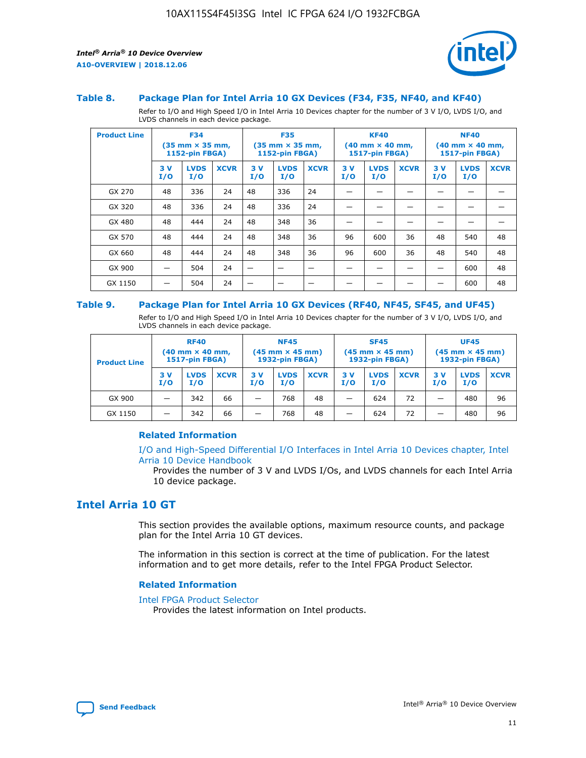### Table 8. Package Plan for Intel Arria 10 GX Devices (F34, F35, NF40, and KF40)

Refer to I/O and High Speed I/O in Intel Arria 10 Devices chapter for the number of 3 V I/O, LVDS I/O, and LVDS channels in each device package.

| Product Line | F34 (35 mm × 35 mm, 1152-pin FBGA) | | | F35 (35 mm × 35 mm, 1152-pin FBGA) | | | KF40 (40 mm × 40 mm, 1517-pin FBGA) | | | NF40 (40 mm × 40 mm, 1517-pin FBGA) | | |
|---|---|---|---|---|---|---|---|---|---|---|---|---|
| | 3 V I/O | LVDS I/O | XCVR | 3 V I/O | LVDS I/O | XCVR | 3 V I/O | LVDS I/O | XCVR | 3 V I/O | LVDS I/O | XCVR |
| GX 270 | 48 | 336 | 24 | 48 | 336 | 24 | — | — | — | — | — | — |
| GX 320 | 48 | 336 | 24 | 48 | 336 | 24 | — | — | — | — | — | — |
| GX 480 | 48 | 444 | 24 | 48 | 348 | 36 | — | — | — | — | — | — |
| GX 570 | 48 | 444 | 24 | 48 | 348 | 36 | 96 | 600 | 36 | 48 | 540 | 48 |
| GX 660 | 48 | 444 | 24 | 48 | 348 | 36 | 96 | 600 | 36 | 48 | 540 | 48 |
| GX 900 | — | 504 | 24 | — | — | — | — | — | — | — | 600 | 48 |
| GX 1150 | — | 504 | 24 | — | — | — | — | — | — | — | 600 | 48 |

### Table 9. Package Plan for Intel Arria 10 GX Devices (RF40, NF45, SF45, and UF45)

Refer to I/O and High Speed I/O in Intel Arria 10 Devices chapter for the number of 3 V I/O, LVDS I/O, and LVDS channels in each device package.

| Product Line | RF40 (40 mm × 40 mm, 1517-pin FBGA) | | | NF45 (45 mm × 45 mm) 1932-pin FBGA) | | | SF45 (45 mm × 45 mm) 1932-pin FBGA) | | | UF45 (45 mm × 45 mm) 1932-pin FBGA) | | |
|---|---|---|---|---|---|---|---|---|---|---|---|---|
| | 3 V I/O | LVDS I/O | XCVR | 3 V I/O | LVDS I/O | XCVR | 3 V I/O | LVDS I/O | XCVR | 3 V I/O | LVDS I/O | XCVR |
| GX 900 | — | 342 | 66 | — | 768 | 48 | — | 624 | 72 | — | 480 | 96 |
| GX 1150 | — | 342 | 66 | — | 768 | 48 | — | 624 | 72 | — | 480 | 96 |

#### Related Information

I/O and High-Speed Differential I/O Interfaces in Intel Arria 10 Devices chapter, Intel Arria 10 Device Handbook

Provides the number of 3 V and LVDS I/Os, and LVDS channels for each Intel Arria 10 device package.

## Intel Arria 10 GT

This section provides the available options, maximum resource counts, and package plan for the Intel Arria 10 GT devices.

The information in this section is correct at the time of publication. For the latest information and to get more details, refer to the Intel FPGA Product Selector.

#### Related Information

Intel FPGA Product Selector

Provides the latest information on Intel products.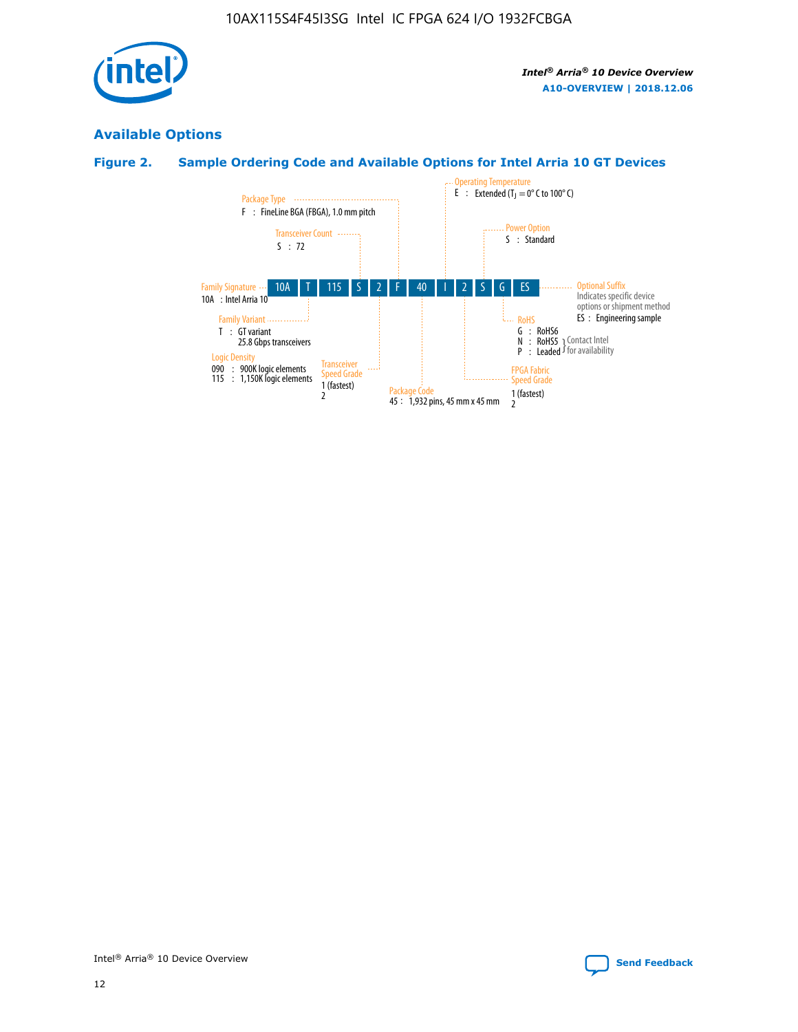## Available Options

### Figure 2. Sample Ordering Code and Available Options for Intel Arria 10 GT Devices

| 10A | T | 115 | S | 2 | F | 40 | I | 2 | S | G | ES |
|---|---|---|---|---|---|---|---|---|---|---|---|

**Family Signature**
10A : Intel Arria 10

**Family Variant**
T : GT variant
25.8 Gbps transceivers

**Logic Density**
090 : 900K logic elements
115 : 1,150K logic elements

**Transceiver Count**
S : 72

**Transceiver Speed Grade**
1 (fastest)
2

**Package Type**
F : FineLine BGA (FBGA), 1.0 mm pitch

**Package Code**
45 : 1,932 pins, 45 mm x 45 mm

**Operating Temperature**
E : Extended ($T_J$ = 0° C to 100° C)

**FPGA Fabric Speed Grade**
1 (fastest)
2

**Power Option**
S : Standard

**RoHS**
G : RoHS6
N : RoHS5 } Contact Intel for availability
P : Leaded } Contact Intel for availability

**Optional Suffix**
Indicates specific device options or shipment method
ES : Engineering sample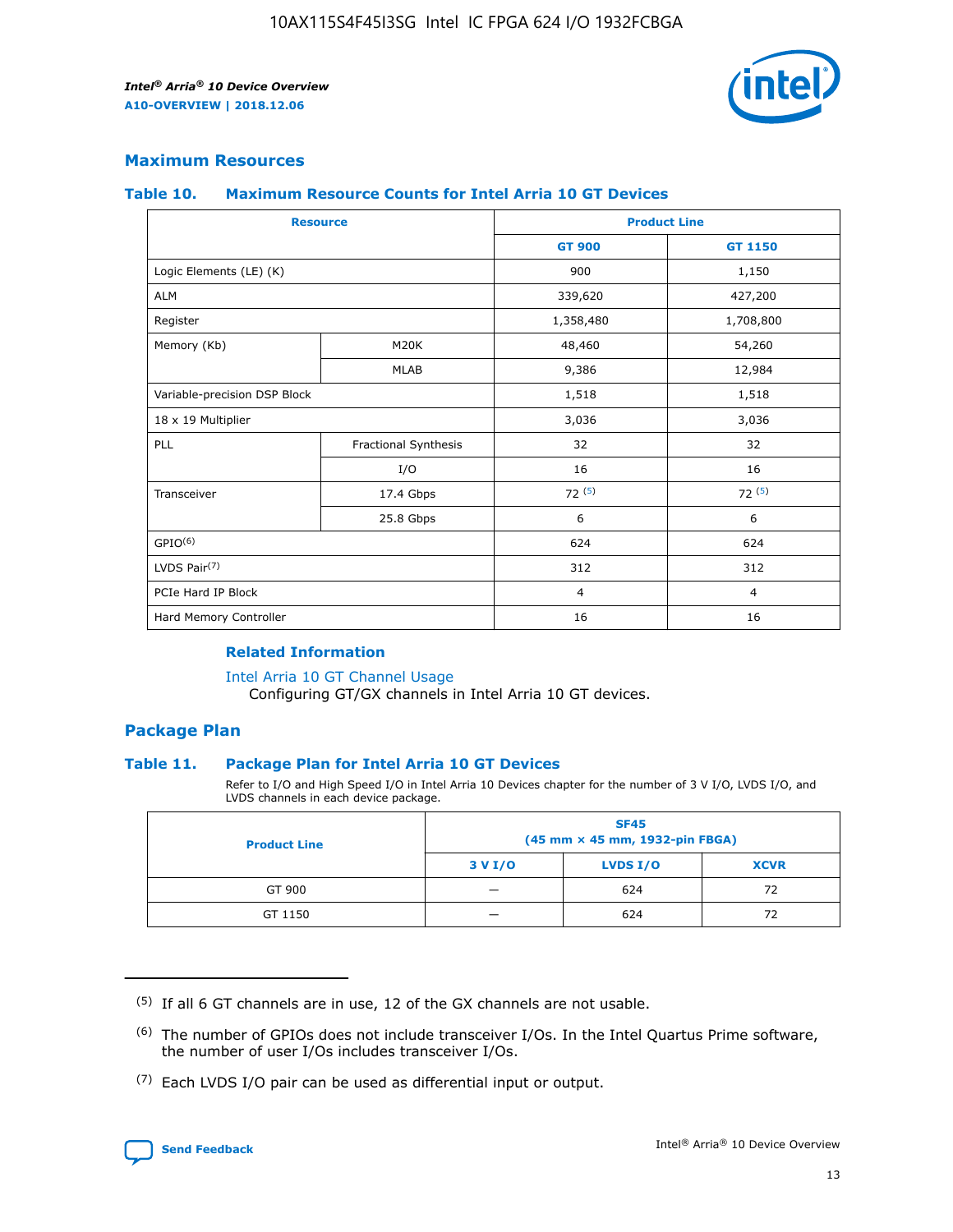## Maximum Resources

### Table 10. Maximum Resource Counts for Intel Arria 10 GT Devices

| Resource | | Product Line | |
|---|---|---|---|
| | | GT 900 | GT 1150 |
| Logic Elements (LE) (K) | | 900 | 1,150 |
| ALM | | 339,620 | 427,200 |
| Register | | 1,358,480 | 1,708,800 |
| Memory (Kb) | M20K | 48,460 | 54,260 |
| | MLAB | 9,386 | 12,984 |
| Variable-precision DSP Block | | 1,518 | 1,518 |
| 18 x 19 Multiplier | | 3,036 | 3,036 |
| PLL | Fractional Synthesis | 32 | 32 |
| | I/O | 16 | 16 |
| Transceiver | 17.4 Gbps | 72 (5) | 72 (5) |
| | 25.8 Gbps | 6 | 6 |
| GPIO(6) | | 624 | 624 |
| LVDS Pair(7) | | 312 | 312 |
| PCIe Hard IP Block | | 4 | 4 |
| Hard Memory Controller | | 16 | 16 |

#### Related Information

Intel Arria 10 GT Channel Usage
Configuring GT/GX channels in Intel Arria 10 GT devices.

## Package Plan

### Table 11. Package Plan for Intel Arria 10 GT Devices

Refer to I/O and High Speed I/O in Intel Arria 10 Devices chapter for the number of 3 V I/O, LVDS I/O, and LVDS channels in each device package.

| Product Line | SF45 (45 mm × 45 mm, 1932-pin FBGA) | | |
|---|---|---|---|
| | 3 V I/O | LVDS I/O | XCVR |
| GT 900 | — | 624 | 72 |
| GT 1150 | — | 624 | 72 |

(5) If all 6 GT channels are in use, 12 of the GX channels are not usable.

(6) The number of GPIOs does not include transceiver I/Os. In the Intel Quartus Prime software, the number of user I/Os includes transceiver I/Os.

(7) Each LVDS I/O pair can be used as differential input or output.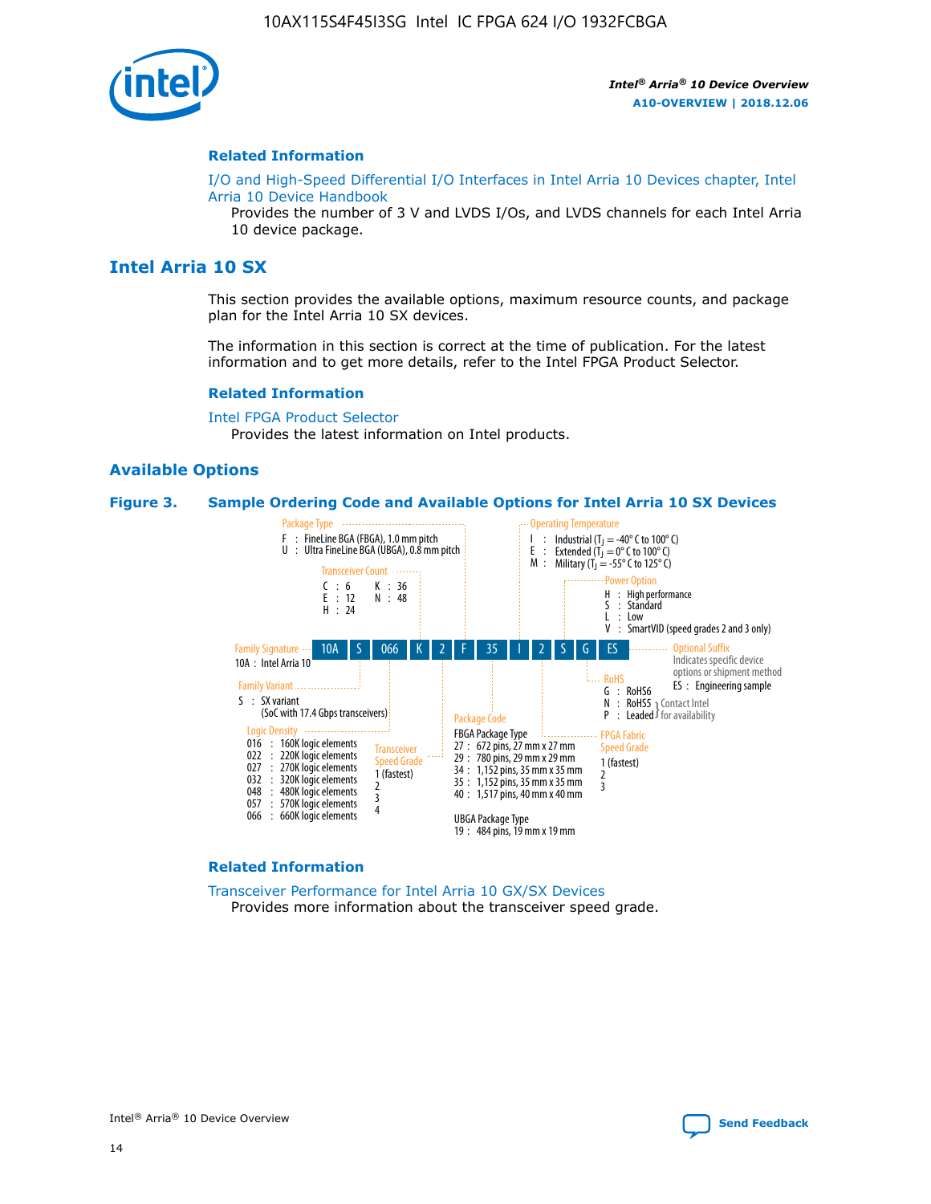### Related Information

I/O and High-Speed Differential I/O Interfaces in Intel Arria 10 Devices chapter, Intel Arria 10 Device Handbook
Provides the number of 3 V and LVDS I/Os, and LVDS channels for each Intel Arria 10 device package.

## Intel Arria 10 SX

This section provides the available options, maximum resource counts, and package plan for the Intel Arria 10 SX devices.

The information in this section is correct at the time of publication. For the latest information and to get more details, refer to the Intel FPGA Product Selector.

### Related Information

Intel FPGA Product Selector
Provides the latest information on Intel products.

### Available Options

**Figure 3. Sample Ordering Code and Available Options for Intel Arria 10 SX Devices**

Sample ordering code: 10A S 066 K 2 F 35 I 2 S G ES

- **Family Signature**
  - 10A : Intel Arria 10
- **Family Variant**
  - S : SX variant (SoC with 17.4 Gbps transceivers)
- **Logic Density**
  - 016 : 160K logic elements
  - 022 : 220K logic elements
  - 027 : 270K logic elements
  - 032 : 320K logic elements
  - 048 : 480K logic elements
  - 057 : 570K logic elements
  - 066 : 660K logic elements
- **Transceiver Count**
  - C : 6
  - E : 12
  - H : 24
  - K : 36
  - N : 48
- **Transceiver Speed Grade**
  - 1 (fastest)
  - 2
  - 3
  - 4
- **Package Type**
  - F : FineLine BGA (FBGA), 1.0 mm pitch
  - U : Ultra FineLine BGA (UBGA), 0.8 mm pitch
- **Package Code**
  - FBGA Package Type
    - 27 : 672 pins, 27 mm x 27 mm
    - 29 : 780 pins, 29 mm x 29 mm
    - 34 : 1,152 pins, 35 mm x 35 mm
    - 35 : 1,152 pins, 35 mm x 35 mm
    - 40 : 1,517 pins, 40 mm x 40 mm
  - UBGA Package Type
    - 19 : 484 pins, 19 mm x 19 mm
- **Operating Temperature**
  - I : Industrial ($T_J$ = -40° C to 100° C)
  - E : Extended ($T_J$ = 0° C to 100° C)
  - M : Military ($T_J$ = -55° C to 125° C)
- **FPGA Fabric Speed Grade**
  - 1 (fastest)
  - 2
  - 3
- **Power Option**
  - H : High performance
  - S : Standard
  - L : Low
  - V : SmartVID (speed grades 2 and 3 only)
- **RoHS**
  - G : RoHS6
  - N : RoHS5 (Contact Intel for availability)
  - P : Leaded (Contact Intel for availability)
- **Optional Suffix**
  - Indicates specific device options or shipment method
  - ES : Engineering sample

### Related Information

Transceiver Performance for Intel Arria 10 GX/SX Devices
Provides more information about the transceiver speed grade.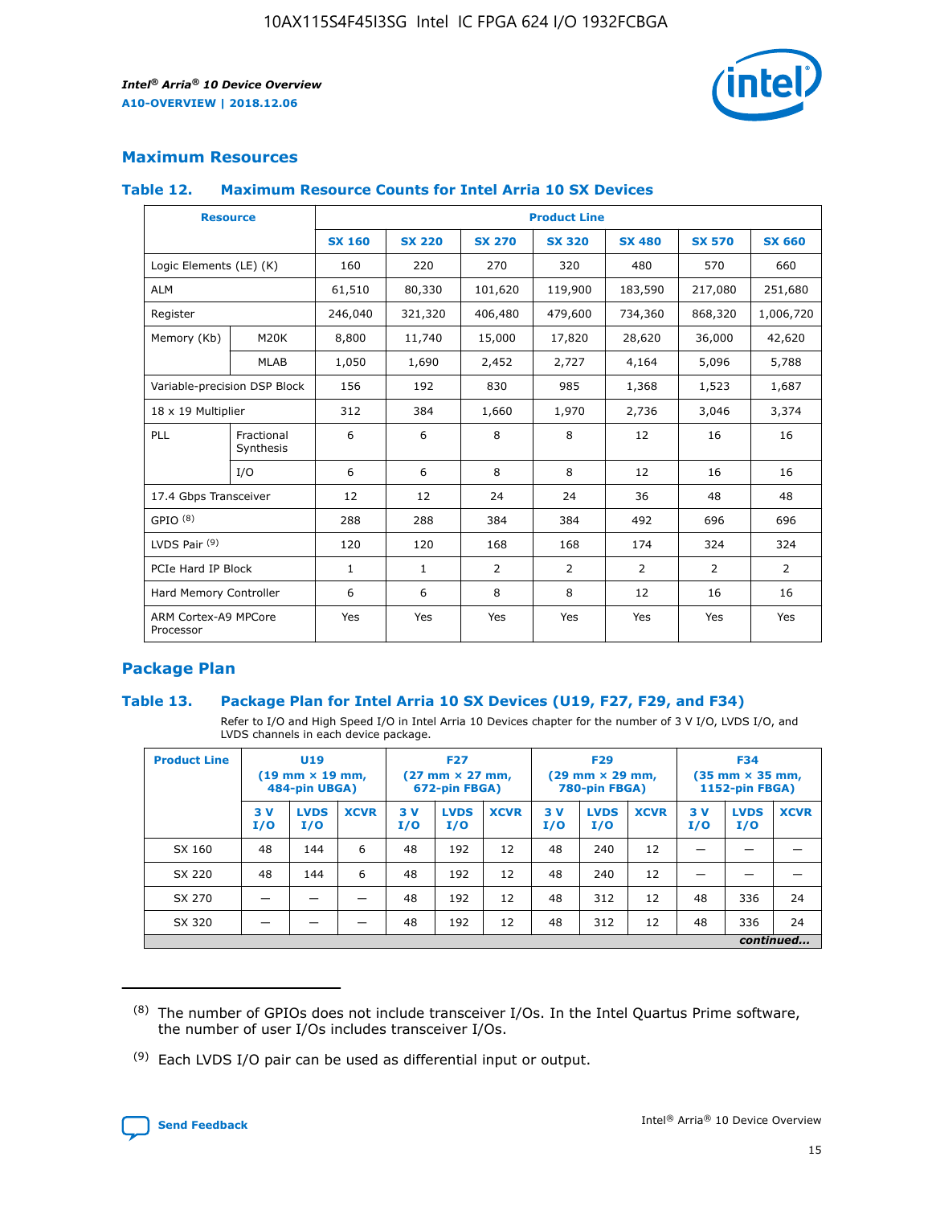## Maximum Resources

### Table 12. Maximum Resource Counts for Intel Arria 10 SX Devices

| Resource | | Product Line | | | | | | |
|---|---|---|---|---|---|---|---|---|
| | | SX 160 | SX 220 | SX 270 | SX 320 | SX 480 | SX 570 | SX 660 |
| Logic Elements (LE) (K) | | 160 | 220 | 270 | 320 | 480 | 570 | 660 |
| ALM | | 61,510 | 80,330 | 101,620 | 119,900 | 183,590 | 217,080 | 251,680 |
| Register | | 246,040 | 321,320 | 406,480 | 479,600 | 734,360 | 868,320 | 1,006,720 |
| Memory (Kb) | M20K | 8,800 | 11,740 | 15,000 | 17,820 | 28,620 | 36,000 | 42,620 |
| | MLAB | 1,050 | 1,690 | 2,452 | 2,727 | 4,164 | 5,096 | 5,788 |
| Variable-precision DSP Block | | 156 | 192 | 830 | 985 | 1,368 | 1,523 | 1,687 |
| 18 x 19 Multiplier | | 312 | 384 | 1,660 | 1,970 | 2,736 | 3,046 | 3,374 |
| PLL | Fractional Synthesis | 6 | 6 | 8 | 8 | 12 | 16 | 16 |
| | I/O | 6 | 6 | 8 | 8 | 12 | 16 | 16 |
| 17.4 Gbps Transceiver | | 12 | 12 | 24 | 24 | 36 | 48 | 48 |
| GPIO [(8)] | | 288 | 288 | 384 | 384 | 492 | 696 | 696 |
| LVDS Pair [(9)] | | 120 | 120 | 168 | 168 | 174 | 324 | 324 |
| PCIe Hard IP Block | | 1 | 1 | 2 | 2 | 2 | 2 | 2 |
| Hard Memory Controller | | 6 | 6 | 8 | 8 | 12 | 16 | 16 |
| ARM Cortex-A9 MPCore Processor | | Yes | Yes | Yes | Yes | Yes | Yes | Yes |

## Package Plan

### Table 13. Package Plan for Intel Arria 10 SX Devices (U19, F27, F29, and F34)

Refer to I/O and High Speed I/O in Intel Arria 10 Devices chapter for the number of 3 V I/O, LVDS I/O, and LVDS channels in each device package.

| Product Line | U19 (19 mm × 19 mm, 484-pin UBGA) | | | F27 (27 mm × 27 mm, 672-pin FBGA) | | | F29 (29 mm × 29 mm, 780-pin FBGA) | | | F34 (35 mm × 35 mm, 1152-pin FBGA) | | |
|---|---|---|---|---|---|---|---|---|---|---|---|---|
| | 3 V I/O | LVDS I/O | XCVR | 3 V I/O | LVDS I/O | XCVR | 3 V I/O | LVDS I/O | XCVR | 3 V I/O | LVDS I/O | XCVR |
| SX 160 | 48 | 144 | 6 | 48 | 192 | 12 | 48 | 240 | 12 | — | — | — |
| SX 220 | 48 | 144 | 6 | 48 | 192 | 12 | 48 | 240 | 12 | — | — | — |
| SX 270 | — | — | — | 48 | 192 | 12 | 48 | 312 | 12 | 48 | 336 | 24 |
| SX 320 | — | — | — | 48 | 192 | 12 | 48 | 312 | 12 | 48 | 336 | 24 |

*continued...*

(8) The number of GPIOs does not include transceiver I/Os. In the Intel Quartus Prime software, the number of user I/Os includes transceiver I/Os.

(9) Each LVDS I/O pair can be used as differential input or output.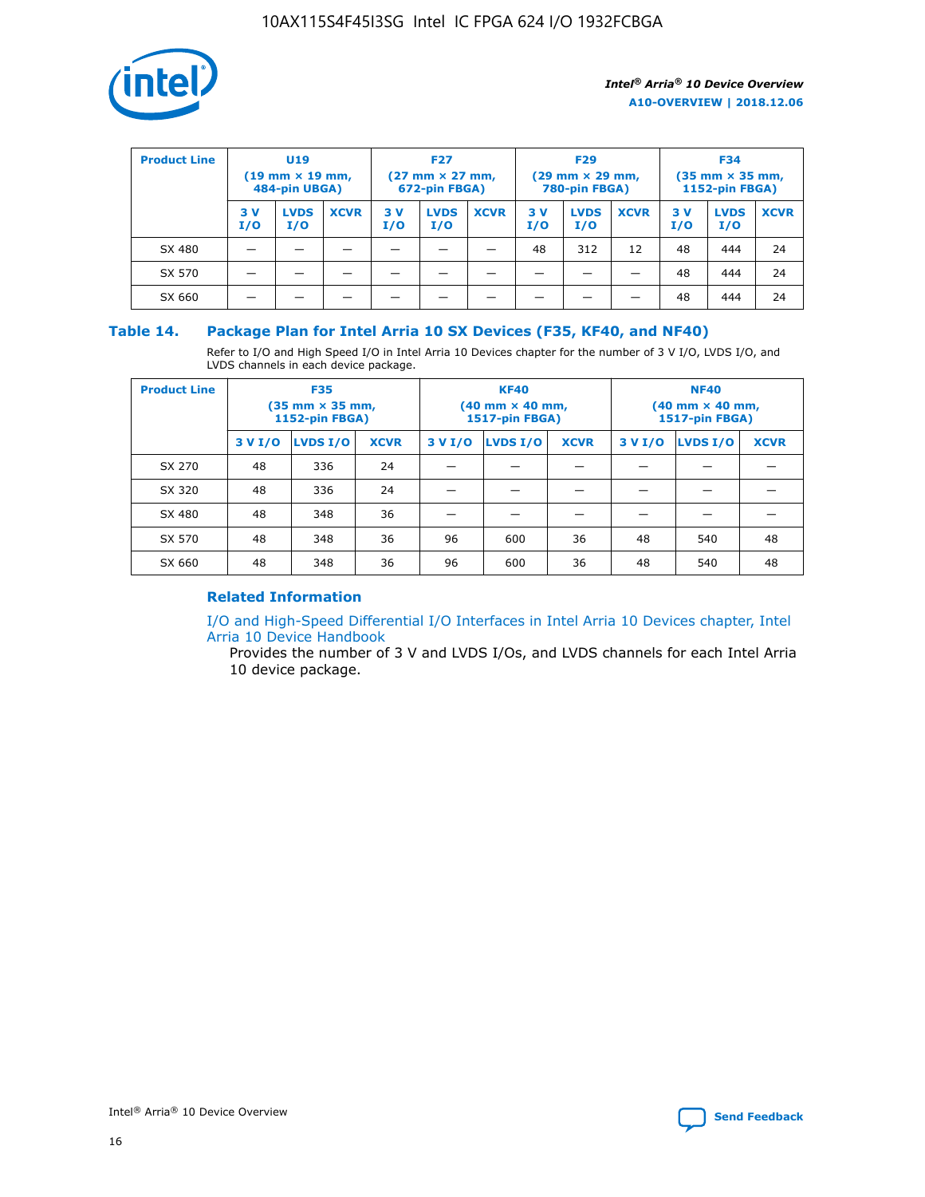| Product Line | U19 (19 mm × 19 mm, 484-pin UBGA) | | | F27 (27 mm × 27 mm, 672-pin FBGA) | | | F29 (29 mm × 29 mm, 780-pin FBGA) | | | F34 (35 mm × 35 mm, 1152-pin FBGA) | | |
|---|---|---|---|---|---|---|---|---|---|---|---|---|
| | 3 V I/O | LVDS I/O | XCVR | 3 V I/O | LVDS I/O | XCVR | 3 V I/O | LVDS I/O | XCVR | 3 V I/O | LVDS I/O | XCVR |
| SX 480 | — | — | — | — | — | — | 48 | 312 | 12 | 48 | 444 | 24 |
| SX 570 | — | — | — | — | — | — | — | — | — | 48 | 444 | 24 |
| SX 660 | — | — | — | — | — | — | — | — | — | 48 | 444 | 24 |

## Table 14. Package Plan for Intel Arria 10 SX Devices (F35, KF40, and NF40)

Refer to I/O and High Speed I/O in Intel Arria 10 Devices chapter for the number of 3 V I/O, LVDS I/O, and LVDS channels in each device package.

| Product Line | F35 (35 mm × 35 mm, 1152-pin FBGA) | | | KF40 (40 mm × 40 mm, 1517-pin FBGA) | | | NF40 (40 mm × 40 mm, 1517-pin FBGA) | | |
|---|---|---|---|---|---|---|---|---|---|
| | 3 V I/O | LVDS I/O | XCVR | 3 V I/O | LVDS I/O | XCVR | 3 V I/O | LVDS I/O | XCVR |
| SX 270 | 48 | 336 | 24 | — | — | — | — | — | — |
| SX 320 | 48 | 336 | 24 | — | — | — | — | — | — |
| SX 480 | 48 | 348 | 36 | — | — | — | — | — | — |
| SX 570 | 48 | 348 | 36 | 96 | 600 | 36 | 48 | 540 | 48 |
| SX 660 | 48 | 348 | 36 | 96 | 600 | 36 | 48 | 540 | 48 |

### Related Information

I/O and High-Speed Differential I/O Interfaces in Intel Arria 10 Devices chapter, Intel Arria 10 Device Handbook

Provides the number of 3 V and LVDS I/Os, and LVDS channels for each Intel Arria 10 device package.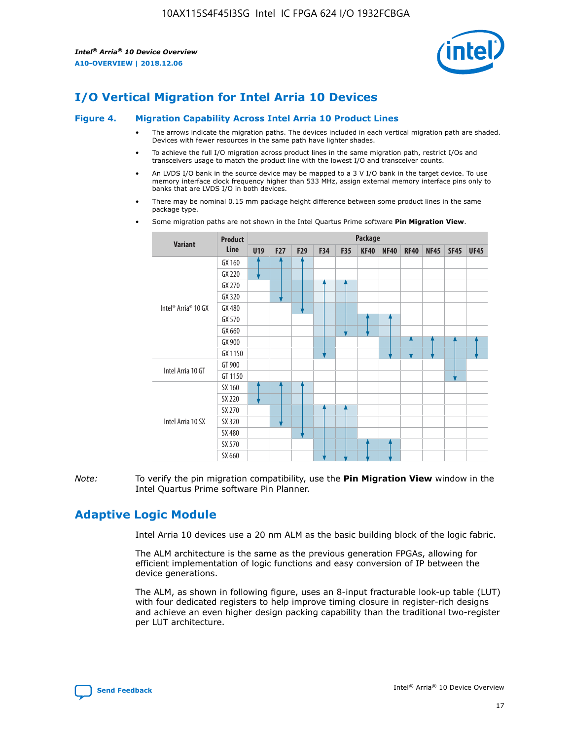# I/O Vertical Migration for Intel Arria 10 Devices

**Figure 4. Migration Capability Across Intel Arria 10 Product Lines**

- The arrows indicate the migration paths. The devices included in each vertical migration path are shaded. Devices with fewer resources in the same path have lighter shades.
- To achieve the full I/O migration across product lines in the same migration path, restrict I/Os and transceivers usage to match the product line with the lowest I/O and transceiver counts.
- An LVDS I/O bank in the source device may be mapped to a 3 V I/O bank in the target device. To use memory interface clock frequency higher than 533 MHz, assign external memory interface pins only to banks that are LVDS I/O in both devices.
- There may be nominal 0.15 mm package height difference between some product lines in the same package type.
- Some migration paths are not shown in the Intel Quartus Prime software **Pin Migration View**.

| Variant | Product Line | U19 | F27 | F29 | F34 | F35 | KF40 | NF40 | RF40 | NF45 | SF45 | UF45 |
|---|---|---|---|---|---|---|---|---|---|---|---|---|
| Intel® Arria® 10 GX | GX 160 | | | | | | | | | | | |
| | GX 220 | | | | | | | | | | | |
| | GX 270 | | | | | | | | | | | |
| | GX 320 | | | | | | | | | | | |
| | GX 480 | | | | | | | | | | | |
| | GX 570 | | | | | | | | | | | |
| | GX 660 | | | | | | | | | | | |
| | GX 900 | | | | | | | | | | | |
| | GX 1150 | | | | | | | | | | | |
| Intel Arria 10 GT | GT 900 | | | | | | | | | | | |
| | GT 1150 | | | | | | | | | | | |
| Intel Arria 10 SX | SX 160 | | | | | | | | | | | |
| | SX 220 | | | | | | | | | | | |
| | SX 270 | | | | | | | | | | | |
| | SX 320 | | | | | | | | | | | |
| | SX 480 | | | | | | | | | | | |
| | SX 570 | | | | | | | | | | | |
| | SX 660 | | | | | | | | | | | |

*Note:* To verify the pin migration compatibility, use the **Pin Migration View** window in the Intel Quartus Prime software Pin Planner.

# Adaptive Logic Module

Intel Arria 10 devices use a 20 nm ALM as the basic building block of the logic fabric.

The ALM architecture is the same as the previous generation FPGAs, allowing for efficient implementation of logic functions and easy conversion of IP between the device generations.

The ALM, as shown in following figure, uses an 8-input fracturable look-up table (LUT) with four dedicated registers to help improve timing closure in register-rich designs and achieve an even higher design packing capability than the traditional two-register per LUT architecture.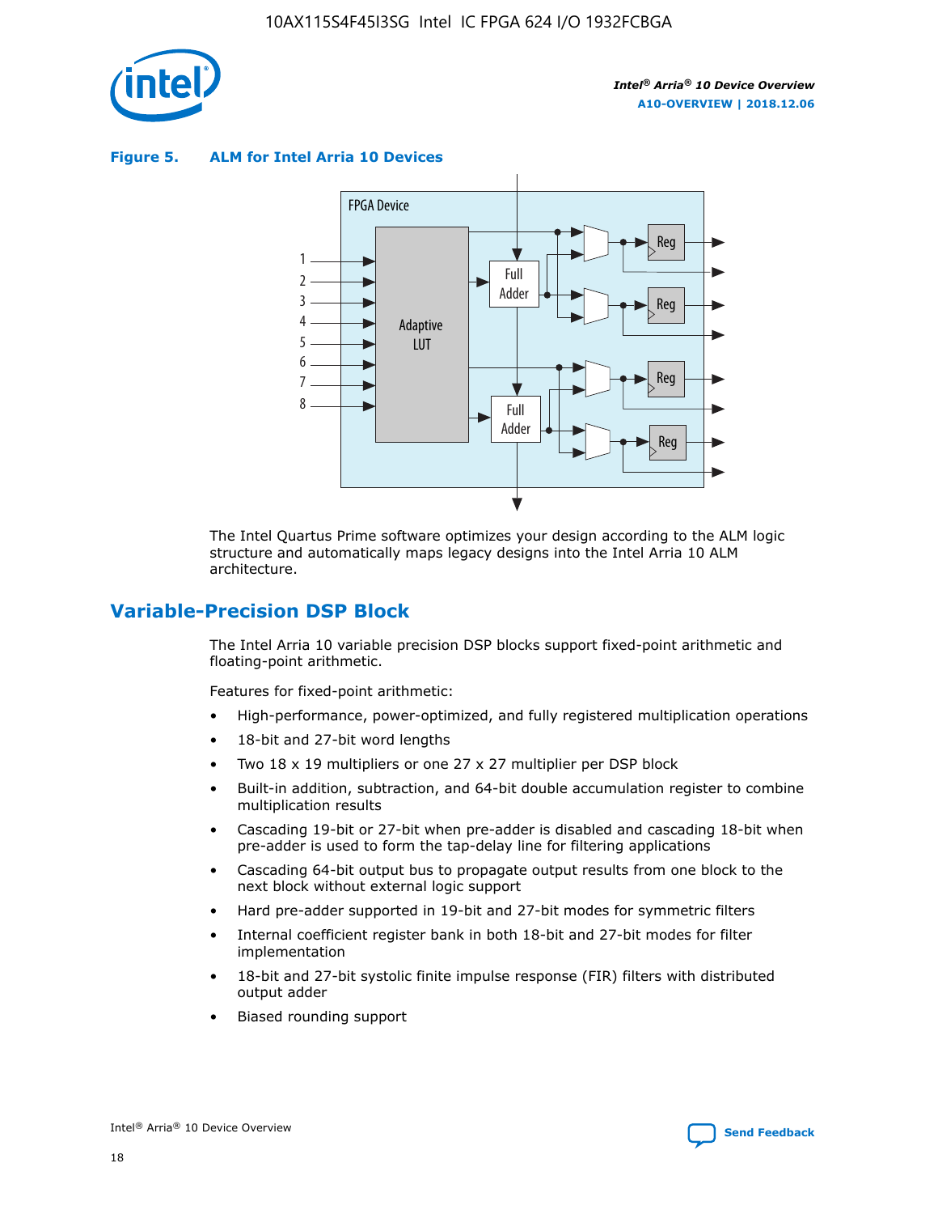**Figure 5. ALM for Intel Arria 10 Devices**

The Intel Quartus Prime software optimizes your design according to the ALM logic structure and automatically maps legacy designs into the Intel Arria 10 ALM architecture.

## Variable-Precision DSP Block

The Intel Arria 10 variable precision DSP blocks support fixed-point arithmetic and floating-point arithmetic.

Features for fixed-point arithmetic:

- High-performance, power-optimized, and fully registered multiplication operations
- 18-bit and 27-bit word lengths
- Two 18 x 19 multipliers or one 27 x 27 multiplier per DSP block
- Built-in addition, subtraction, and 64-bit double accumulation register to combine multiplication results
- Cascading 19-bit or 27-bit when pre-adder is disabled and cascading 18-bit when pre-adder is used to form the tap-delay line for filtering applications
- Cascading 64-bit output bus to propagate output results from one block to the next block without external logic support
- Hard pre-adder supported in 19-bit and 27-bit modes for symmetric filters
- Internal coefficient register bank in both 18-bit and 27-bit modes for filter implementation
- 18-bit and 27-bit systolic finite impulse response (FIR) filters with distributed output adder
- Biased rounding support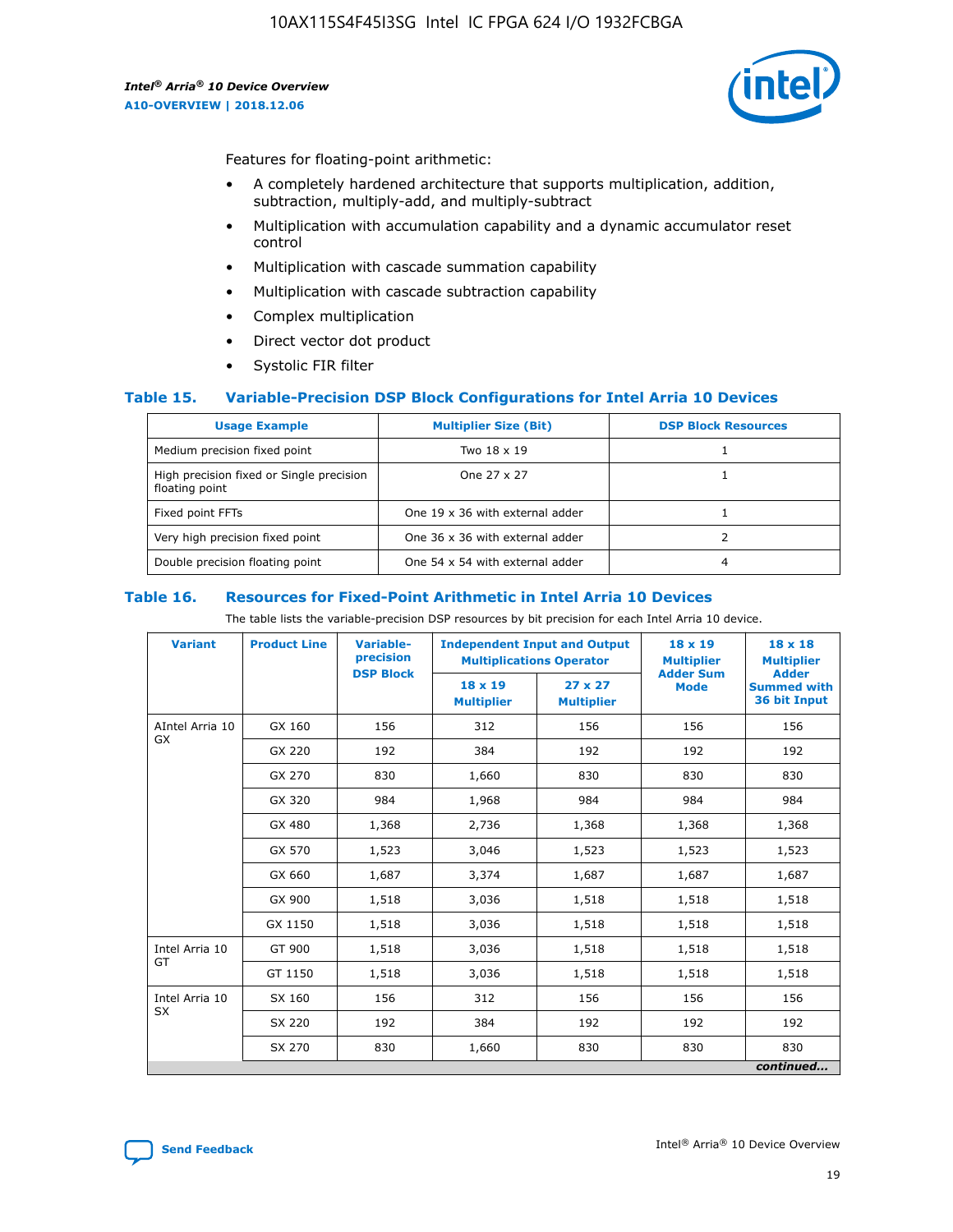Features for floating-point arithmetic:

- A completely hardened architecture that supports multiplication, addition, subtraction, multiply-add, and multiply-subtract
- Multiplication with accumulation capability and a dynamic accumulator reset control
- Multiplication with cascade summation capability
- Multiplication with cascade subtraction capability
- Complex multiplication
- Direct vector dot product
- Systolic FIR filter

### Table 15. Variable-Precision DSP Block Configurations for Intel Arria 10 Devices

| Usage Example | Multiplier Size (Bit) | DSP Block Resources |
|---|---|---|
| Medium precision fixed point | Two 18 x 19 | 1 |
| High precision fixed or Single precision floating point | One 27 x 27 | 1 |
| Fixed point FFTs | One 19 x 36 with external adder | 1 |
| Very high precision fixed point | One 36 x 36 with external adder | 2 |
| Double precision floating point | One 54 x 54 with external adder | 4 |

### Table 16. Resources for Fixed-Point Arithmetic in Intel Arria 10 Devices

The table lists the variable-precision DSP resources by bit precision for each Intel Arria 10 device.

| Variant | Product Line | Variable-precision DSP Block | Independent Input and Output Multiplications Operator | | 18 x 19 Multiplier Adder Sum Mode | 18 x 18 Multiplier Adder Summed with 36 bit Input |
|---|---|---|---|---|---|---|
| | | | 18 x 19 Multiplier | 27 x 27 Multiplier | | |
| AIntel Arria 10 GX | GX 160 | 156 | 312 | 156 | 156 | 156 |
| | GX 220 | 192 | 384 | 192 | 192 | 192 |
| | GX 270 | 830 | 1,660 | 830 | 830 | 830 |
| | GX 320 | 984 | 1,968 | 984 | 984 | 984 |
| | GX 480 | 1,368 | 2,736 | 1,368 | 1,368 | 1,368 |
| | GX 570 | 1,523 | 3,046 | 1,523 | 1,523 | 1,523 |
| | GX 660 | 1,687 | 3,374 | 1,687 | 1,687 | 1,687 |
| | GX 900 | 1,518 | 3,036 | 1,518 | 1,518 | 1,518 |
| | GX 1150 | 1,518 | 3,036 | 1,518 | 1,518 | 1,518 |
| Intel Arria 10 GT | GT 900 | 1,518 | 3,036 | 1,518 | 1,518 | 1,518 |
| | GT 1150 | 1,518 | 3,036 | 1,518 | 1,518 | 1,518 |
| Intel Arria 10 SX | SX 160 | 156 | 312 | 156 | 156 | 156 |
| | SX 220 | 192 | 384 | 192 | 192 | 192 |
| | SX 270 | 830 | 1,660 | 830 | 830 | 830 |

*continued...*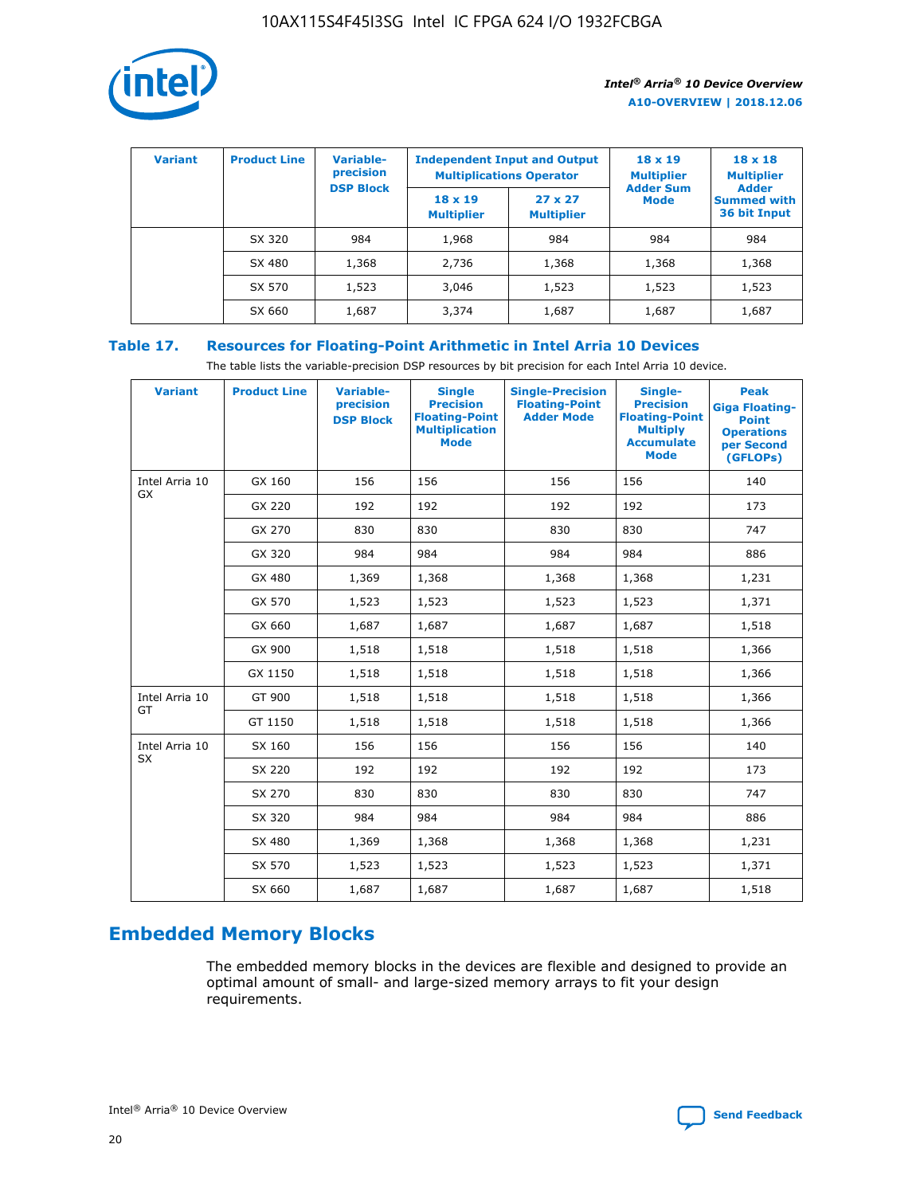| Variant | Product Line | Variable-precision DSP Block | Independent Input and Output Multiplications Operator | | 18 x 19 Multiplier Adder Sum Mode | 18 x 18 Multiplier Adder Summed with 36 bit Input |
|---|---|---|---|---|---|---|
| | | | 18 x 19 Multiplier | 27 x 27 Multiplier | | |
| | SX 320 | 984 | 1,968 | 984 | 984 | 984 |
| | SX 480 | 1,368 | 2,736 | 1,368 | 1,368 | 1,368 |
| | SX 570 | 1,523 | 3,046 | 1,523 | 1,523 | 1,523 |
| | SX 660 | 1,687 | 3,374 | 1,687 | 1,687 | 1,687 |

**Table 17. Resources for Floating-Point Arithmetic in Intel Arria 10 Devices**

The table lists the variable-precision DSP resources by bit precision for each Intel Arria 10 device.

| Variant | Product Line | Variable-precision DSP Block | Single Precision Floating-Point Multiplication Mode | Single-Precision Floating-Point Adder Mode | Single-Precision Floating-Point Multiply Accumulate Mode | Peak Giga Floating-Point Operations per Second (GFLOPs) |
|---|---|---|---|---|---|---|
| Intel Arria 10 GX | GX 160 | 156 | 156 | 156 | 156 | 140 |
| | GX 220 | 192 | 192 | 192 | 192 | 173 |
| | GX 270 | 830 | 830 | 830 | 830 | 747 |
| | GX 320 | 984 | 984 | 984 | 984 | 886 |
| | GX 480 | 1,369 | 1,368 | 1,368 | 1,368 | 1,231 |
| | GX 570 | 1,523 | 1,523 | 1,523 | 1,523 | 1,371 |
| | GX 660 | 1,687 | 1,687 | 1,687 | 1,687 | 1,518 |
| | GX 900 | 1,518 | 1,518 | 1,518 | 1,518 | 1,366 |
| | GX 1150 | 1,518 | 1,518 | 1,518 | 1,518 | 1,366 |
| Intel Arria 10 GT | GT 900 | 1,518 | 1,518 | 1,518 | 1,518 | 1,366 |
| | GT 1150 | 1,518 | 1,518 | 1,518 | 1,518 | 1,366 |
| Intel Arria 10 SX | SX 160 | 156 | 156 | 156 | 156 | 140 |
| | SX 220 | 192 | 192 | 192 | 192 | 173 |
| | SX 270 | 830 | 830 | 830 | 830 | 747 |
| | SX 320 | 984 | 984 | 984 | 984 | 886 |
| | SX 480 | 1,369 | 1,368 | 1,368 | 1,368 | 1,231 |
| | SX 570 | 1,523 | 1,523 | 1,523 | 1,523 | 1,371 |
| | SX 660 | 1,687 | 1,687 | 1,687 | 1,687 | 1,518 |

## Embedded Memory Blocks

The embedded memory blocks in the devices are flexible and designed to provide an optimal amount of small- and large-sized memory arrays to fit your design requirements.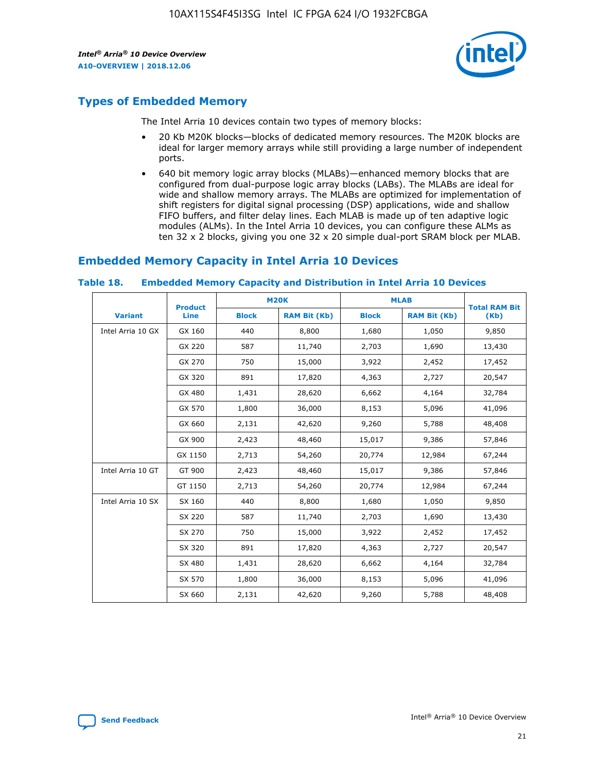## Types of Embedded Memory

The Intel Arria 10 devices contain two types of memory blocks:

- 20 Kb M20K blocks—blocks of dedicated memory resources. The M20K blocks are ideal for larger memory arrays while still providing a large number of independent ports.
- 640 bit memory logic array blocks (MLABs)—enhanced memory blocks that are configured from dual-purpose logic array blocks (LABs). The MLABs are ideal for wide and shallow memory arrays. The MLABs are optimized for implementation of shift registers for digital signal processing (DSP) applications, wide and shallow FIFO buffers, and filter delay lines. Each MLAB is made up of ten adaptive logic modules (ALMs). In the Intel Arria 10 devices, you can configure these ALMs as ten 32 x 2 blocks, giving you one 32 x 20 simple dual-port SRAM block per MLAB.

## Embedded Memory Capacity in Intel Arria 10 Devices

**Table 18. Embedded Memory Capacity and Distribution in Intel Arria 10 Devices**

| Variant | Product Line | M20K | | MLAB | | Total RAM Bit (Kb) |
|---|---|---|---|---|---|---|
| | | Block | RAM Bit (Kb) | Block | RAM Bit (Kb) | |
| Intel Arria 10 GX | GX 160 | 440 | 8,800 | 1,680 | 1,050 | 9,850 |
| | GX 220 | 587 | 11,740 | 2,703 | 1,690 | 13,430 |
| | GX 270 | 750 | 15,000 | 3,922 | 2,452 | 17,452 |
| | GX 320 | 891 | 17,820 | 4,363 | 2,727 | 20,547 |
| | GX 480 | 1,431 | 28,620 | 6,662 | 4,164 | 32,784 |
| | GX 570 | 1,800 | 36,000 | 8,153 | 5,096 | 41,096 |
| | GX 660 | 2,131 | 42,620 | 9,260 | 5,788 | 48,408 |
| | GX 900 | 2,423 | 48,460 | 15,017 | 9,386 | 57,846 |
| | GX 1150 | 2,713 | 54,260 | 20,774 | 12,984 | 67,244 |
| Intel Arria 10 GT | GT 900 | 2,423 | 48,460 | 15,017 | 9,386 | 57,846 |
| | GT 1150 | 2,713 | 54,260 | 20,774 | 12,984 | 67,244 |
| Intel Arria 10 SX | SX 160 | 440 | 8,800 | 1,680 | 1,050 | 9,850 |
| | SX 220 | 587 | 11,740 | 2,703 | 1,690 | 13,430 |
| | SX 270 | 750 | 15,000 | 3,922 | 2,452 | 17,452 |
| | SX 320 | 891 | 17,820 | 4,363 | 2,727 | 20,547 |
| | SX 480 | 1,431 | 28,620 | 6,662 | 4,164 | 32,784 |
| | SX 570 | 1,800 | 36,000 | 8,153 | 5,096 | 41,096 |
| | SX 660 | 2,131 | 42,620 | 9,260 | 5,788 | 48,408 |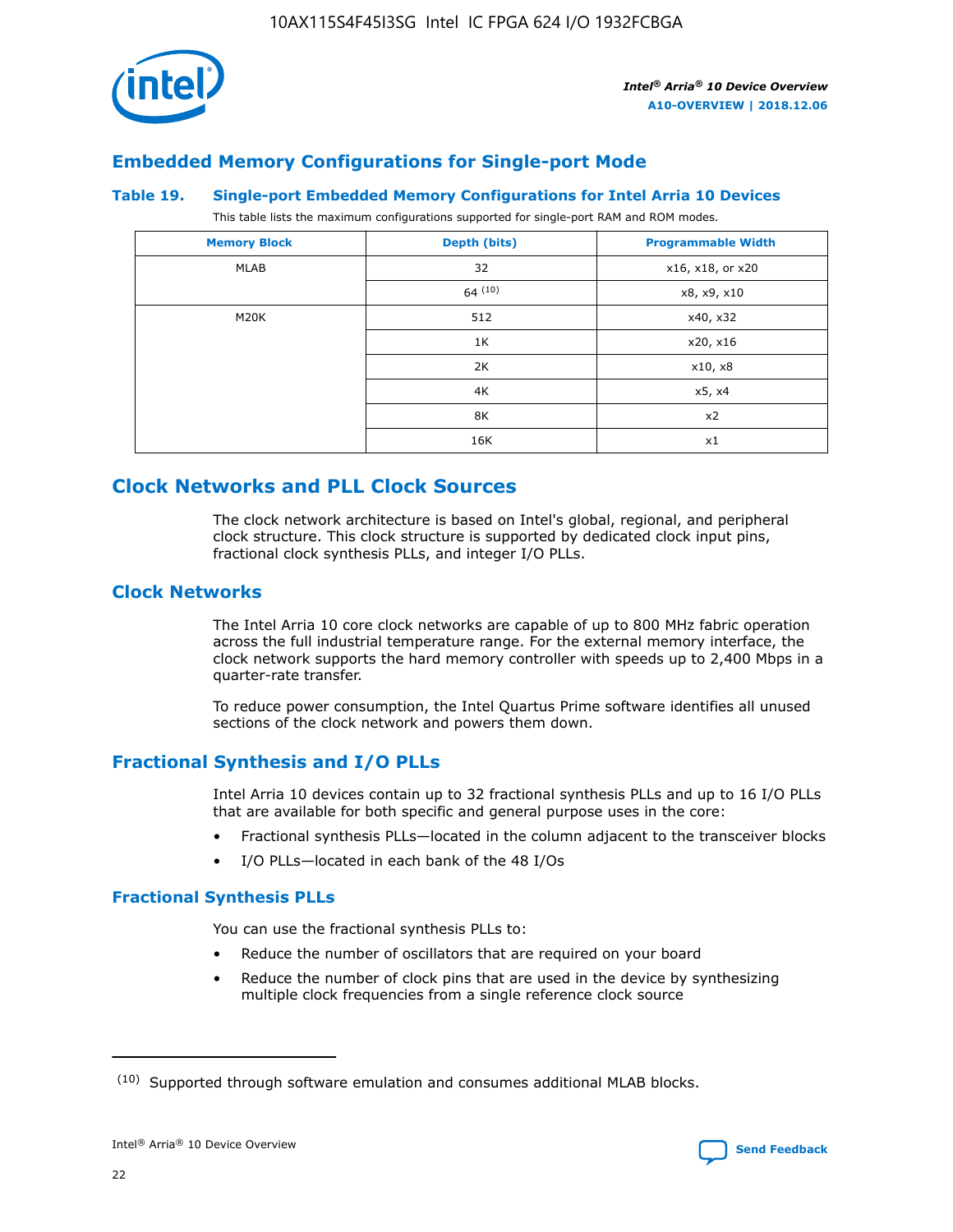## Embedded Memory Configurations for Single-port Mode

### Table 19. Single-port Embedded Memory Configurations for Intel Arria 10 Devices

This table lists the maximum configurations supported for single-port RAM and ROM modes.

| Memory Block | Depth (bits) | Programmable Width |
|---|---|---|
| MLAB | 32 | x16, x18, or x20 |
| | 64 [10] | x8, x9, x10 |
| M20K | 512 | x40, x32 |
| | 1K | x20, x16 |
| | 2K | x10, x8 |
| | 4K | x5, x4 |
| | 8K | x2 |
| | 16K | x1 |

# Clock Networks and PLL Clock Sources

The clock network architecture is based on Intel's global, regional, and peripheral clock structure. This clock structure is supported by dedicated clock input pins, fractional clock synthesis PLLs, and integer I/O PLLs.

## Clock Networks

The Intel Arria 10 core clock networks are capable of up to 800 MHz fabric operation across the full industrial temperature range. For the external memory interface, the clock network supports the hard memory controller with speeds up to 2,400 Mbps in a quarter-rate transfer.

To reduce power consumption, the Intel Quartus Prime software identifies all unused sections of the clock network and powers them down.

## Fractional Synthesis and I/O PLLs

Intel Arria 10 devices contain up to 32 fractional synthesis PLLs and up to 16 I/O PLLs that are available for both specific and general purpose uses in the core:

- Fractional synthesis PLLs—located in the column adjacent to the transceiver blocks
- I/O PLLs—located in each bank of the 48 I/Os

### Fractional Synthesis PLLs

You can use the fractional synthesis PLLs to:

- Reduce the number of oscillators that are required on your board
- Reduce the number of clock pins that are used in the device by synthesizing multiple clock frequencies from a single reference clock source

(10) Supported through software emulation and consumes additional MLAB blocks.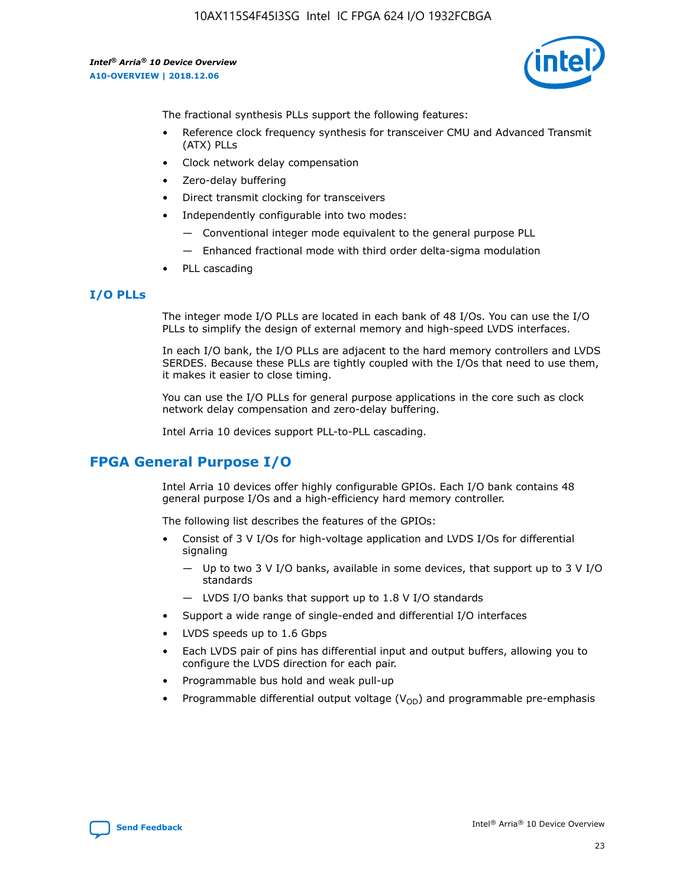The fractional synthesis PLLs support the following features:

- Reference clock frequency synthesis for transceiver CMU and Advanced Transmit (ATX) PLLs
- Clock network delay compensation
- Zero-delay buffering
- Direct transmit clocking for transceivers
- Independently configurable into two modes:
  - — Conventional integer mode equivalent to the general purpose PLL
  - — Enhanced fractional mode with third order delta-sigma modulation
- PLL cascading

### I/O PLLs

The integer mode I/O PLLs are located in each bank of 48 I/Os. You can use the I/O PLLs to simplify the design of external memory and high-speed LVDS interfaces.

In each I/O bank, the I/O PLLs are adjacent to the hard memory controllers and LVDS SERDES. Because these PLLs are tightly coupled with the I/Os that need to use them, it makes it easier to close timing.

You can use the I/O PLLs for general purpose applications in the core such as clock network delay compensation and zero-delay buffering.

Intel Arria 10 devices support PLL-to-PLL cascading.

## FPGA General Purpose I/O

Intel Arria 10 devices offer highly configurable GPIOs. Each I/O bank contains 48 general purpose I/Os and a high-efficiency hard memory controller.

The following list describes the features of the GPIOs:

- Consist of 3 V I/Os for high-voltage application and LVDS I/Os for differential signaling
  - — Up to two 3 V I/O banks, available in some devices, that support up to 3 V I/O standards
  - — LVDS I/O banks that support up to 1.8 V I/O standards
- Support a wide range of single-ended and differential I/O interfaces
- LVDS speeds up to 1.6 Gbps
- Each LVDS pair of pins has differential input and output buffers, allowing you to configure the LVDS direction for each pair.
- Programmable bus hold and weak pull-up
- Programmable differential output voltage ($V_{OD}$) and programmable pre-emphasis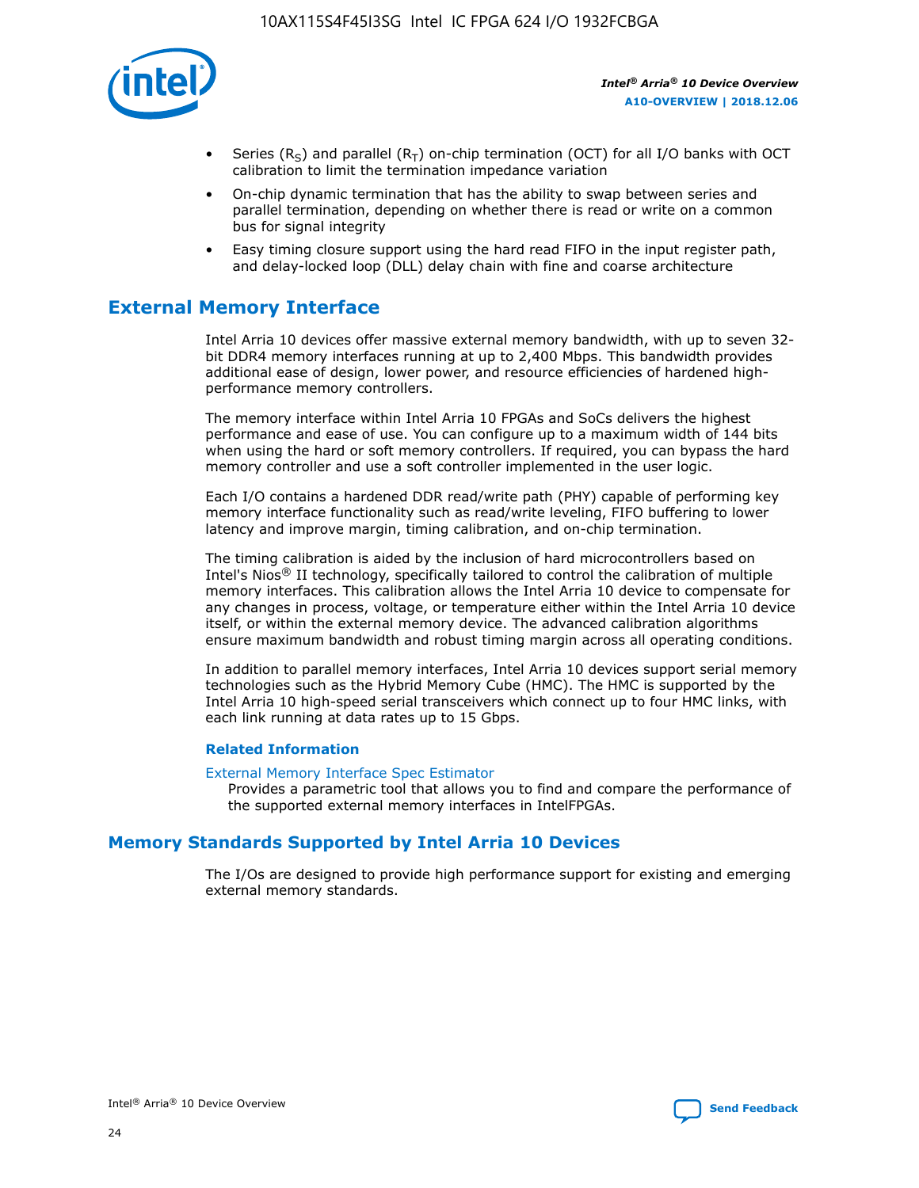- Series ($R_S$) and parallel ($R_T$) on-chip termination (OCT) for all I/O banks with OCT calibration to limit the termination impedance variation
- On-chip dynamic termination that has the ability to swap between series and parallel termination, depending on whether there is read or write on a common bus for signal integrity
- Easy timing closure support using the hard read FIFO in the input register path, and delay-locked loop (DLL) delay chain with fine and coarse architecture

## External Memory Interface

Intel Arria 10 devices offer massive external memory bandwidth, with up to seven 32-bit DDR4 memory interfaces running at up to 2,400 Mbps. This bandwidth provides additional ease of design, lower power, and resource efficiencies of hardened high-performance memory controllers.

The memory interface within Intel Arria 10 FPGAs and SoCs delivers the highest performance and ease of use. You can configure up to a maximum width of 144 bits when using the hard or soft memory controllers. If required, you can bypass the hard memory controller and use a soft controller implemented in the user logic.

Each I/O contains a hardened DDR read/write path (PHY) capable of performing key memory interface functionality such as read/write leveling, FIFO buffering to lower latency and improve margin, timing calibration, and on-chip termination.

The timing calibration is aided by the inclusion of hard microcontrollers based on Intel's Nios® II technology, specifically tailored to control the calibration of multiple memory interfaces. This calibration allows the Intel Arria 10 device to compensate for any changes in process, voltage, or temperature either within the Intel Arria 10 device itself, or within the external memory device. The advanced calibration algorithms ensure maximum bandwidth and robust timing margin across all operating conditions.

In addition to parallel memory interfaces, Intel Arria 10 devices support serial memory technologies such as the Hybrid Memory Cube (HMC). The HMC is supported by the Intel Arria 10 high-speed serial transceivers which connect up to four HMC links, with each link running at data rates up to 15 Gbps.

### Related Information

External Memory Interface Spec Estimator

Provides a parametric tool that allows you to find and compare the performance of the supported external memory interfaces in IntelFPGAs.

## Memory Standards Supported by Intel Arria 10 Devices

The I/Os are designed to provide high performance support for existing and emerging external memory standards.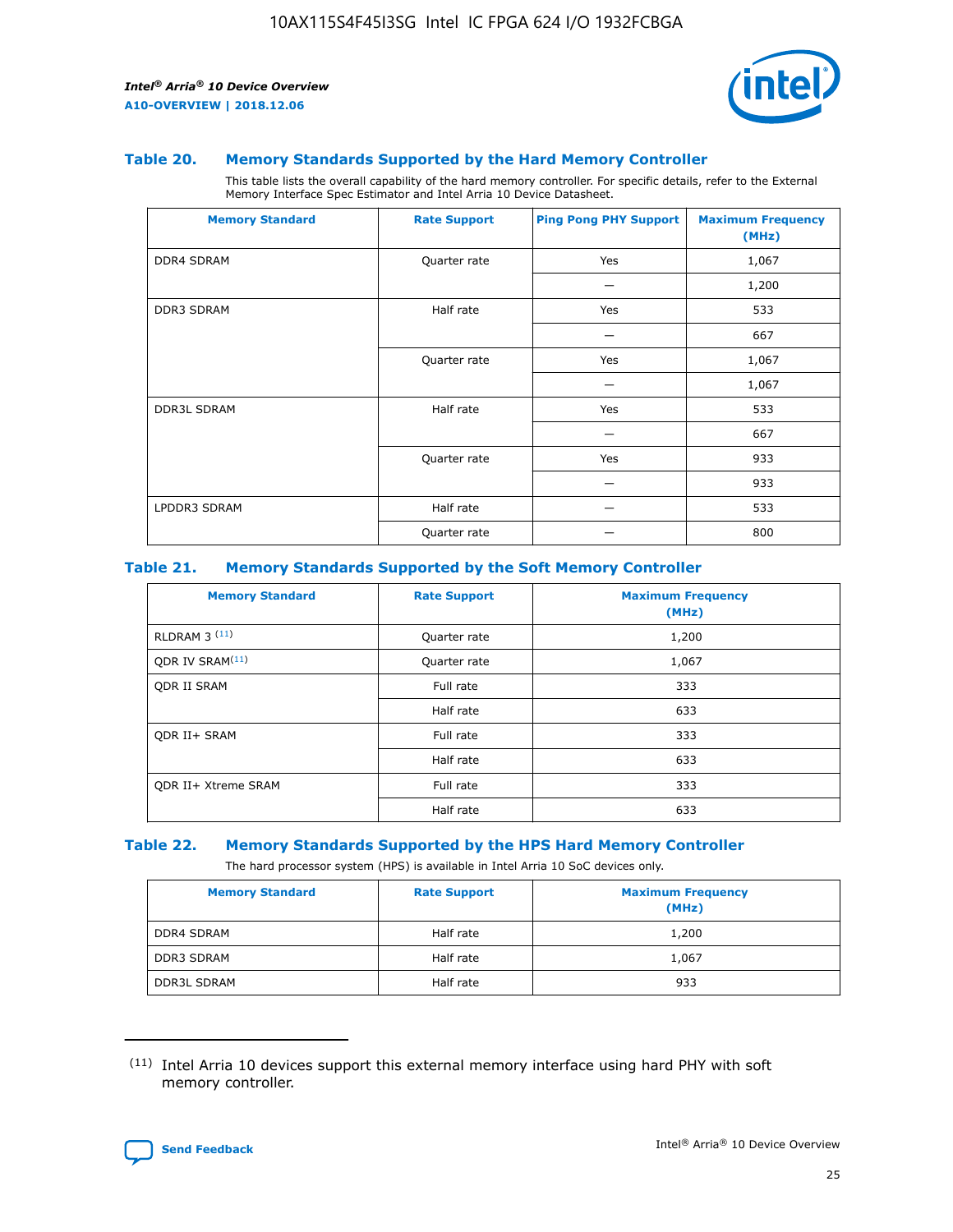### Table 20. Memory Standards Supported by the Hard Memory Controller

This table lists the overall capability of the hard memory controller. For specific details, refer to the External Memory Interface Spec Estimator and Intel Arria 10 Device Datasheet.

| Memory Standard | Rate Support | Ping Pong PHY Support | Maximum Frequency (MHz) |
|---|---|---|---|
| DDR4 SDRAM | Quarter rate | Yes | 1,067 |
| | | — | 1,200 |
| DDR3 SDRAM | Half rate | Yes | 533 |
| | | — | 667 |
| | Quarter rate | Yes | 1,067 |
| | | — | 1,067 |
| DDR3L SDRAM | Half rate | Yes | 533 |
| | | — | 667 |
| | Quarter rate | Yes | 933 |
| | | — | 933 |
| LPDDR3 SDRAM | Half rate | — | 533 |
| | Quarter rate | — | 800 |

### Table 21. Memory Standards Supported by the Soft Memory Controller

| Memory Standard | Rate Support | Maximum Frequency (MHz) |
|---|---|---|
| RLDRAM 3 [11] | Quarter rate | 1,200 |
| QDR IV SRAM[11] | Quarter rate | 1,067 |
| QDR II SRAM | Full rate | 333 |
| | Half rate | 633 |
| QDR II+ SRAM | Full rate | 333 |
| | Half rate | 633 |
| QDR II+ Xtreme SRAM | Full rate | 333 |
| | Half rate | 633 |

### Table 22. Memory Standards Supported by the HPS Hard Memory Controller

The hard processor system (HPS) is available in Intel Arria 10 SoC devices only.

| Memory Standard | Rate Support | Maximum Frequency (MHz) |
|---|---|---|
| DDR4 SDRAM | Half rate | 1,200 |
| DDR3 SDRAM | Half rate | 1,067 |
| DDR3L SDRAM | Half rate | 933 |

(11) Intel Arria 10 devices support this external memory interface using hard PHY with soft memory controller.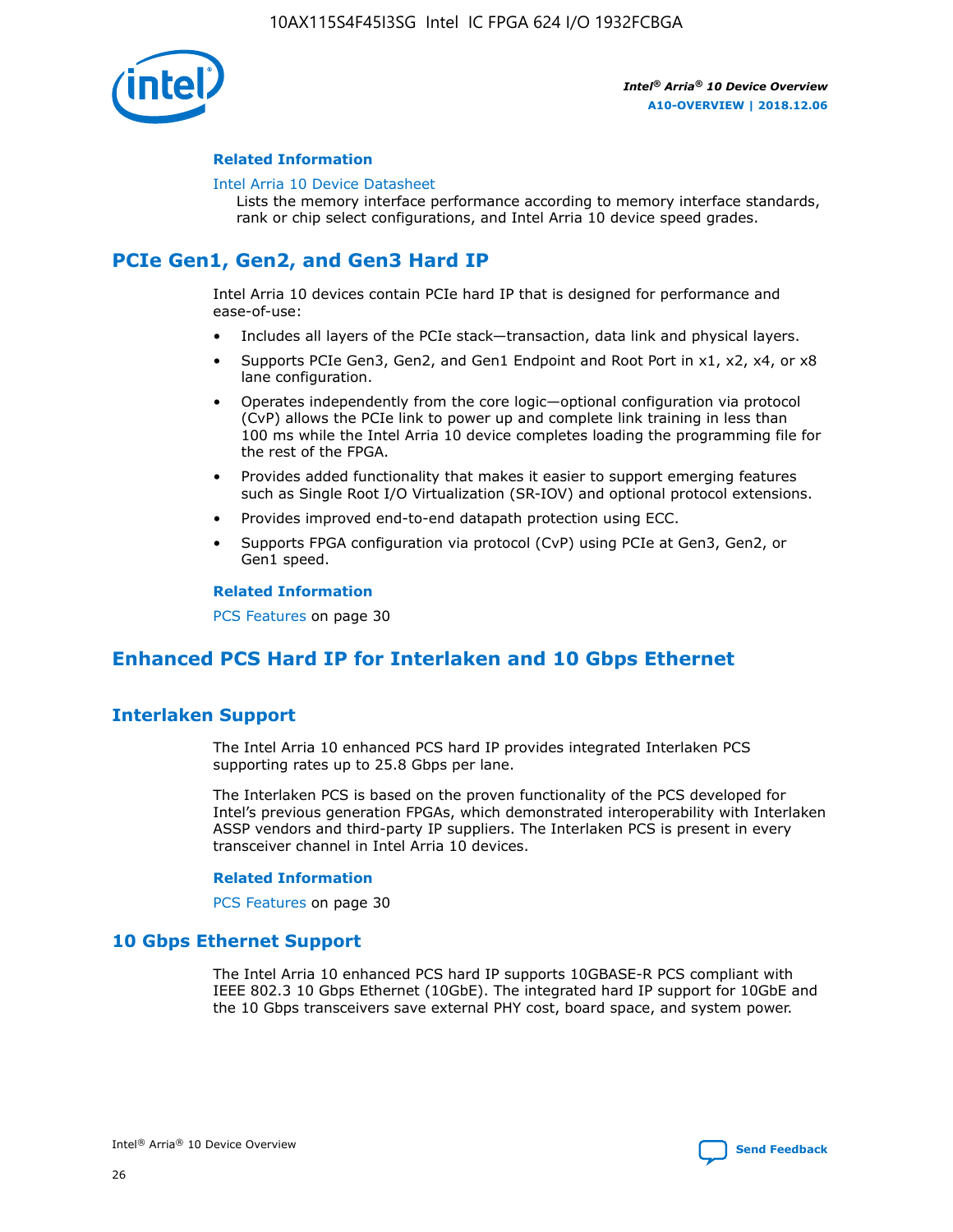#### Related Information

Intel Arria 10 Device Datasheet
Lists the memory interface performance according to memory interface standards, rank or chip select configurations, and Intel Arria 10 device speed grades.

## PCIe Gen1, Gen2, and Gen3 Hard IP

Intel Arria 10 devices contain PCIe hard IP that is designed for performance and ease-of-use:

- Includes all layers of the PCIe stack—transaction, data link and physical layers.
- Supports PCIe Gen3, Gen2, and Gen1 Endpoint and Root Port in x1, x2, x4, or x8 lane configuration.
- Operates independently from the core logic—optional configuration via protocol (CvP) allows the PCIe link to power up and complete link training in less than 100 ms while the Intel Arria 10 device completes loading the programming file for the rest of the FPGA.
- Provides added functionality that makes it easier to support emerging features such as Single Root I/O Virtualization (SR-IOV) and optional protocol extensions.
- Provides improved end-to-end datapath protection using ECC.
- Supports FPGA configuration via protocol (CvP) using PCIe at Gen3, Gen2, or Gen1 speed.

#### Related Information

PCS Features on page 30

## Enhanced PCS Hard IP for Interlaken and 10 Gbps Ethernet

### Interlaken Support

The Intel Arria 10 enhanced PCS hard IP provides integrated Interlaken PCS supporting rates up to 25.8 Gbps per lane.

The Interlaken PCS is based on the proven functionality of the PCS developed for Intel's previous generation FPGAs, which demonstrated interoperability with Interlaken ASSP vendors and third-party IP suppliers. The Interlaken PCS is present in every transceiver channel in Intel Arria 10 devices.

#### Related Information

PCS Features on page 30

### 10 Gbps Ethernet Support

The Intel Arria 10 enhanced PCS hard IP supports 10GBASE-R PCS compliant with IEEE 802.3 10 Gbps Ethernet (10GbE). The integrated hard IP support for 10GbE and the 10 Gbps transceivers save external PHY cost, board space, and system power.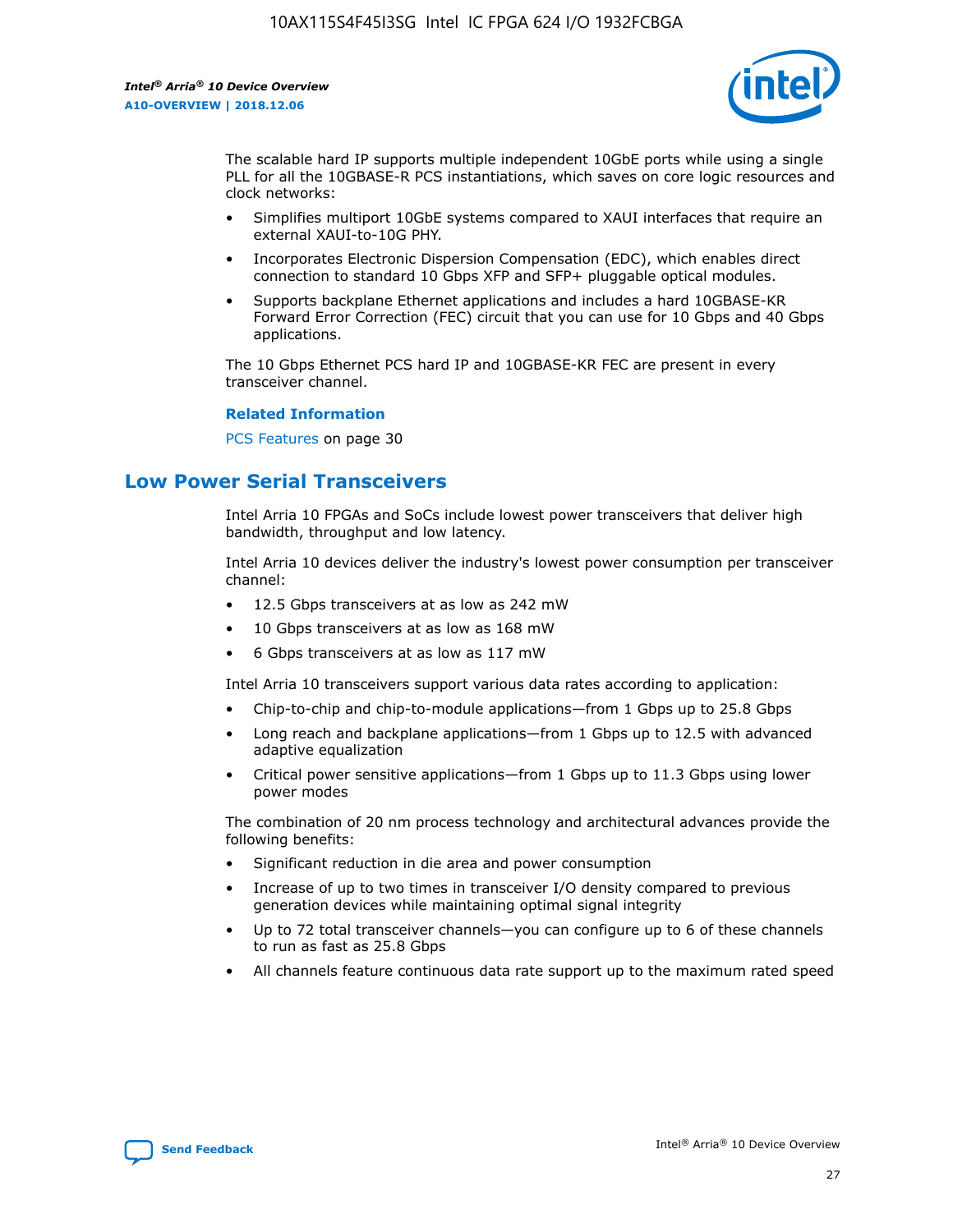The scalable hard IP supports multiple independent 10GbE ports while using a single PLL for all the 10GBASE-R PCS instantiations, which saves on core logic resources and clock networks:

- Simplifies multiport 10GbE systems compared to XAUI interfaces that require an external XAUI-to-10G PHY.
- Incorporates Electronic Dispersion Compensation (EDC), which enables direct connection to standard 10 Gbps XFP and SFP+ pluggable optical modules.
- Supports backplane Ethernet applications and includes a hard 10GBASE-KR Forward Error Correction (FEC) circuit that you can use for 10 Gbps and 40 Gbps applications.

The 10 Gbps Ethernet PCS hard IP and 10GBASE-KR FEC are present in every transceiver channel.

**Related Information**

PCS Features on page 30

## Low Power Serial Transceivers

Intel Arria 10 FPGAs and SoCs include lowest power transceivers that deliver high bandwidth, throughput and low latency.

Intel Arria 10 devices deliver the industry's lowest power consumption per transceiver channel:

- 12.5 Gbps transceivers at as low as 242 mW
- 10 Gbps transceivers at as low as 168 mW
- 6 Gbps transceivers at as low as 117 mW

Intel Arria 10 transceivers support various data rates according to application:

- Chip-to-chip and chip-to-module applications—from 1 Gbps up to 25.8 Gbps
- Long reach and backplane applications—from 1 Gbps up to 12.5 with advanced adaptive equalization
- Critical power sensitive applications—from 1 Gbps up to 11.3 Gbps using lower power modes

The combination of 20 nm process technology and architectural advances provide the following benefits:

- Significant reduction in die area and power consumption
- Increase of up to two times in transceiver I/O density compared to previous generation devices while maintaining optimal signal integrity
- Up to 72 total transceiver channels—you can configure up to 6 of these channels to run as fast as 25.8 Gbps
- All channels feature continuous data rate support up to the maximum rated speed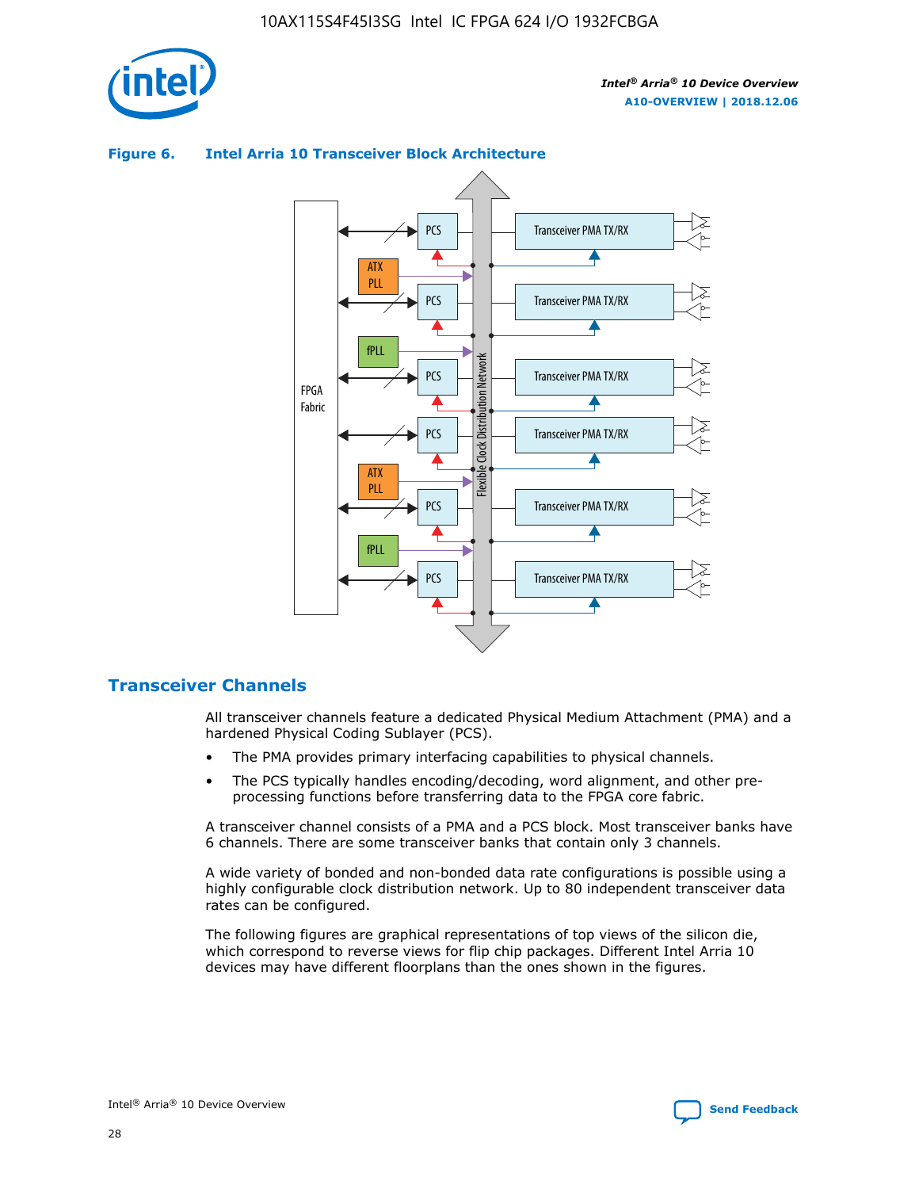**Figure 6. Intel Arria 10 Transceiver Block Architecture**

## Transceiver Channels

All transceiver channels feature a dedicated Physical Medium Attachment (PMA) and a hardened Physical Coding Sublayer (PCS).

- The PMA provides primary interfacing capabilities to physical channels.
- The PCS typically handles encoding/decoding, word alignment, and other pre-processing functions before transferring data to the FPGA core fabric.

A transceiver channel consists of a PMA and a PCS block. Most transceiver banks have 6 channels. There are some transceiver banks that contain only 3 channels.

A wide variety of bonded and non-bonded data rate configurations is possible using a highly configurable clock distribution network. Up to 80 independent transceiver data rates can be configured.

The following figures are graphical representations of top views of the silicon die, which correspond to reverse views for flip chip packages. Different Intel Arria 10 devices may have different floorplans than the ones shown in the figures.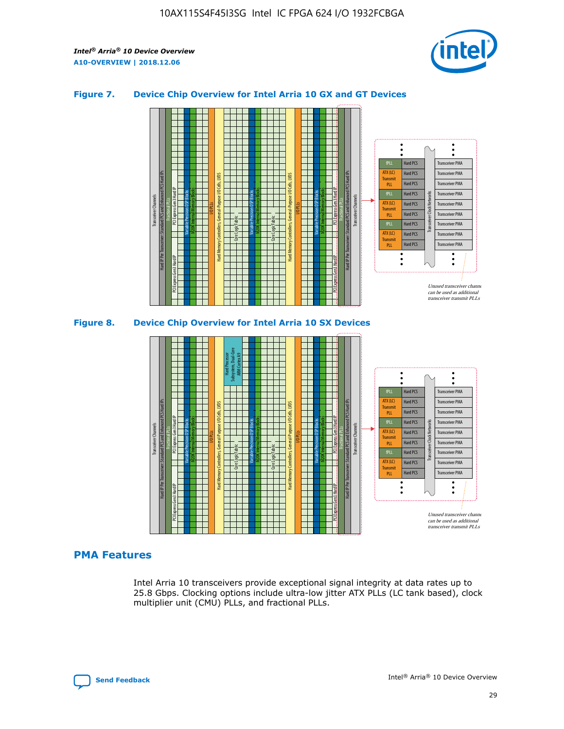**Figure 7. Device Chip Overview for Intel Arria 10 GX and GT Devices**

**Figure 8. Device Chip Overview for Intel Arria 10 SX Devices**

## PMA Features

Intel Arria 10 transceivers provide exceptional signal integrity at data rates up to 25.8 Gbps. Clocking options include ultra-low jitter ATX PLLs (LC tank based), clock multiplier unit (CMU) PLLs, and fractional PLLs.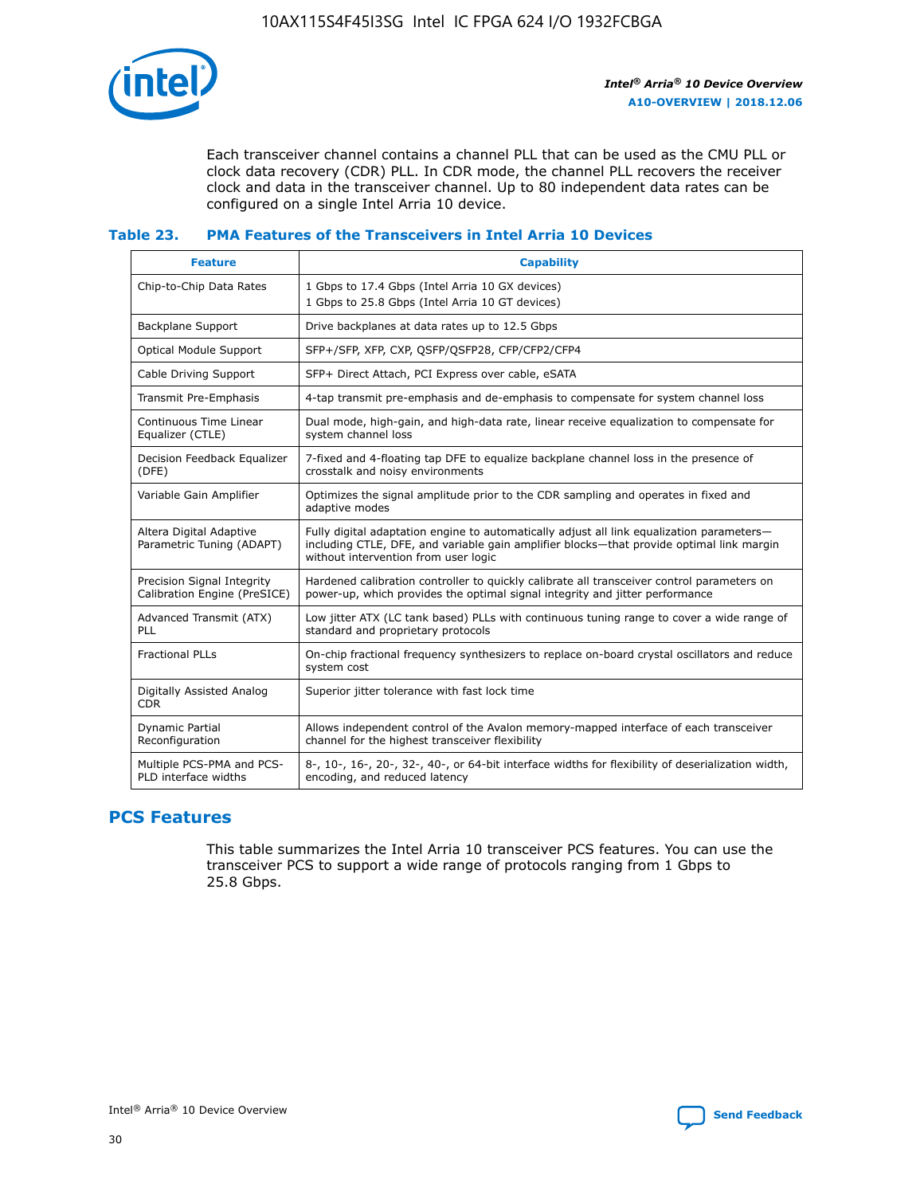Each transceiver channel contains a channel PLL that can be used as the CMU PLL or clock data recovery (CDR) PLL. In CDR mode, the channel PLL recovers the receiver clock and data in the transceiver channel. Up to 80 independent data rates can be configured on a single Intel Arria 10 device.

### Table 23. PMA Features of the Transceivers in Intel Arria 10 Devices

| Feature | Capability |
| --- | --- |
| Chip-to-Chip Data Rates | 1 Gbps to 17.4 Gbps (Intel Arria 10 GX devices)<br>1 Gbps to 25.8 Gbps (Intel Arria 10 GT devices) |
| Backplane Support | Drive backplanes at data rates up to 12.5 Gbps |
| Optical Module Support | SFP+/SFP, XFP, CXP, QSFP/QSFP28, CFP/CFP2/CFP4 |
| Cable Driving Support | SFP+ Direct Attach, PCI Express over cable, eSATA |
| Transmit Pre-Emphasis | 4-tap transmit pre-emphasis and de-emphasis to compensate for system channel loss |
| Continuous Time Linear Equalizer (CTLE) | Dual mode, high-gain, and high-data rate, linear receive equalization to compensate for system channel loss |
| Decision Feedback Equalizer (DFE) | 7-fixed and 4-floating tap DFE to equalize backplane channel loss in the presence of crosstalk and noisy environments |
| Variable Gain Amplifier | Optimizes the signal amplitude prior to the CDR sampling and operates in fixed and adaptive modes |
| Altera Digital Adaptive Parametric Tuning (ADAPT) | Fully digital adaptation engine to automatically adjust all link equalization parameters—including CTLE, DFE, and variable gain amplifier blocks—that provide optimal link margin without intervention from user logic |
| Precision Signal Integrity Calibration Engine (PreSICE) | Hardened calibration controller to quickly calibrate all transceiver control parameters on power-up, which provides the optimal signal integrity and jitter performance |
| Advanced Transmit (ATX) PLL | Low jitter ATX (LC tank based) PLLs with continuous tuning range to cover a wide range of standard and proprietary protocols |
| Fractional PLLs | On-chip fractional frequency synthesizers to replace on-board crystal oscillators and reduce system cost |
| Digitally Assisted Analog CDR | Superior jitter tolerance with fast lock time |
| Dynamic Partial Reconfiguration | Allows independent control of the Avalon memory-mapped interface of each transceiver channel for the highest transceiver flexibility |
| Multiple PCS-PMA and PCS-PLD interface widths | 8-, 10-, 16-, 20-, 32-, 40-, or 64-bit interface widths for flexibility of deserialization width, encoding, and reduced latency |

## PCS Features

This table summarizes the Intel Arria 10 transceiver PCS features. You can use the transceiver PCS to support a wide range of protocols ranging from 1 Gbps to 25.8 Gbps.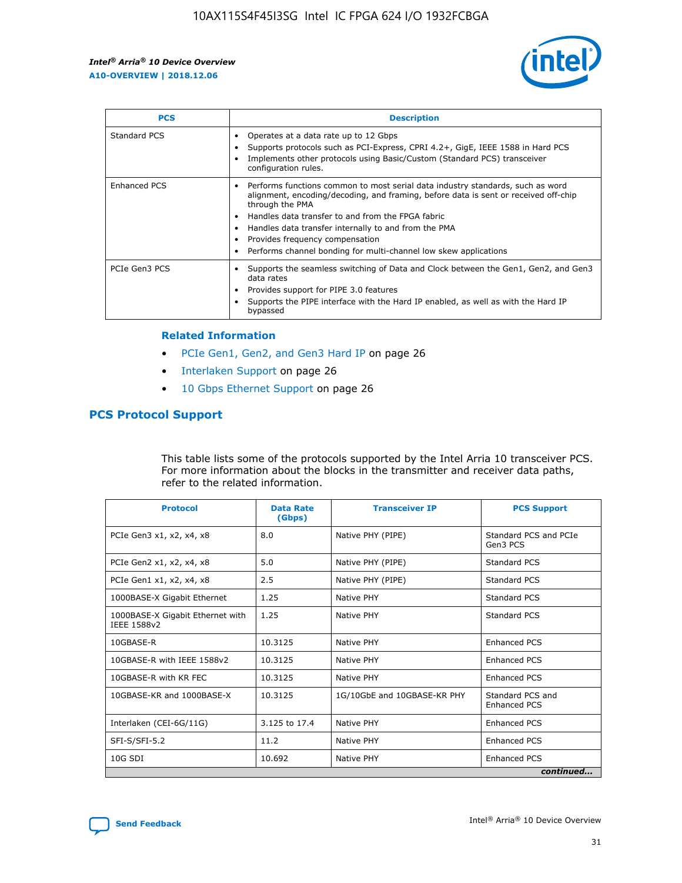| PCS | Description |
| --- | --- |
| Standard PCS | • Operates at a data rate up to 12 Gbps<br>• Supports protocols such as PCI-Express, CPRI 4.2+, GigE, IEEE 1588 in Hard PCS<br>• Implements other protocols using Basic/Custom (Standard PCS) transceiver configuration rules. |
| Enhanced PCS | • Performs functions common to most serial data industry standards, such as word alignment, encoding/decoding, and framing, before data is sent or received off-chip through the PMA<br>• Handles data transfer to and from the FPGA fabric<br>• Handles data transfer internally to and from the PMA<br>• Provides frequency compensation<br>• Performs channel bonding for multi-channel low skew applications |
| PCIe Gen3 PCS | • Supports the seamless switching of Data and Clock between the Gen1, Gen2, and Gen3 data rates<br>• Provides support for PIPE 3.0 features<br>• Supports the PIPE interface with the Hard IP enabled, as well as with the Hard IP bypassed |

### Related Information

- PCIe Gen1, Gen2, and Gen3 Hard IP on page 26
- Interlaken Support on page 26
- 10 Gbps Ethernet Support on page 26

## PCS Protocol Support

This table lists some of the protocols supported by the Intel Arria 10 transceiver PCS. For more information about the blocks in the transmitter and receiver data paths, refer to the related information.

| Protocol | Data Rate (Gbps) | Transceiver IP | PCS Support |
| --- | --- | --- | --- |
| PCIe Gen3 x1, x2, x4, x8 | 8.0 | Native PHY (PIPE) | Standard PCS and PCIe Gen3 PCS |
| PCIe Gen2 x1, x2, x4, x8 | 5.0 | Native PHY (PIPE) | Standard PCS |
| PCIe Gen1 x1, x2, x4, x8 | 2.5 | Native PHY (PIPE) | Standard PCS |
| 1000BASE-X Gigabit Ethernet | 1.25 | Native PHY | Standard PCS |
| 1000BASE-X Gigabit Ethernet with IEEE 1588v2 | 1.25 | Native PHY | Standard PCS |
| 10GBASE-R | 10.3125 | Native PHY | Enhanced PCS |
| 10GBASE-R with IEEE 1588v2 | 10.3125 | Native PHY | Enhanced PCS |
| 10GBASE-R with KR FEC | 10.3125 | Native PHY | Enhanced PCS |
| 10GBASE-KR and 1000BASE-X | 10.3125 | 1G/10GbE and 10GBASE-KR PHY | Standard PCS and Enhanced PCS |
| Interlaken (CEI-6G/11G) | 3.125 to 17.4 | Native PHY | Enhanced PCS |
| SFI-S/SFI-5.2 | 11.2 | Native PHY | Enhanced PCS |
| 10G SDI | 10.692 | Native PHY | Enhanced PCS |

*continued...*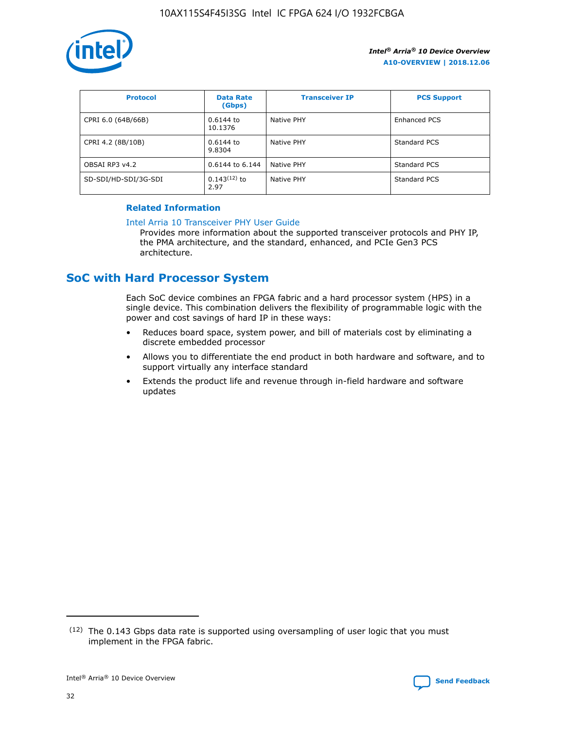| Protocol | Data Rate (Gbps) | Transceiver IP | PCS Support |
| --- | --- | --- | --- |
| CPRI 6.0 (64B/66B) | 0.6144 to 10.1376 | Native PHY | Enhanced PCS |
| CPRI 4.2 (8B/10B) | 0.6144 to 9.8304 | Native PHY | Standard PCS |
| OBSAI RP3 v4.2 | 0.6144 to 6.144 | Native PHY | Standard PCS |
| SD-SDI/HD-SDI/3G-SDI | 0.143[12] to 2.97 | Native PHY | Standard PCS |

**Related Information**

Intel Arria 10 Transceiver PHY User Guide

Provides more information about the supported transceiver protocols and PHY IP, the PMA architecture, and the standard, enhanced, and PCIe Gen3 PCS architecture.

## SoC with Hard Processor System

Each SoC device combines an FPGA fabric and a hard processor system (HPS) in a single device. This combination delivers the flexibility of programmable logic with the power and cost savings of hard IP in these ways:

- Reduces board space, system power, and bill of materials cost by eliminating a discrete embedded processor
- Allows you to differentiate the end product in both hardware and software, and to support virtually any interface standard
- Extends the product life and revenue through in-field hardware and software updates

(12) The 0.143 Gbps data rate is supported using oversampling of user logic that you must implement in the FPGA fabric.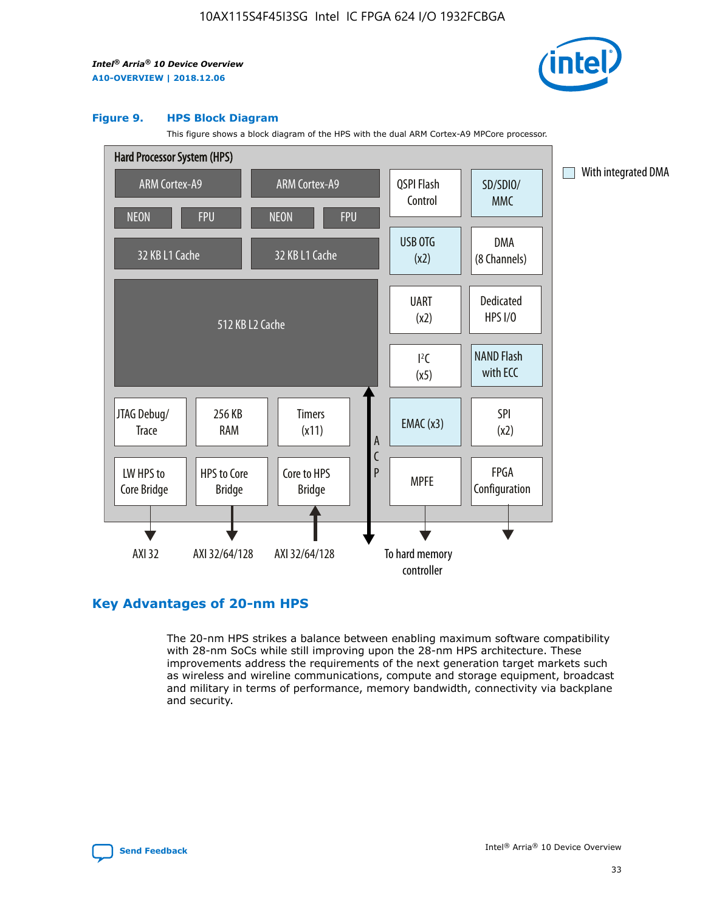**Figure 9. HPS Block Diagram**

This figure shows a block diagram of the HPS with the dual ARM Cortex-A9 MPCore processor.

## Key Advantages of 20-nm HPS

The 20-nm HPS strikes a balance between enabling maximum software compatibility with 28-nm SoCs while still improving upon the 28-nm HPS architecture. These improvements address the requirements of the next generation target markets such as wireless and wireline communications, compute and storage equipment, broadcast and military in terms of performance, memory bandwidth, connectivity via backplane and security.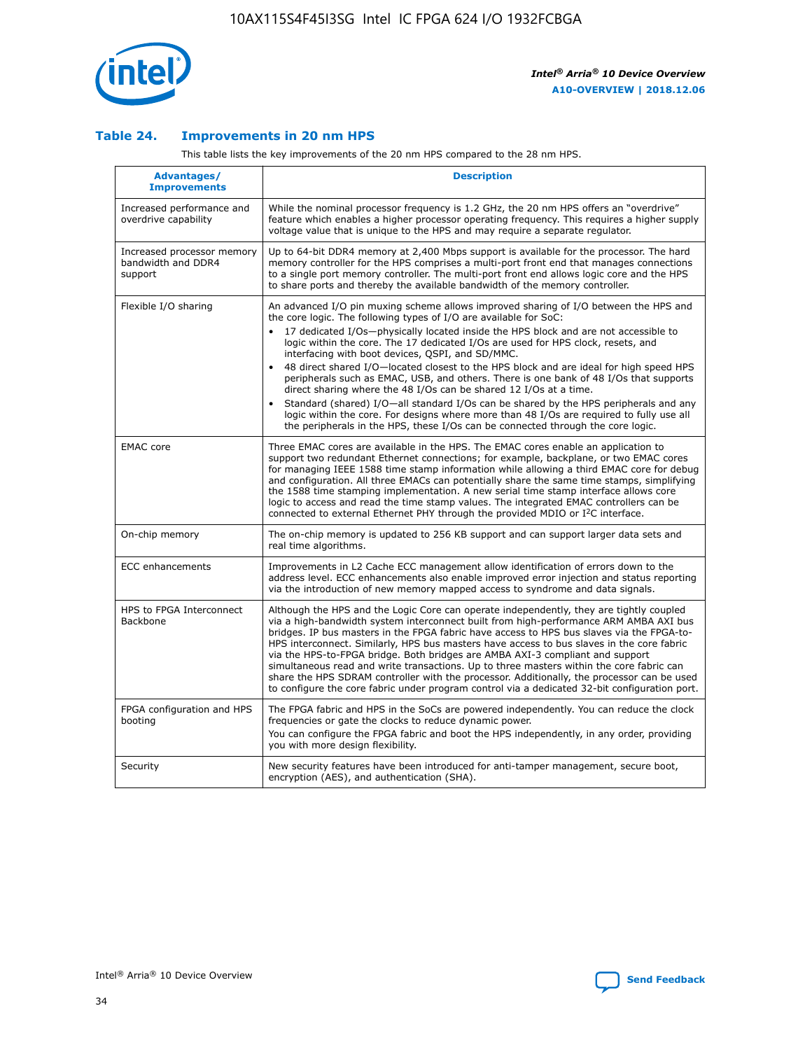## Table 24. Improvements in 20 nm HPS

This table lists the key improvements of the 20 nm HPS compared to the 28 nm HPS.

| Advantages/ Improvements | Description |
|---|---|
| Increased performance and overdrive capability | While the nominal processor frequency is 1.2 GHz, the 20 nm HPS offers an "overdrive" feature which enables a higher processor operating frequency. This requires a higher supply voltage value that is unique to the HPS and may require a separate regulator. |
| Increased processor memory bandwidth and DDR4 support | Up to 64-bit DDR4 memory at 2,400 Mbps support is available for the processor. The hard memory controller for the HPS comprises a multi-port front end that manages connections to a single port memory controller. The multi-port front end allows logic core and the HPS to share ports and thereby the available bandwidth of the memory controller. |
| Flexible I/O sharing | An advanced I/O pin muxing scheme allows improved sharing of I/O between the HPS and the core logic. The following types of I/O are available for SoC:<br>• 17 dedicated I/Os—physically located inside the HPS block and are not accessible to logic within the core. The 17 dedicated I/Os are used for HPS clock, resets, and interfacing with boot devices, QSPI, and SD/MMC.<br>• 48 direct shared I/O—located closest to the HPS block and are ideal for high speed HPS peripherals such as EMAC, USB, and others. There is one bank of 48 I/Os that supports direct sharing where the 48 I/Os can be shared 12 I/Os at a time.<br>• Standard (shared) I/O—all standard I/Os can be shared by the HPS peripherals and any logic within the core. For designs where more than 48 I/Os are required to fully use all the peripherals in the HPS, these I/Os can be connected through the core logic. |
| EMAC core | Three EMAC cores are available in the HPS. The EMAC cores enable an application to support two redundant Ethernet connections; for example, backplane, or two EMAC cores for managing IEEE 1588 time stamp information while allowing a third EMAC core for debug and configuration. All three EMACs can potentially share the same time stamps, simplifying the 1588 time stamping implementation. A new serial time stamp interface allows core logic to access and read the time stamp values. The integrated EMAC controllers can be connected to external Ethernet PHY through the provided MDIO or I²C interface. |
| On-chip memory | The on-chip memory is updated to 256 KB support and can support larger data sets and real time algorithms. |
| ECC enhancements | Improvements in L2 Cache ECC management allow identification of errors down to the address level. ECC enhancements also enable improved error injection and status reporting via the introduction of new memory mapped access to syndrome and data signals. |
| HPS to FPGA Interconnect Backbone | Although the HPS and the Logic Core can operate independently, they are tightly coupled via a high-bandwidth system interconnect built from high-performance ARM AMBA AXI bus bridges. IP bus masters in the FPGA fabric have access to HPS bus slaves via the FPGA-to-HPS interconnect. Similarly, HPS bus masters have access to bus slaves in the core fabric via the HPS-to-FPGA bridge. Both bridges are AMBA AXI-3 compliant and support simultaneous read and write transactions. Up to three masters within the core fabric can share the HPS SDRAM controller with the processor. Additionally, the processor can be used to configure the core fabric under program control via a dedicated 32-bit configuration port. |
| FPGA configuration and HPS booting | The FPGA fabric and HPS in the SoCs are powered independently. You can reduce the clock frequencies or gate the clocks to reduce dynamic power.<br>You can configure the FPGA fabric and boot the HPS independently, in any order, providing you with more design flexibility. |
| Security | New security features have been introduced for anti-tamper management, secure boot, encryption (AES), and authentication (SHA). |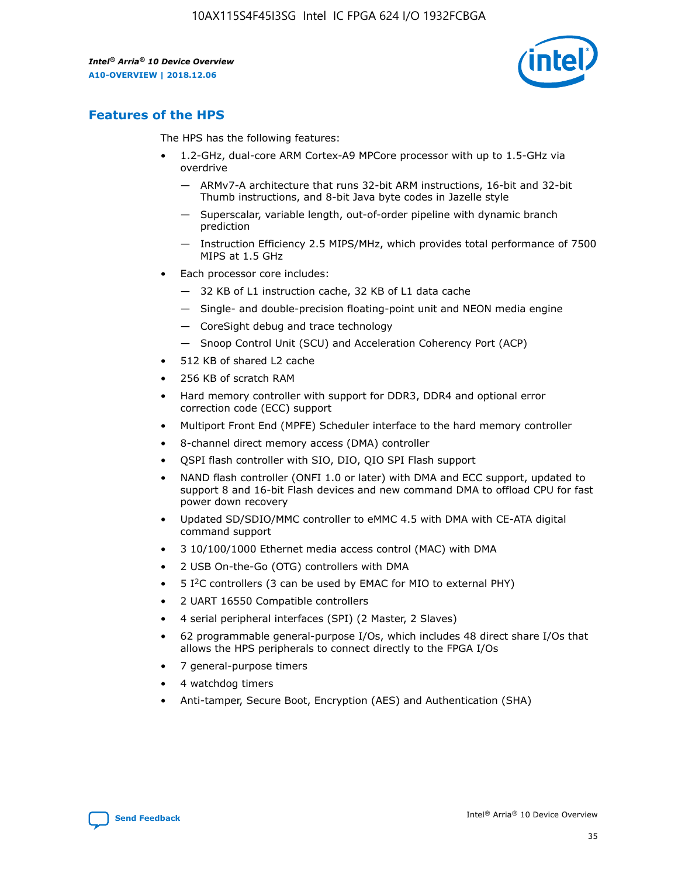## Features of the HPS

The HPS has the following features:

- 1.2-GHz, dual-core ARM Cortex-A9 MPCore processor with up to 1.5-GHz via overdrive
  - — ARMv7-A architecture that runs 32-bit ARM instructions, 16-bit and 32-bit Thumb instructions, and 8-bit Java byte codes in Jazelle style
  - — Superscalar, variable length, out-of-order pipeline with dynamic branch prediction
  - — Instruction Efficiency 2.5 MIPS/MHz, which provides total performance of 7500 MIPS at 1.5 GHz
- Each processor core includes:
  - — 32 KB of L1 instruction cache, 32 KB of L1 data cache
  - — Single- and double-precision floating-point unit and NEON media engine
  - — CoreSight debug and trace technology
  - — Snoop Control Unit (SCU) and Acceleration Coherency Port (ACP)
- 512 KB of shared L2 cache
- 256 KB of scratch RAM
- Hard memory controller with support for DDR3, DDR4 and optional error correction code (ECC) support
- Multiport Front End (MPFE) Scheduler interface to the hard memory controller
- 8-channel direct memory access (DMA) controller
- QSPI flash controller with SIO, DIO, QIO SPI Flash support
- NAND flash controller (ONFI 1.0 or later) with DMA and ECC support, updated to support 8 and 16-bit Flash devices and new command DMA to offload CPU for fast power down recovery
- Updated SD/SDIO/MMC controller to eMMC 4.5 with DMA with CE-ATA digital command support
- 3 10/100/1000 Ethernet media access control (MAC) with DMA
- 2 USB On-the-Go (OTG) controllers with DMA
- 5 I$^2$C controllers (3 can be used by EMAC for MIO to external PHY)
- 2 UART 16550 Compatible controllers
- 4 serial peripheral interfaces (SPI) (2 Master, 2 Slaves)
- 62 programmable general-purpose I/Os, which includes 48 direct share I/Os that allows the HPS peripherals to connect directly to the FPGA I/Os
- 7 general-purpose timers
- 4 watchdog timers
- Anti-tamper, Secure Boot, Encryption (AES) and Authentication (SHA)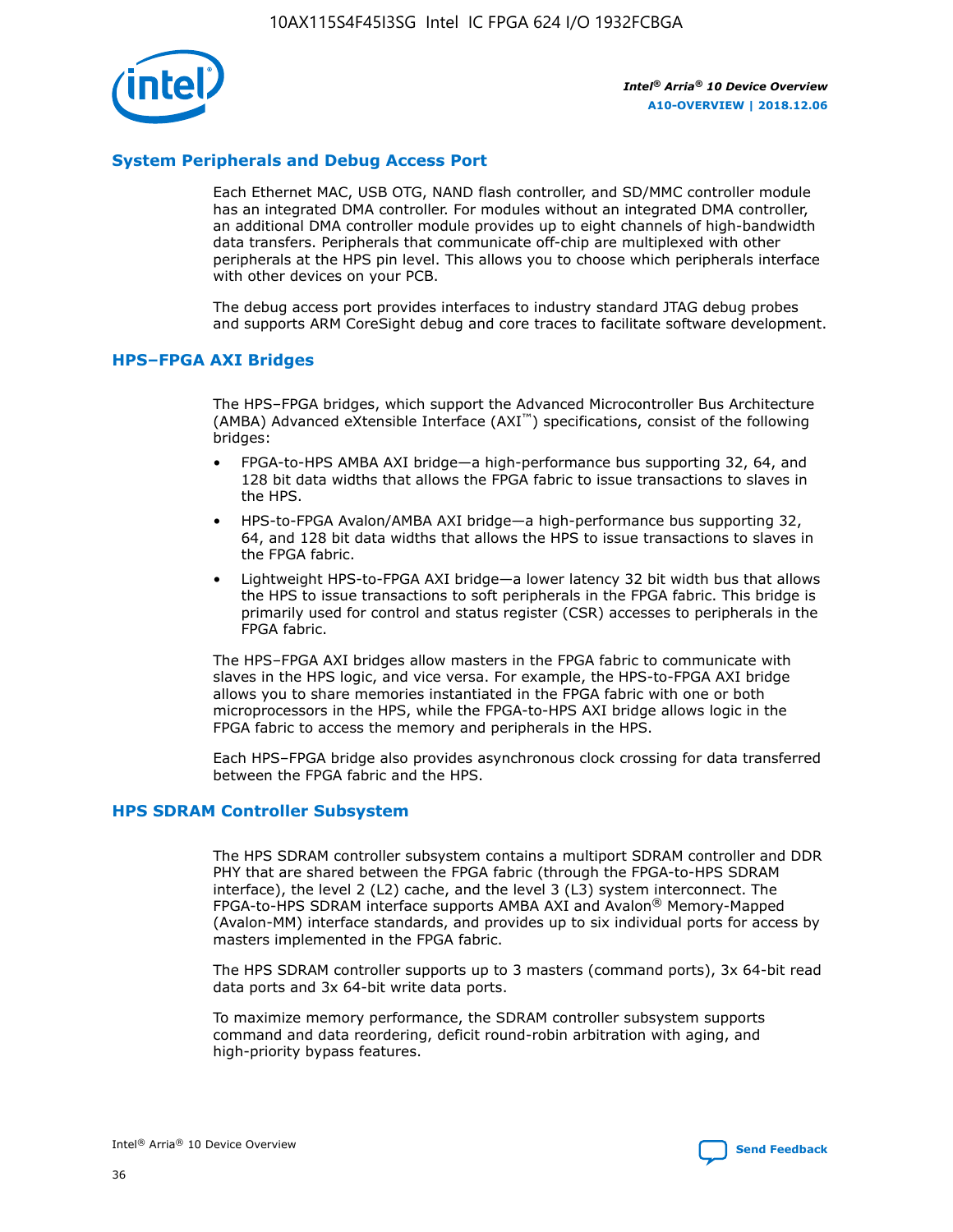## System Peripherals and Debug Access Port

Each Ethernet MAC, USB OTG, NAND flash controller, and SD/MMC controller module has an integrated DMA controller. For modules without an integrated DMA controller, an additional DMA controller module provides up to eight channels of high-bandwidth data transfers. Peripherals that communicate off-chip are multiplexed with other peripherals at the HPS pin level. This allows you to choose which peripherals interface with other devices on your PCB.

The debug access port provides interfaces to industry standard JTAG debug probes and supports ARM CoreSight debug and core traces to facilitate software development.

## HPS–FPGA AXI Bridges

The HPS–FPGA bridges, which support the Advanced Microcontroller Bus Architecture (AMBA) Advanced eXtensible Interface (AXI™) specifications, consist of the following bridges:

- FPGA-to-HPS AMBA AXI bridge—a high-performance bus supporting 32, 64, and 128 bit data widths that allows the FPGA fabric to issue transactions to slaves in the HPS.
- HPS-to-FPGA Avalon/AMBA AXI bridge—a high-performance bus supporting 32, 64, and 128 bit data widths that allows the HPS to issue transactions to slaves in the FPGA fabric.
- Lightweight HPS-to-FPGA AXI bridge—a lower latency 32 bit width bus that allows the HPS to issue transactions to soft peripherals in the FPGA fabric. This bridge is primarily used for control and status register (CSR) accesses to peripherals in the FPGA fabric.

The HPS–FPGA AXI bridges allow masters in the FPGA fabric to communicate with slaves in the HPS logic, and vice versa. For example, the HPS-to-FPGA AXI bridge allows you to share memories instantiated in the FPGA fabric with one or both microprocessors in the HPS, while the FPGA-to-HPS AXI bridge allows logic in the FPGA fabric to access the memory and peripherals in the HPS.

Each HPS–FPGA bridge also provides asynchronous clock crossing for data transferred between the FPGA fabric and the HPS.

## HPS SDRAM Controller Subsystem

The HPS SDRAM controller subsystem contains a multiport SDRAM controller and DDR PHY that are shared between the FPGA fabric (through the FPGA-to-HPS SDRAM interface), the level 2 (L2) cache, and the level 3 (L3) system interconnect. The FPGA-to-HPS SDRAM interface supports AMBA AXI and Avalon® Memory-Mapped (Avalon-MM) interface standards, and provides up to six individual ports for access by masters implemented in the FPGA fabric.

The HPS SDRAM controller supports up to 3 masters (command ports), 3x 64-bit read data ports and 3x 64-bit write data ports.

To maximize memory performance, the SDRAM controller subsystem supports command and data reordering, deficit round-robin arbitration with aging, and high-priority bypass features.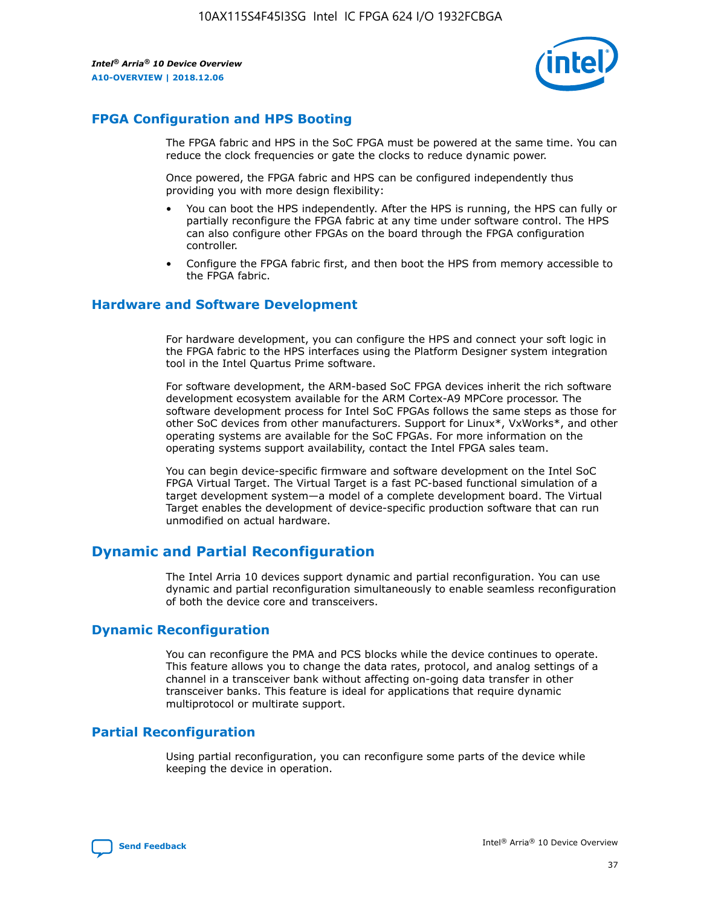## FPGA Configuration and HPS Booting

The FPGA fabric and HPS in the SoC FPGA must be powered at the same time. You can reduce the clock frequencies or gate the clocks to reduce dynamic power.

Once powered, the FPGA fabric and HPS can be configured independently thus providing you with more design flexibility:

- You can boot the HPS independently. After the HPS is running, the HPS can fully or partially reconfigure the FPGA fabric at any time under software control. The HPS can also configure other FPGAs on the board through the FPGA configuration controller.
- Configure the FPGA fabric first, and then boot the HPS from memory accessible to the FPGA fabric.

## Hardware and Software Development

For hardware development, you can configure the HPS and connect your soft logic in the FPGA fabric to the HPS interfaces using the Platform Designer system integration tool in the Intel Quartus Prime software.

For software development, the ARM-based SoC FPGA devices inherit the rich software development ecosystem available for the ARM Cortex-A9 MPCore processor. The software development process for Intel SoC FPGAs follows the same steps as those for other SoC devices from other manufacturers. Support for Linux*, VxWorks*, and other operating systems are available for the SoC FPGAs. For more information on the operating systems support availability, contact the Intel FPGA sales team.

You can begin device-specific firmware and software development on the Intel SoC FPGA Virtual Target. The Virtual Target is a fast PC-based functional simulation of a target development system—a model of a complete development board. The Virtual Target enables the development of device-specific production software that can run unmodified on actual hardware.

# Dynamic and Partial Reconfiguration

The Intel Arria 10 devices support dynamic and partial reconfiguration. You can use dynamic and partial reconfiguration simultaneously to enable seamless reconfiguration of both the device core and transceivers.

## Dynamic Reconfiguration

You can reconfigure the PMA and PCS blocks while the device continues to operate. This feature allows you to change the data rates, protocol, and analog settings of a channel in a transceiver bank without affecting on-going data transfer in other transceiver banks. This feature is ideal for applications that require dynamic multiprotocol or multirate support.

## Partial Reconfiguration

Using partial reconfiguration, you can reconfigure some parts of the device while keeping the device in operation.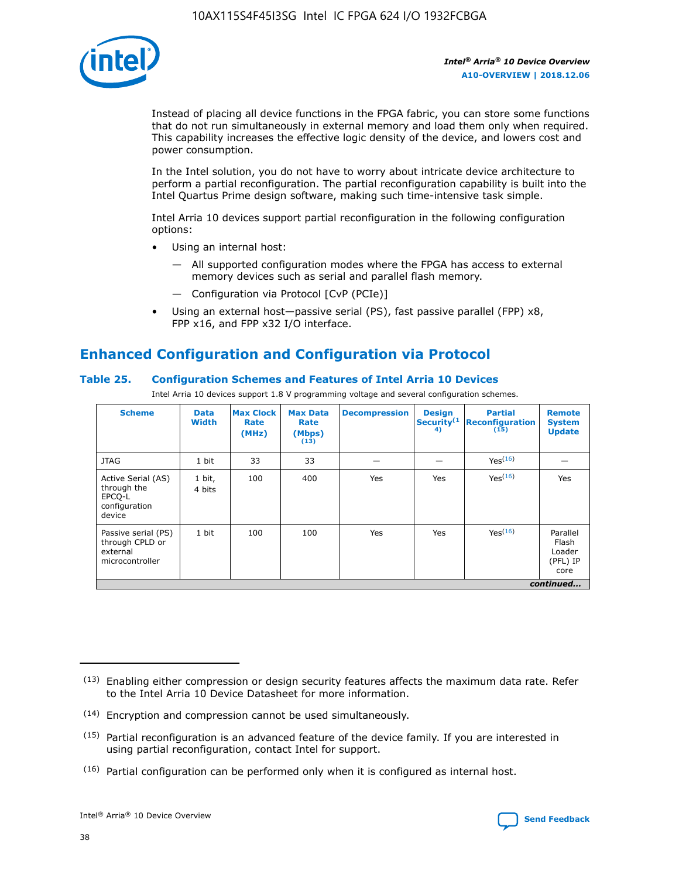Instead of placing all device functions in the FPGA fabric, you can store some functions that do not run simultaneously in external memory and load them only when required. This capability increases the effective logic density of the device, and lowers cost and power consumption.

In the Intel solution, you do not have to worry about intricate device architecture to perform a partial reconfiguration. The partial reconfiguration capability is built into the Intel Quartus Prime design software, making such time-intensive task simple.

Intel Arria 10 devices support partial reconfiguration in the following configuration options:

- Using an internal host:
  - — All supported configuration modes where the FPGA has access to external memory devices such as serial and parallel flash memory.
  - — Configuration via Protocol [CvP (PCIe)]
- Using an external host—passive serial (PS), fast passive parallel (FPP) x8, FPP x16, and FPP x32 I/O interface.

## Enhanced Configuration and Configuration via Protocol

### Table 25. Configuration Schemes and Features of Intel Arria 10 Devices

Intel Arria 10 devices support 1.8 V programming voltage and several configuration schemes.

| Scheme | Data Width | Max Clock Rate (MHz) | Max Data Rate (Mbps) (13) | Decompression | Design Security (14) | Partial Reconfiguration (15) | Remote System Update |
|---|---|---|---|---|---|---|---|
| JTAG | 1 bit | 33 | 33 | — | — | Yes(16) | — |
| Active Serial (AS) through the EPCQ-L configuration device | 1 bit, 4 bits | 100 | 400 | Yes | Yes | Yes(16) | Yes |
| Passive serial (PS) through CPLD or external microcontroller | 1 bit | 100 | 100 | Yes | Yes | Yes(16) | Parallel Flash Loader (PFL) IP core |

*continued...*

(13) Enabling either compression or design security features affects the maximum data rate. Refer to the Intel Arria 10 Device Datasheet for more information.

(14) Encryption and compression cannot be used simultaneously.

(15) Partial reconfiguration is an advanced feature of the device family. If you are interested in using partial reconfiguration, contact Intel for support.

(16) Partial configuration can be performed only when it is configured as internal host.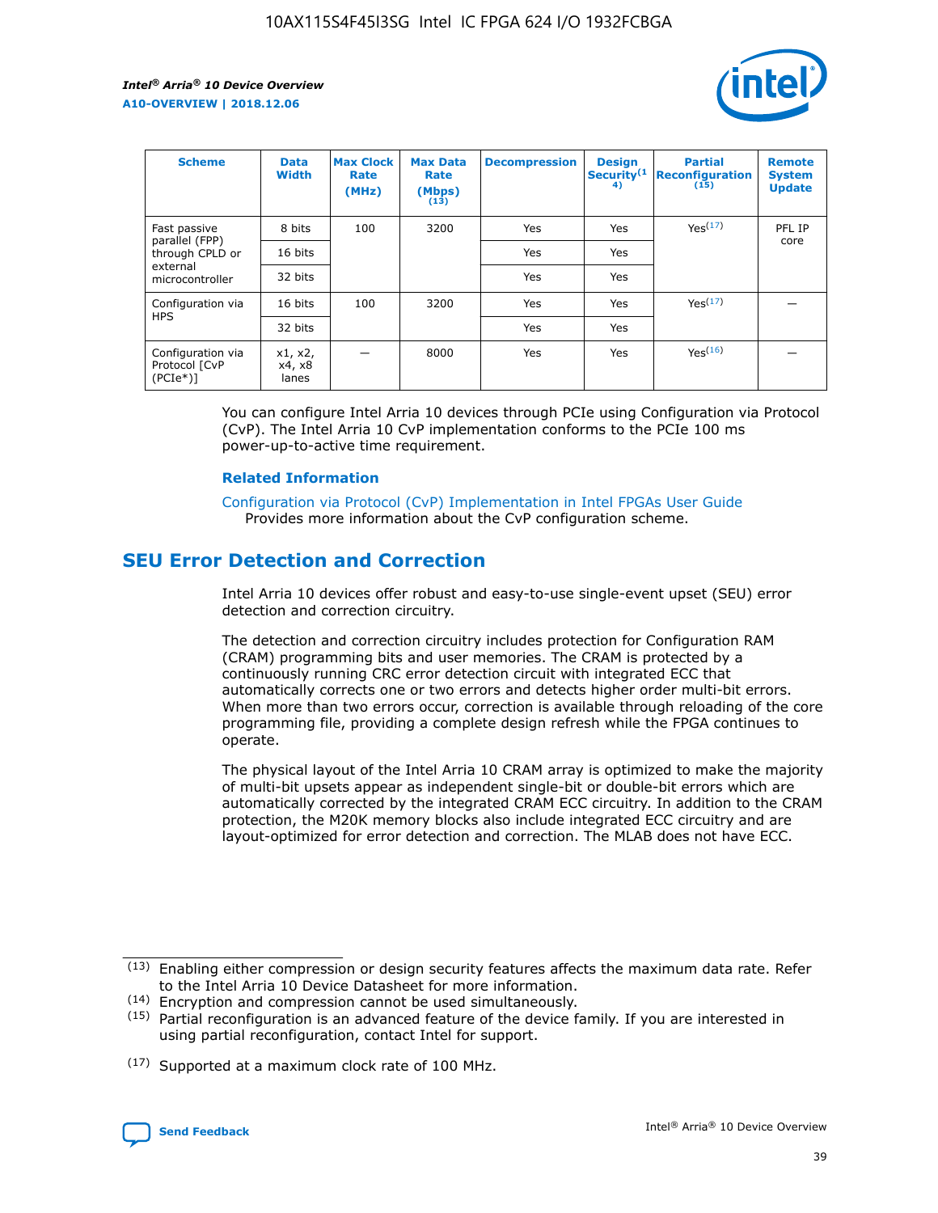| Scheme | Data Width | Max Clock Rate (MHz) | Max Data Rate (Mbps) (13) | Decompression | Design Security (14) | Partial Reconfiguration (15) | Remote System Update |
| --- | --- | --- | --- | --- | --- | --- | --- |
| Fast passive parallel (FPP) through CPLD or external microcontroller | 8 bits | 100 | 3200 | Yes | Yes | Yes (17) | PFL IP core |
| | 16 bits | | | Yes | Yes | | |
| | 32 bits | | | Yes | Yes | | |
| Configuration via HPS | 16 bits | 100 | 3200 | Yes | Yes | Yes (17) | — |
| | 32 bits | | | Yes | Yes | | |
| Configuration via Protocol [CvP (PCIe*)] | x1, x2, x4, x8 lanes | — | 8000 | Yes | Yes | Yes (16) | — |

You can configure Intel Arria 10 devices through PCIe using Configuration via Protocol (CvP). The Intel Arria 10 CvP implementation conforms to the PCIe 100 ms power-up-to-active time requirement.

**Related Information**

Configuration via Protocol (CvP) Implementation in Intel FPGAs User Guide
Provides more information about the CvP configuration scheme.

## SEU Error Detection and Correction

Intel Arria 10 devices offer robust and easy-to-use single-event upset (SEU) error detection and correction circuitry.

The detection and correction circuitry includes protection for Configuration RAM (CRAM) programming bits and user memories. The CRAM is protected by a continuously running CRC error detection circuit with integrated ECC that automatically corrects one or two errors and detects higher order multi-bit errors. When more than two errors occur, correction is available through reloading of the core programming file, providing a complete design refresh while the FPGA continues to operate.

The physical layout of the Intel Arria 10 CRAM array is optimized to make the majority of multi-bit upsets appear as independent single-bit or double-bit errors which are automatically corrected by the integrated CRAM ECC circuitry. In addition to the CRAM protection, the M20K memory blocks also include integrated ECC circuitry and are layout-optimized for error detection and correction. The MLAB does not have ECC.

(13) Enabling either compression or design security features affects the maximum data rate. Refer to the Intel Arria 10 Device Datasheet for more information.

(14) Encryption and compression cannot be used simultaneously.

(15) Partial reconfiguration is an advanced feature of the device family. If you are interested in using partial reconfiguration, contact Intel for support.

(17) Supported at a maximum clock rate of 100 MHz.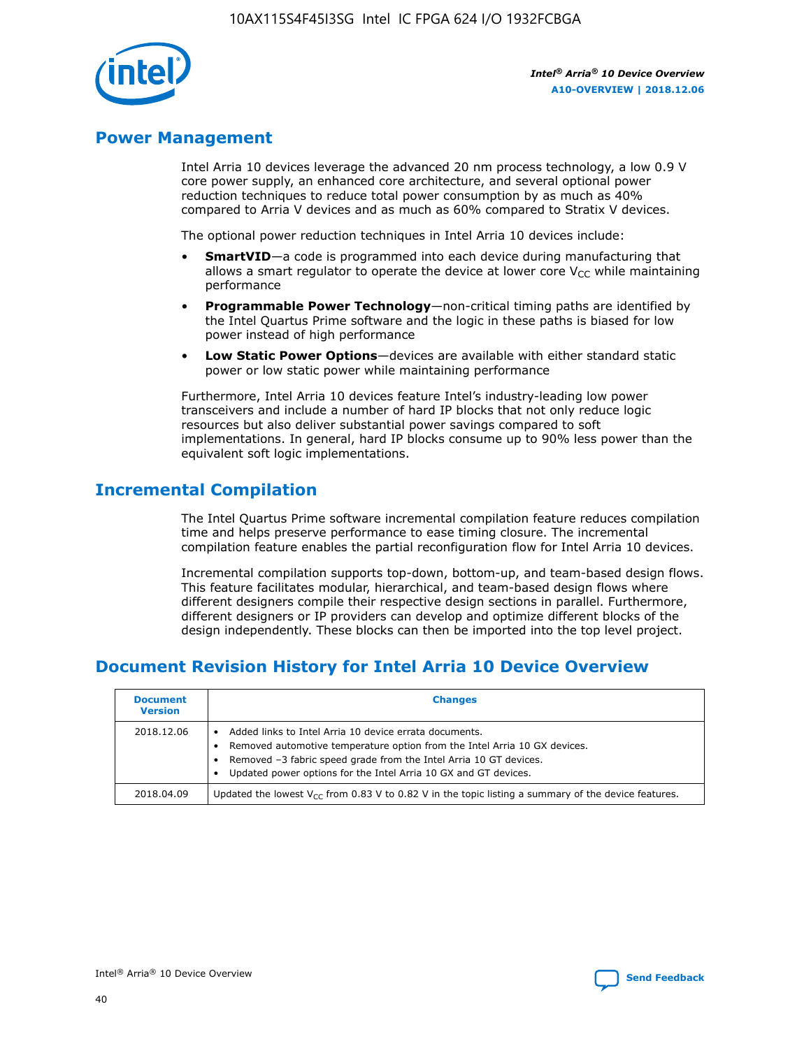## Power Management

Intel Arria 10 devices leverage the advanced 20 nm process technology, a low 0.9 V core power supply, an enhanced core architecture, and several optional power reduction techniques to reduce total power consumption by as much as 40% compared to Arria V devices and as much as 60% compared to Stratix V devices.

The optional power reduction techniques in Intel Arria 10 devices include:

- **SmartVID**—a code is programmed into each device during manufacturing that allows a smart regulator to operate the device at lower core $V_{CC}$ while maintaining performance
- **Programmable Power Technology**—non-critical timing paths are identified by the Intel Quartus Prime software and the logic in these paths is biased for low power instead of high performance
- **Low Static Power Options**—devices are available with either standard static power or low static power while maintaining performance

Furthermore, Intel Arria 10 devices feature Intel's industry-leading low power transceivers and include a number of hard IP blocks that not only reduce logic resources but also deliver substantial power savings compared to soft implementations. In general, hard IP blocks consume up to 90% less power than the equivalent soft logic implementations.

## Incremental Compilation

The Intel Quartus Prime software incremental compilation feature reduces compilation time and helps preserve performance to ease timing closure. The incremental compilation feature enables the partial reconfiguration flow for Intel Arria 10 devices.

Incremental compilation supports top-down, bottom-up, and team-based design flows. This feature facilitates modular, hierarchical, and team-based design flows where different designers compile their respective design sections in parallel. Furthermore, different designers or IP providers can develop and optimize different blocks of the design independently. These blocks can then be imported into the top level project.

## Document Revision History for Intel Arria 10 Device Overview

| Document Version | Changes |
| --- | --- |
| 2018.12.06 | • Added links to Intel Arria 10 device errata documents.<br>• Removed automotive temperature option from the Intel Arria 10 GX devices.<br>• Removed –3 fabric speed grade from the Intel Arria 10 GT devices.<br>• Updated power options for the Intel Arria 10 GX and GT devices. |
| 2018.04.09 | Updated the lowest $V_{CC}$ from 0.83 V to 0.82 V in the topic listing a summary of the device features. |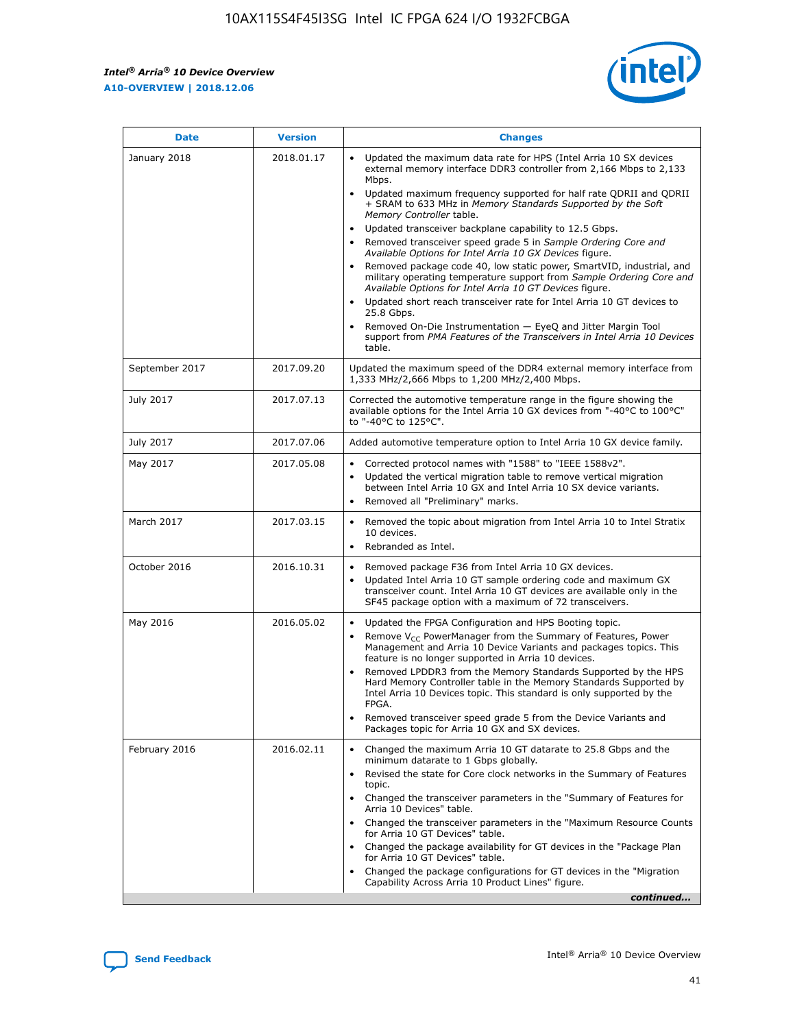| Date | Version | Changes |
| --- | --- | --- |
| January 2018 | 2018.01.17 | • Updated the maximum data rate for HPS (Intel Arria 10 SX devices external memory interface DDR3 controller from 2,166 Mbps to 2,133 Mbps.<br>• Updated maximum frequency supported for half rate QDRII and QDRII + SRAM to 633 MHz in *Memory Standards Supported by the Soft Memory Controller* table.<br>• Updated transceiver backplane capability to 12.5 Gbps.<br>• Removed transceiver speed grade 5 in *Sample Ordering Core and Available Options for Intel Arria 10 GX Devices* figure.<br>• Removed package code 40, low static power, SmartVID, industrial, and military operating temperature support from *Sample Ordering Core and Available Options for Intel Arria 10 GT Devices* figure.<br>• Updated short reach transceiver rate for Intel Arria 10 GT devices to 25.8 Gbps.<br>• Removed On-Die Instrumentation — EyeQ and Jitter Margin Tool support from *PMA Features of the Transceivers in Intel Arria 10 Devices* table. |
| September 2017 | 2017.09.20 | Updated the maximum speed of the DDR4 external memory interface from 1,333 MHz/2,666 Mbps to 1,200 MHz/2,400 Mbps. |
| July 2017 | 2017.07.13 | Corrected the automotive temperature range in the figure showing the available options for the Intel Arria 10 GX devices from "-40°C to 100°C" to "-40°C to 125°C". |
| July 2017 | 2017.07.06 | Added automotive temperature option to Intel Arria 10 GX device family. |
| May 2017 | 2017.05.08 | • Corrected protocol names with "1588" to "IEEE 1588v2".<br>• Updated the vertical migration table to remove vertical migration between Intel Arria 10 GX and Intel Arria 10 SX device variants.<br>• Removed all "Preliminary" marks. |
| March 2017 | 2017.03.15 | • Removed the topic about migration from Intel Arria 10 to Intel Stratix 10 devices.<br>• Rebranded as Intel. |
| October 2016 | 2016.10.31 | • Removed package F36 from Intel Arria 10 GX devices.<br>• Updated Intel Arria 10 GT sample ordering code and maximum GX transceiver count. Intel Arria 10 GT devices are available only in the SF45 package option with a maximum of 72 transceivers. |
| May 2016 | 2016.05.02 | • Updated the FPGA Configuration and HPS Booting topic.<br>• Remove $V_{CC}$ PowerManager from the Summary of Features, Power Management and Arria 10 Device Variants and packages topics. This feature is no longer supported in Arria 10 devices.<br>• Removed LPDDR3 from the Memory Standards Supported by the HPS Hard Memory Controller table in the Memory Standards Supported by Intel Arria 10 Devices topic. This standard is only supported by the FPGA.<br>• Removed transceiver speed grade 5 from the Device Variants and Packages topic for Arria 10 GX and SX devices. |
| February 2016 | 2016.02.11 | • Changed the maximum Arria 10 GT datarate to 25.8 Gbps and the minimum datarate to 1 Gbps globally.<br>• Revised the state for Core clock networks in the Summary of Features topic.<br>• Changed the transceiver parameters in the "Summary of Features for Arria 10 Devices" table.<br>• Changed the transceiver parameters in the "Maximum Resource Counts for Arria 10 GT Devices" table.<br>• Changed the package availability for GT devices in the "Package Plan for Arria 10 GT Devices" table.<br>• Changed the package configurations for GT devices in the "Migration Capability Across Arria 10 Product Lines" figure. |

*continued...*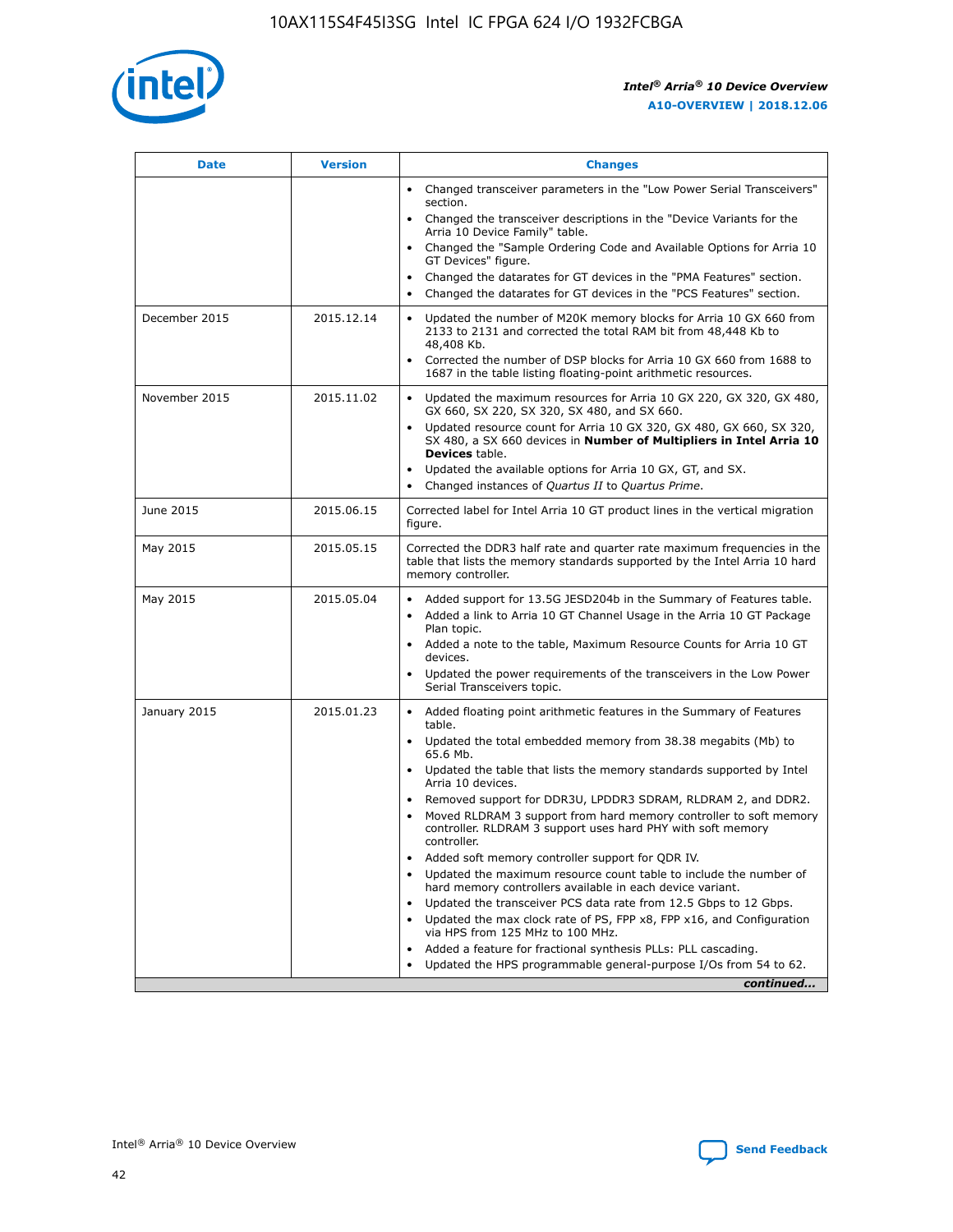| Date | Version | Changes |
| --- | --- | --- |
|  |  | • Changed transceiver parameters in the "Low Power Serial Transceivers" section.<br>• Changed the transceiver descriptions in the "Device Variants for the Arria 10 Device Family" table.<br>• Changed the "Sample Ordering Code and Available Options for Arria 10 GT Devices" figure.<br>• Changed the datarates for GT devices in the "PMA Features" section.<br>• Changed the datarates for GT devices in the "PCS Features" section. |
| December 2015 | 2015.12.14 | • Updated the number of M20K memory blocks for Arria 10 GX 660 from 2133 to 2131 and corrected the total RAM bit from 48,448 Kb to 48,408 Kb.<br>• Corrected the number of DSP blocks for Arria 10 GX 660 from 1688 to 1687 in the table listing floating-point arithmetic resources. |
| November 2015 | 2015.11.02 | • Updated the maximum resources for Arria 10 GX 220, GX 320, GX 480, GX 660, SX 220, SX 320, SX 480, and SX 660.<br>• Updated resource count for Arria 10 GX 320, GX 480, GX 660, SX 320, SX 480, a SX 660 devices in **Number of Multipliers in Intel Arria 10 Devices** table.<br>• Updated the available options for Arria 10 GX, GT, and SX.<br>• Changed instances of *Quartus II* to *Quartus Prime*. |
| June 2015 | 2015.06.15 | Corrected label for Intel Arria 10 GT product lines in the vertical migration figure. |
| May 2015 | 2015.05.15 | Corrected the DDR3 half rate and quarter rate maximum frequencies in the table that lists the memory standards supported by the Intel Arria 10 hard memory controller. |
| May 2015 | 2015.05.04 | • Added support for 13.5G JESD204b in the Summary of Features table.<br>• Added a link to Arria 10 GT Channel Usage in the Arria 10 GT Package Plan topic.<br>• Added a note to the table, Maximum Resource Counts for Arria 10 GT devices.<br>• Updated the power requirements of the transceivers in the Low Power Serial Transceivers topic. |
| January 2015 | 2015.01.23 | • Added floating point arithmetic features in the Summary of Features table.<br>• Updated the total embedded memory from 38.38 megabits (Mb) to 65.6 Mb.<br>• Updated the table that lists the memory standards supported by Intel Arria 10 devices.<br>• Removed support for DDR3U, LPDDR3 SDRAM, RLDRAM 2, and DDR2.<br>• Moved RLDRAM 3 support from hard memory controller to soft memory controller. RLDRAM 3 support uses hard PHY with soft memory controller.<br>• Added soft memory controller support for QDR IV.<br>• Updated the maximum resource count table to include the number of hard memory controllers available in each device variant.<br>• Updated the transceiver PCS data rate from 12.5 Gbps to 12 Gbps.<br>• Updated the max clock rate of PS, FPP x8, FPP x16, and Configuration via HPS from 125 MHz to 100 MHz.<br>• Added a feature for fractional synthesis PLLs: PLL cascading.<br>• Updated the HPS programmable general-purpose I/Os from 54 to 62. |

*continued...*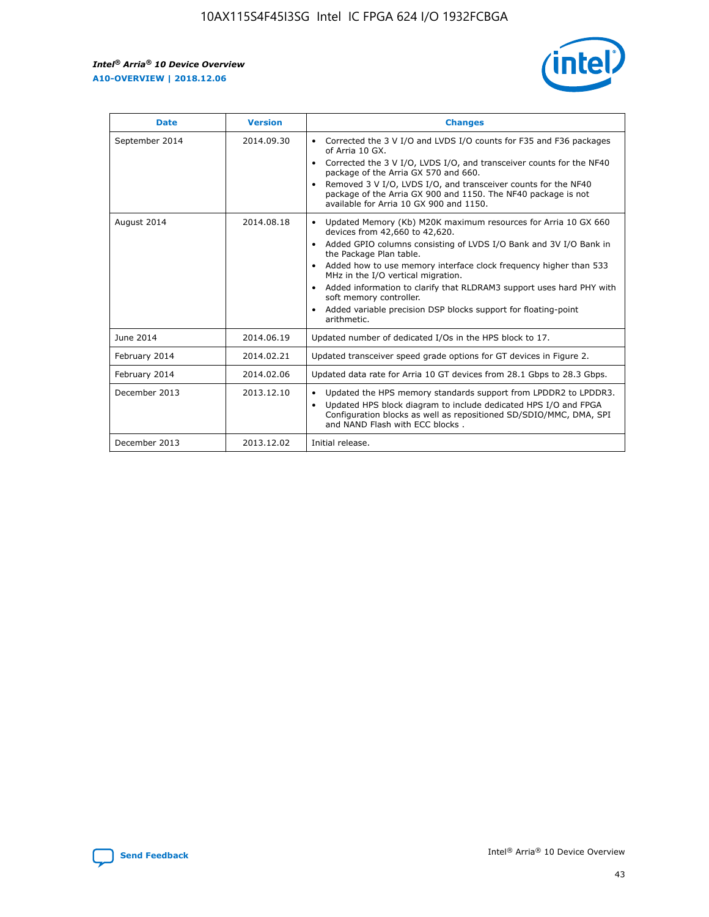| Date | Version | Changes |
| --- | --- | --- |
| September 2014 | 2014.09.30 | • Corrected the 3 V I/O and LVDS I/O counts for F35 and F36 packages of Arria 10 GX.<br>• Corrected the 3 V I/O, LVDS I/O, and transceiver counts for the NF40 package of the Arria GX 570 and 660.<br>• Removed 3 V I/O, LVDS I/O, and transceiver counts for the NF40 package of the Arria GX 900 and 1150. The NF40 package is not available for Arria 10 GX 900 and 1150. |
| August 2014 | 2014.08.18 | • Updated Memory (Kb) M20K maximum resources for Arria 10 GX 660 devices from 42,660 to 42,620.<br>• Added GPIO columns consisting of LVDS I/O Bank and 3V I/O Bank in the Package Plan table.<br>• Added how to use memory interface clock frequency higher than 533 MHz in the I/O vertical migration.<br>• Added information to clarify that RLDRAM3 support uses hard PHY with soft memory controller.<br>• Added variable precision DSP blocks support for floating-point arithmetic. |
| June 2014 | 2014.06.19 | Updated number of dedicated I/Os in the HPS block to 17. |
| February 2014 | 2014.02.21 | Updated transceiver speed grade options for GT devices in Figure 2. |
| February 2014 | 2014.02.06 | Updated data rate for Arria 10 GT devices from 28.1 Gbps to 28.3 Gbps. |
| December 2013 | 2013.12.10 | • Updated the HPS memory standards support from LPDDR2 to LPDDR3.<br>• Updated HPS block diagram to include dedicated HPS I/O and FPGA Configuration blocks as well as repositioned SD/SDIO/MMC, DMA, SPI and NAND Flash with ECC blocks . |
| December 2013 | 2013.12.02 | Initial release. |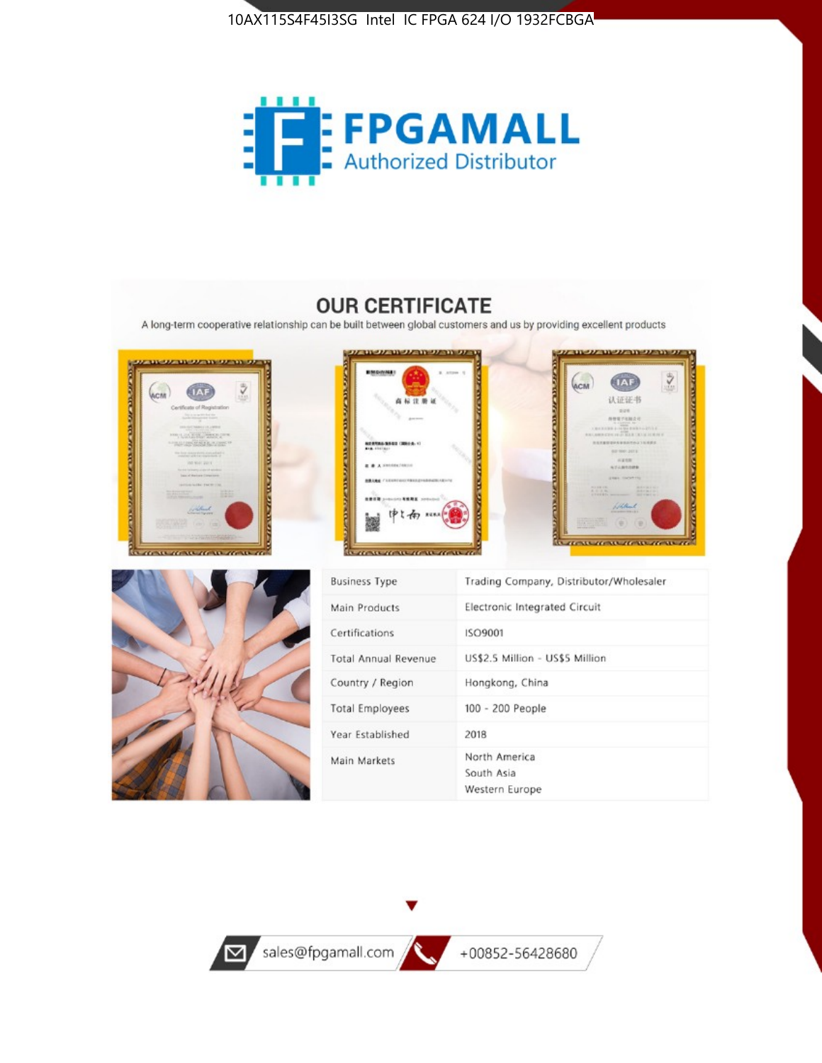FPGAMALL
Authorized Distributor

## OUR CERTIFICATE

A long-term cooperative relationship can be built between global customers and us by providing excellent products

| | |
|---|---|
| Business Type | Trading Company, Distributor/Wholesaler |
| Main Products | Electronic Integrated Circuit |
| Certifications | ISO9001 |
| Total Annual Revenue | US$2.5 Million - US$5 Million |
| Country / Region | Hongkong, China |
| Total Employees | 100 - 200 People |
| Year Established | 2018 |
| Main Markets | North America<br>South Asia<br>Western Europe |

sales@fpgamall.com

+00852-56428680